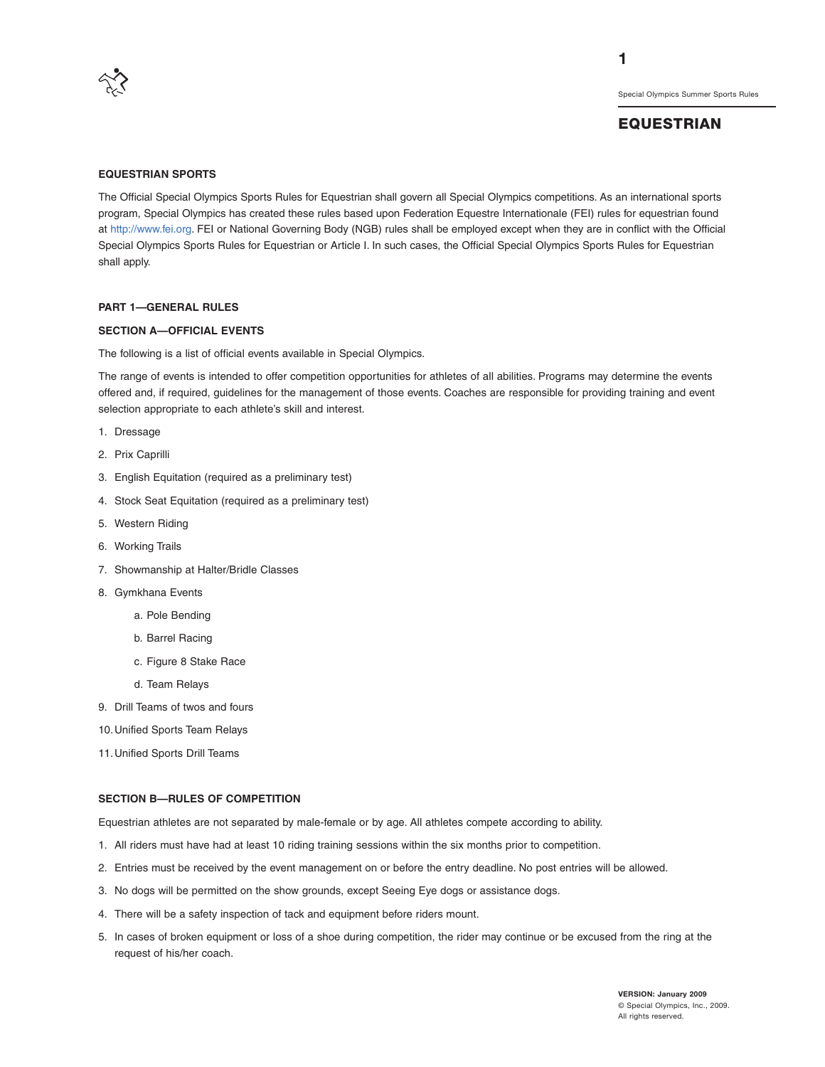# EQUESTRIAN

## EQUESTRIAN SPORTS

The Official Special Olympics Sports Rules for Equestrian shall govern all Special Olympics competitions. As an international sports program, Special Olympics has created these rules based upon Federation Equestre Internationale (FEI) rules for equestrian found at http://www.fei.org. FEI or National Governing Body (NGB) rules shall be employed except when they are in conflict with the Official Special Olympics Sports Rules for Equestrian or Article I. In such cases, the Official Special Olympics Sports Rules for Equestrian shall apply.

## PART 1—GENERAL RULES

### SECTION A—OFFICIAL EVENTS

The following is a list of official events available in Special Olympics.

The range of events is intended to offer competition opportunities for athletes of all abilities. Programs may determine the events offered and, if required, guidelines for the management of those events. Coaches are responsible for providing training and event selection appropriate to each athlete's skill and interest.

1. Dressage
2. Prix Caprilli
3. English Equitation (required as a preliminary test)
4. Stock Seat Equitation (required as a preliminary test)
5. Western Riding
6. Working Trails
7. Showmanship at Halter/Bridle Classes
8. Gymkhana Events
   a. Pole Bending
   b. Barrel Racing
   c. Figure 8 Stake Race
   d. Team Relays
9. Drill Teams of twos and fours
10. Unified Sports Team Relays
11. Unified Sports Drill Teams

### SECTION B—RULES OF COMPETITION

Equestrian athletes are not separated by male-female or by age. All athletes compete according to ability.

1. All riders must have had at least 10 riding training sessions within the six months prior to competition.
2. Entries must be received by the event management on or before the entry deadline. No post entries will be allowed.
3. No dogs will be permitted on the show grounds, except Seeing Eye dogs or assistance dogs.
4. There will be a safety inspection of tack and equipment before riders mount.
5. In cases of broken equipment or loss of a shoe during competition, the rider may continue or be excused from the ring at the request of his/her coach.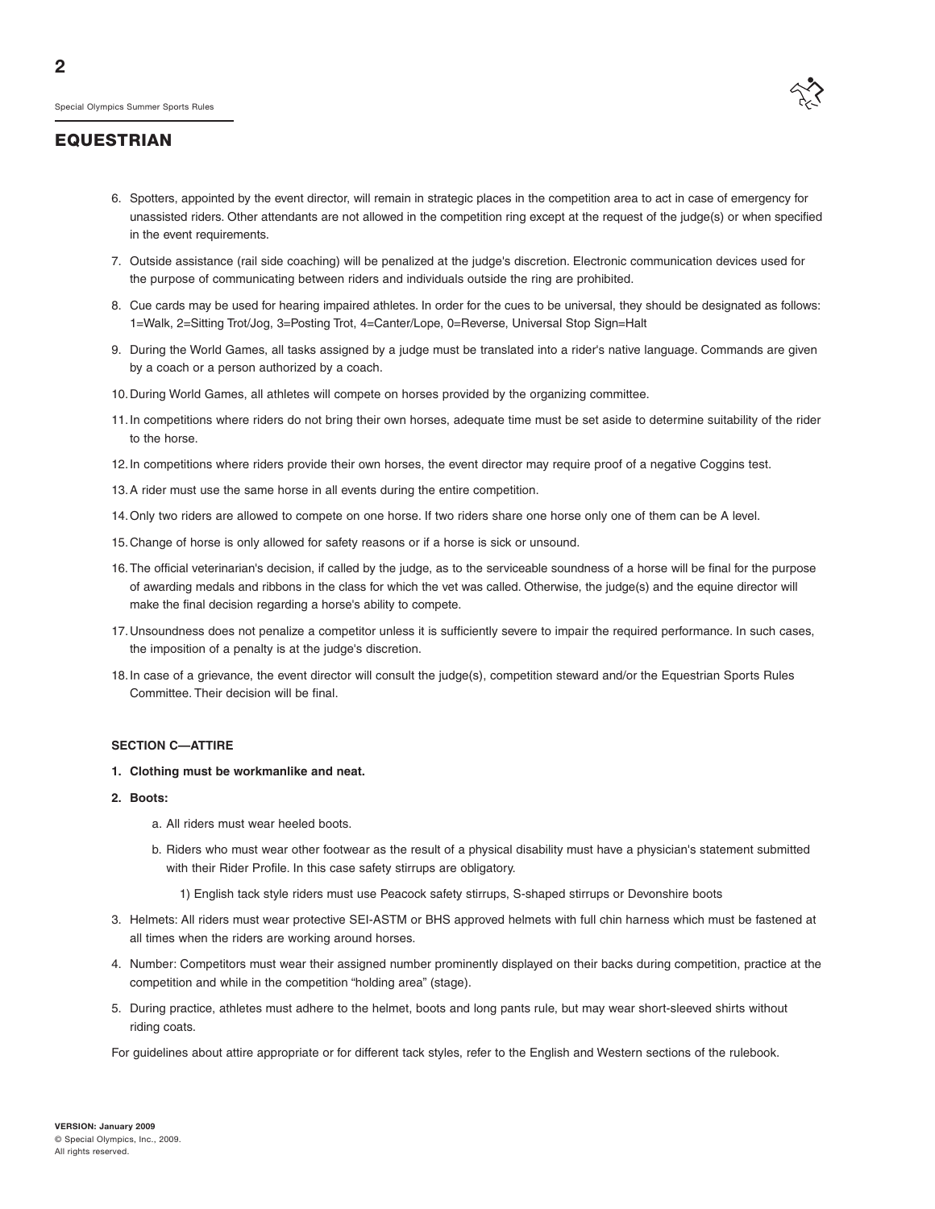## EQUESTRIAN

6. Spotters, appointed by the event director, will remain in strategic places in the competition area to act in case of emergency for unassisted riders. Other attendants are not allowed in the competition ring except at the request of the judge(s) or when specified in the event requirements.
7. Outside assistance (rail side coaching) will be penalized at the judge's discretion. Electronic communication devices used for the purpose of communicating between riders and individuals outside the ring are prohibited.
8. Cue cards may be used for hearing impaired athletes. In order for the cues to be universal, they should be designated as follows: 1=Walk, 2=Sitting Trot/Jog, 3=Posting Trot, 4=Canter/Lope, 0=Reverse, Universal Stop Sign=Halt
9. During the World Games, all tasks assigned by a judge must be translated into a rider's native language. Commands are given by a coach or a person authorized by a coach.
10. During World Games, all athletes will compete on horses provided by the organizing committee.
11. In competitions where riders do not bring their own horses, adequate time must be set aside to determine suitability of the rider to the horse.
12. In competitions where riders provide their own horses, the event director may require proof of a negative Coggins test.
13. A rider must use the same horse in all events during the entire competition.
14. Only two riders are allowed to compete on one horse. If two riders share one horse only one of them can be A level.
15. Change of horse is only allowed for safety reasons or if a horse is sick or unsound.
16. The official veterinarian's decision, if called by the judge, as to the serviceable soundness of a horse will be final for the purpose of awarding medals and ribbons in the class for which the vet was called. Otherwise, the judge(s) and the equine director will make the final decision regarding a horse's ability to compete.
17. Unsoundness does not penalize a competitor unless it is sufficiently severe to impair the required performance. In such cases, the imposition of a penalty is at the judge's discretion.
18. In case of a grievance, the event director will consult the judge(s), competition steward and/or the Equestrian Sports Rules Committee. Their decision will be final.

### SECTION C—ATTIRE

1. **Clothing must be workmanlike and neat.**
2. **Boots:**
   a. All riders must wear heeled boots.
   b. Riders who must wear other footwear as the result of a physical disability must have a physician's statement submitted with their Rider Profile. In this case safety stirrups are obligatory.
      1) English tack style riders must use Peacock safety stirrups, S-shaped stirrups or Devonshire boots
3. Helmets: All riders must wear protective SEI-ASTM or BHS approved helmets with full chin harness which must be fastened at all times when the riders are working around horses.
4. Number: Competitors must wear their assigned number prominently displayed on their backs during competition, practice at the competition and while in the competition "holding area" (stage).
5. During practice, athletes must adhere to the helmet, boots and long pants rule, but may wear short-sleeved shirts without riding coats.

For guidelines about attire appropriate or for different tack styles, refer to the English and Western sections of the rulebook.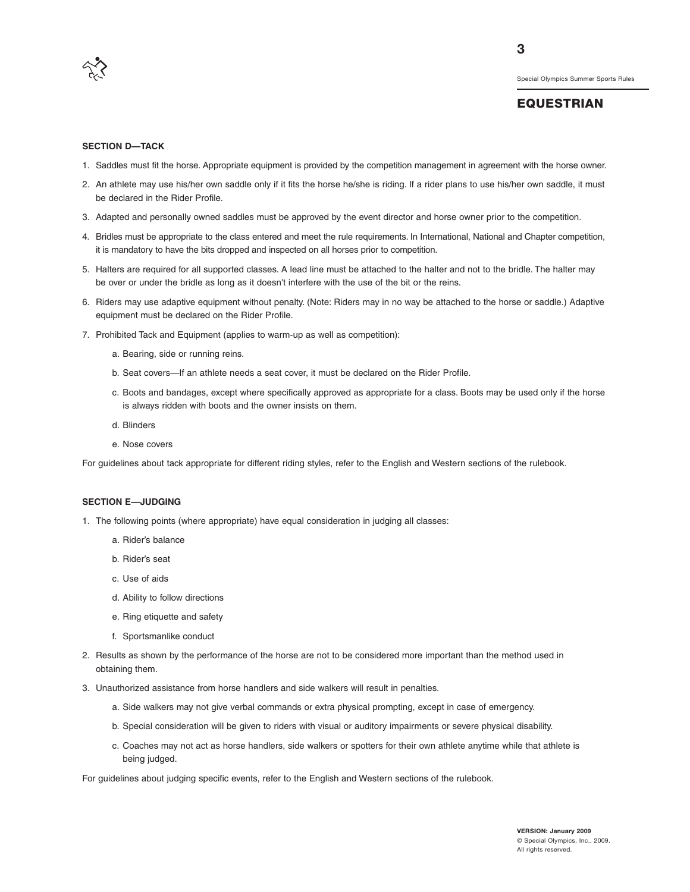## EQUESTRIAN

### SECTION D—TACK

1. Saddles must fit the horse. Appropriate equipment is provided by the competition management in agreement with the horse owner.
2. An athlete may use his/her own saddle only if it fits the horse he/she is riding. If a rider plans to use his/her own saddle, it must be declared in the Rider Profile.
3. Adapted and personally owned saddles must be approved by the event director and horse owner prior to the competition.
4. Bridles must be appropriate to the class entered and meet the rule requirements. In International, National and Chapter competition, it is mandatory to have the bits dropped and inspected on all horses prior to competition.
5. Halters are required for all supported classes. A lead line must be attached to the halter and not to the bridle. The halter may be over or under the bridle as long as it doesn't interfere with the use of the bit or the reins.
6. Riders may use adaptive equipment without penalty. (Note: Riders may in no way be attached to the horse or saddle.) Adaptive equipment must be declared on the Rider Profile.
7. Prohibited Tack and Equipment (applies to warm-up as well as competition):
   a. Bearing, side or running reins.
   b. Seat covers—If an athlete needs a seat cover, it must be declared on the Rider Profile.
   c. Boots and bandages, except where specifically approved as appropriate for a class. Boots may be used only if the horse is always ridden with boots and the owner insists on them.
   d. Blinders
   e. Nose covers

For guidelines about tack appropriate for different riding styles, refer to the English and Western sections of the rulebook.

### SECTION E—JUDGING

1. The following points (where appropriate) have equal consideration in judging all classes:
   a. Rider's balance
   b. Rider's seat
   c. Use of aids
   d. Ability to follow directions
   e. Ring etiquette and safety
   f. Sportsmanlike conduct
2. Results as shown by the performance of the horse are not to be considered more important than the method used in obtaining them.
3. Unauthorized assistance from horse handlers and side walkers will result in penalties.
   a. Side walkers may not give verbal commands or extra physical prompting, except in case of emergency.
   b. Special consideration will be given to riders with visual or auditory impairments or severe physical disability.
   c. Coaches may not act as horse handlers, side walkers or spotters for their own athlete anytime while that athlete is being judged.

For guidelines about judging specific events, refer to the English and Western sections of the rulebook.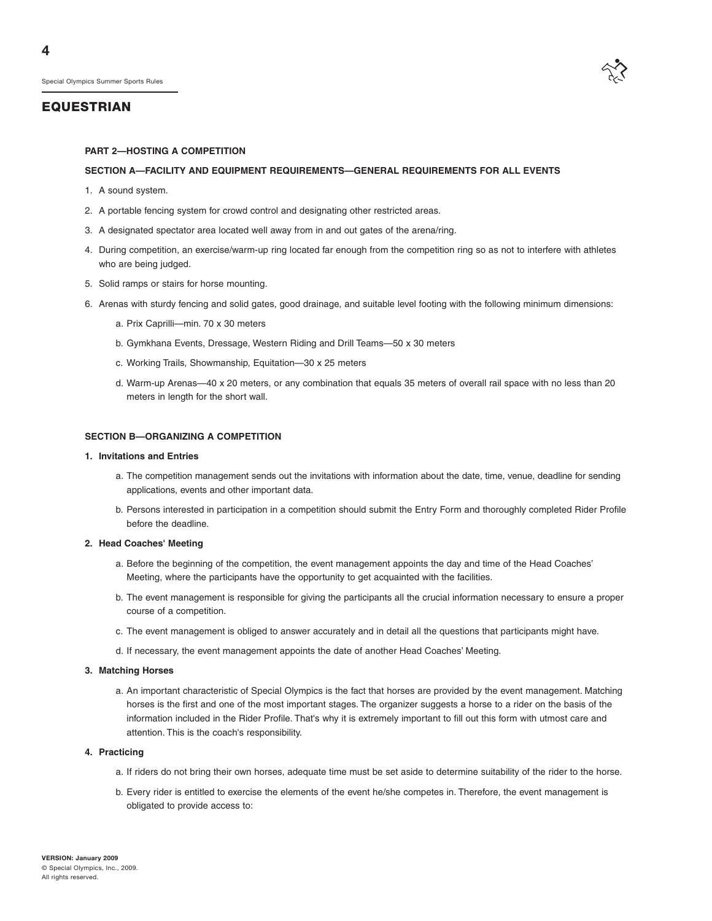# EQUESTRIAN

## PART 2—HOSTING A COMPETITION

### SECTION A—FACILITY AND EQUIPMENT REQUIREMENTS—GENERAL REQUIREMENTS FOR ALL EVENTS

1. A sound system.
2. A portable fencing system for crowd control and designating other restricted areas.
3. A designated spectator area located well away from in and out gates of the arena/ring.
4. During competition, an exercise/warm-up ring located far enough from the competition ring so as not to interfere with athletes who are being judged.
5. Solid ramps or stairs for horse mounting.
6. Arenas with sturdy fencing and solid gates, good drainage, and suitable level footing with the following minimum dimensions:
   a. Prix Caprilli—min. 70 x 30 meters
   b. Gymkhana Events, Dressage, Western Riding and Drill Teams—50 x 30 meters
   c. Working Trails, Showmanship, Equitation—30 x 25 meters
   d. Warm-up Arenas—40 x 20 meters, or any combination that equals 35 meters of overall rail space with no less than 20 meters in length for the short wall.

### SECTION B—ORGANIZING A COMPETITION

**1. Invitations and Entries**

a. The competition management sends out the invitations with information about the date, time, venue, deadline for sending applications, events and other important data.

b. Persons interested in participation in a competition should submit the Entry Form and thoroughly completed Rider Profile before the deadline.

**2. Head Coaches' Meeting**

a. Before the beginning of the competition, the event management appoints the day and time of the Head Coaches' Meeting, where the participants have the opportunity to get acquainted with the facilities.

b. The event management is responsible for giving the participants all the crucial information necessary to ensure a proper course of a competition.

c. The event management is obliged to answer accurately and in detail all the questions that participants might have.

d. If necessary, the event management appoints the date of another Head Coaches' Meeting.

**3. Matching Horses**

a. An important characteristic of Special Olympics is the fact that horses are provided by the event management. Matching horses is the first and one of the most important stages. The organizer suggests a horse to a rider on the basis of the information included in the Rider Profile. That's why it is extremely important to fill out this form with utmost care and attention. This is the coach's responsibility.

**4. Practicing**

a. If riders do not bring their own horses, adequate time must be set aside to determine suitability of the rider to the horse.

b. Every rider is entitled to exercise the elements of the event he/she competes in. Therefore, the event management is obligated to provide access to: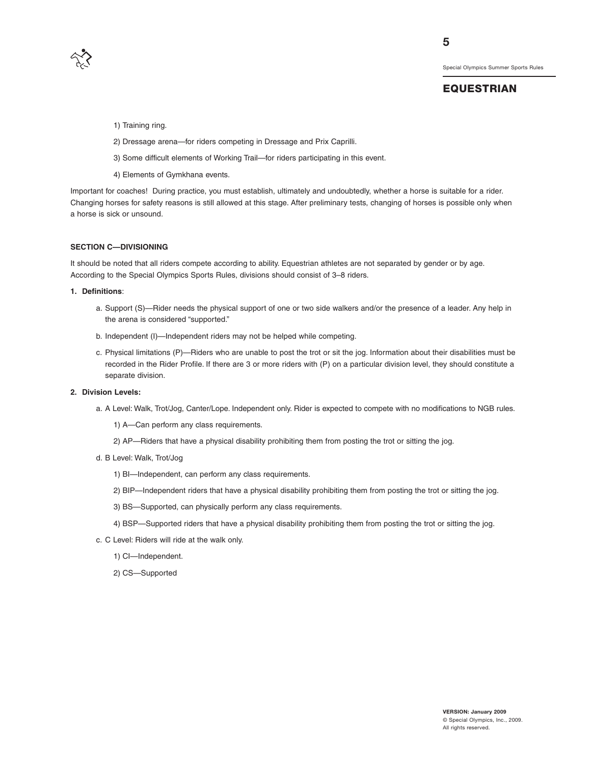1) Training ring.

2) Dressage arena—for riders competing in Dressage and Prix Caprilli.

3) Some difficult elements of Working Trail—for riders participating in this event.

4) Elements of Gymkhana events.

Important for coaches! During practice, you must establish, ultimately and undoubtedly, whether a horse is suitable for a rider. Changing horses for safety reasons is still allowed at this stage. After preliminary tests, changing of horses is possible only when a horse is sick or unsound.

**SECTION C—DIVISIONING**

It should be noted that all riders compete according to ability. Equestrian athletes are not separated by gender or by age. According to the Special Olympics Sports Rules, divisions should consist of 3–8 riders.

**1. Definitions**:

a. Support (S)—Rider needs the physical support of one or two side walkers and/or the presence of a leader. Any help in the arena is considered "supported."

b. Independent (I)—Independent riders may not be helped while competing.

c. Physical limitations (P)—Riders who are unable to post the trot or sit the jog. Information about their disabilities must be recorded in the Rider Profile. If there are 3 or more riders with (P) on a particular division level, they should constitute a separate division.

**2. Division Levels:**

a. A Level: Walk, Trot/Jog, Canter/Lope. Independent only. Rider is expected to compete with no modifications to NGB rules.

1) A—Can perform any class requirements.

2) AP—Riders that have a physical disability prohibiting them from posting the trot or sitting the jog.

d. B Level: Walk, Trot/Jog

1) BI—Independent, can perform any class requirements.

2) BIP—Independent riders that have a physical disability prohibiting them from posting the trot or sitting the jog.

3) BS—Supported, can physically perform any class requirements.

4) BSP—Supported riders that have a physical disability prohibiting them from posting the trot or sitting the jog.

c. C Level: Riders will ride at the walk only.

1) CI—Independent.

2) CS—Supported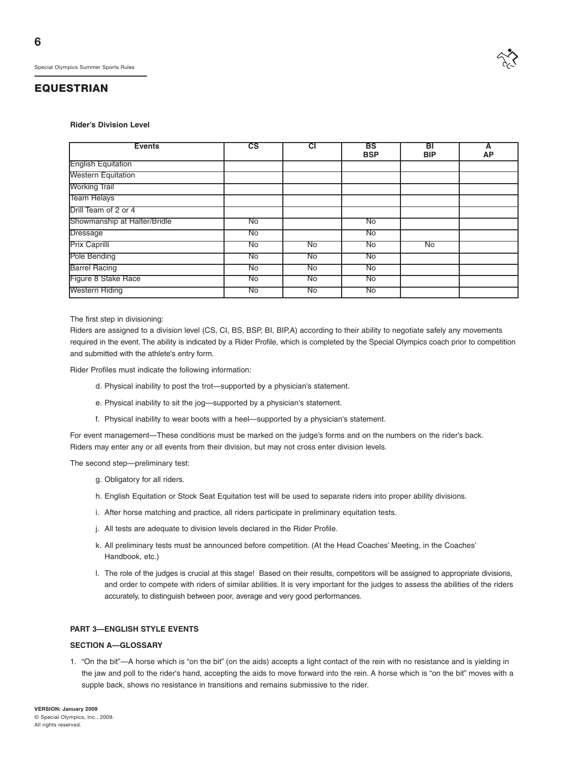## EQUESTRIAN

**Rider's Division Level**

| Events | CS | CI | BS BSP | BI BIP | A AP |
|---|---|---|---|---|---|
| English Equitation | | | | | |
| Western Equitation | | | | | |
| Working Trail | | | | | |
| Team Relays | | | | | |
| Drill Team of 2 or 4 | | | | | |
| Showmanship at Halter/Bridle | No | | No | | |
| Dressage | No | | No | | |
| Prix Caprilli | No | No | No | No | |
| Pole Bending | No | No | No | | |
| Barrel Racing | No | No | No | | |
| Figure 8 Stake Race | No | No | No | | |
| Western Riding | No | No | No | | |

The first step in divisioning:

Riders are assigned to a division level (CS, CI, BS, BSP, BI, BIP,A) according to their ability to negotiate safely any movements required in the event. The ability is indicated by a Rider Profile, which is completed by the Special Olympics coach prior to competition and submitted with the athlete's entry form.

Rider Profiles must indicate the following information:

d. Physical inability to post the trot—supported by a physician's statement.

e. Physical inability to sit the jog—supported by a physician's statement.

f. Physical inability to wear boots with a heel—supported by a physician's statement.

For event management—These conditions must be marked on the judge's forms and on the numbers on the rider's back. Riders may enter any or all events from their division, but may not cross enter division levels.

The second step—preliminary test:

g. Obligatory for all riders.

h. English Equitation or Stock Seat Equitation test will be used to separate riders into proper ability divisions.

i. After horse matching and practice, all riders participate in preliminary equitation tests.

j. All tests are adequate to division levels declared in the Rider Profile.

k. All preliminary tests must be announced before competition. (At the Head Coaches' Meeting, in the Coaches' Handbook, etc.)

l. The role of the judges is crucial at this stage! Based on their results, competitors will be assigned to appropriate divisions, and order to compete with riders of similar abilities. It is very important for the judges to assess the abilities of the riders accurately, to distinguish between poor, average and very good performances.

### PART 3—ENGLISH STYLE EVENTS

#### SECTION A—GLOSSARY

1. "On the bit"—A horse which is "on the bit" (on the aids) accepts a light contact of the rein with no resistance and is yielding in the jaw and poll to the rider's hand, accepting the aids to move forward into the rein. A horse which is "on the bit" moves with a supple back, shows no resistance in transitions and remains submissive to the rider.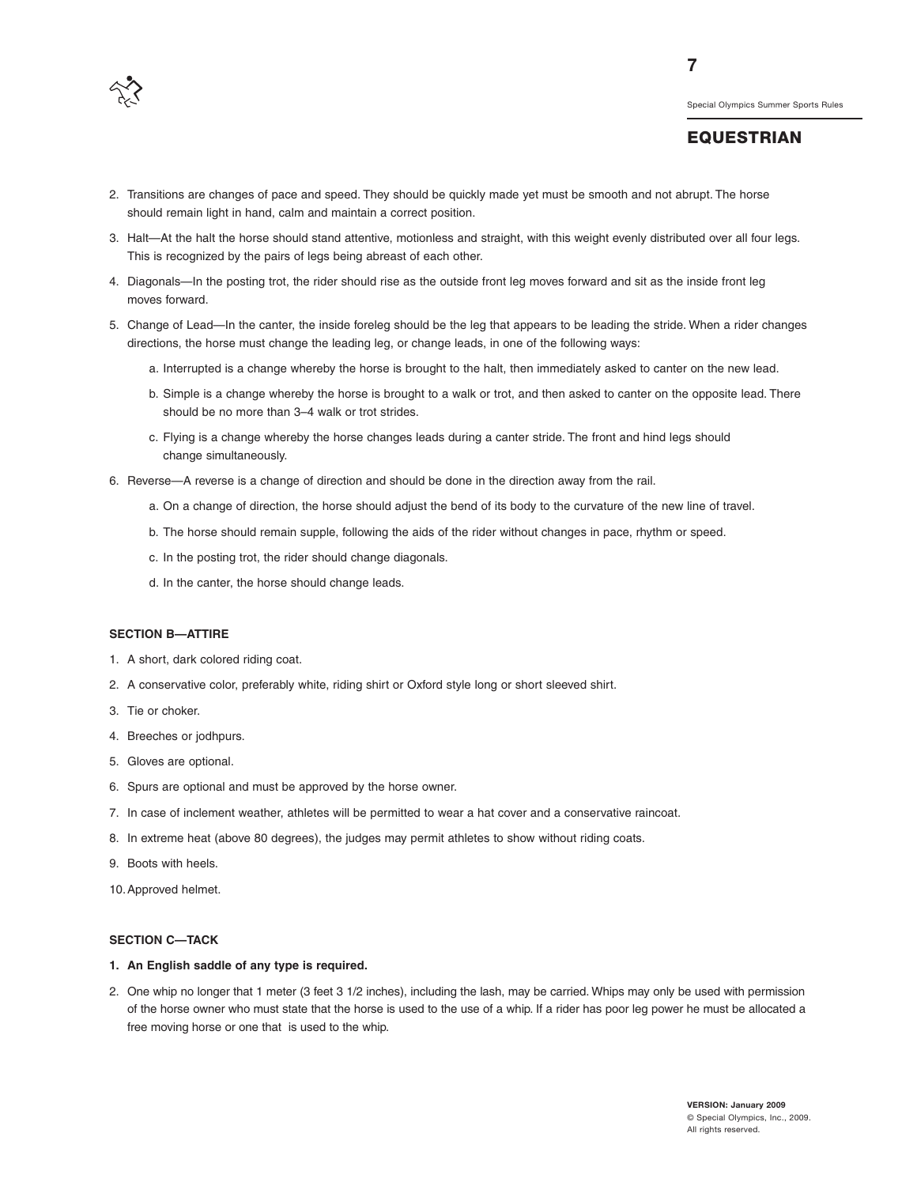2. Transitions are changes of pace and speed. They should be quickly made yet must be smooth and not abrupt. The horse should remain light in hand, calm and maintain a correct position.
3. Halt—At the halt the horse should stand attentive, motionless and straight, with this weight evenly distributed over all four legs. This is recognized by the pairs of legs being abreast of each other.
4. Diagonals—In the posting trot, the rider should rise as the outside front leg moves forward and sit as the inside front leg moves forward.
5. Change of Lead—In the canter, the inside foreleg should be the leg that appears to be leading the stride. When a rider changes directions, the horse must change the leading leg, or change leads, in one of the following ways:
    a. Interrupted is a change whereby the horse is brought to the halt, then immediately asked to canter on the new lead.
    b. Simple is a change whereby the horse is brought to a walk or trot, and then asked to canter on the opposite lead. There should be no more than 3–4 walk or trot strides.
    c. Flying is a change whereby the horse changes leads during a canter stride. The front and hind legs should change simultaneously.
6. Reverse—A reverse is a change of direction and should be done in the direction away from the rail.
    a. On a change of direction, the horse should adjust the bend of its body to the curvature of the new line of travel.
    b. The horse should remain supple, following the aids of the rider without changes in pace, rhythm or speed.
    c. In the posting trot, the rider should change diagonals.
    d. In the canter, the horse should change leads.

#### SECTION B—ATTIRE

1. A short, dark colored riding coat.
2. A conservative color, preferably white, riding shirt or Oxford style long or short sleeved shirt.
3. Tie or choker.
4. Breeches or jodhpurs.
5. Gloves are optional.
6. Spurs are optional and must be approved by the horse owner.
7. In case of inclement weather, athletes will be permitted to wear a hat cover and a conservative raincoat.
8. In extreme heat (above 80 degrees), the judges may permit athletes to show without riding coats.
9. Boots with heels.
10. Approved helmet.

#### SECTION C—TACK

1. **An English saddle of any type is required.**
2. One whip no longer that 1 meter (3 feet 3 1/2 inches), including the lash, may be carried. Whips may only be used with permission of the horse owner who must state that the horse is used to the use of a whip. If a rider has poor leg power he must be allocated a free moving horse or one that is used to the whip.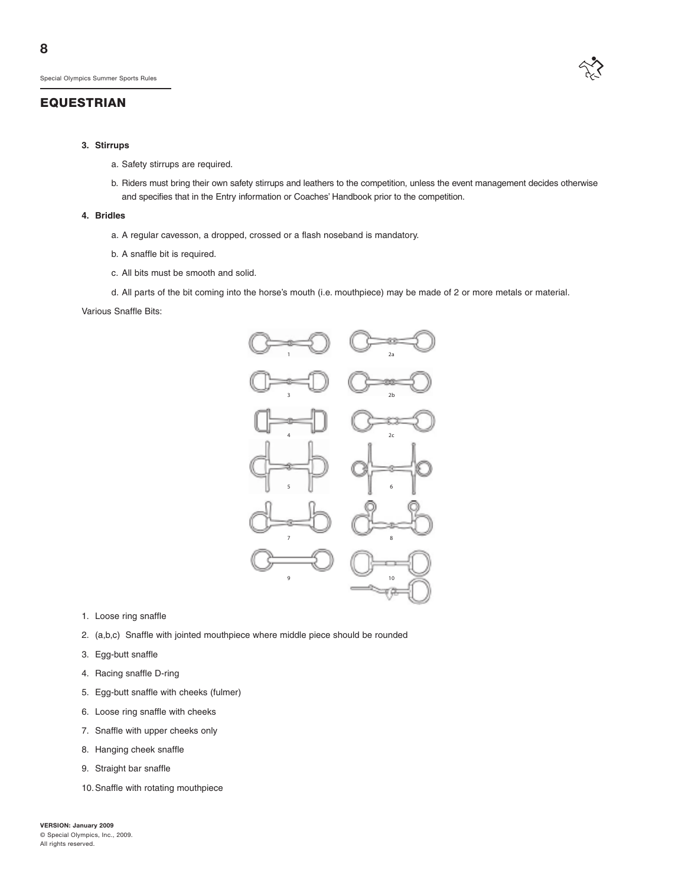## EQUESTRIAN

3. **Stirrups**

   a. Safety stirrups are required.

   b. Riders must bring their own safety stirrups and leathers to the competition, unless the event management decides otherwise and specifies that in the Entry information or Coaches' Handbook prior to the competition.

4. **Bridles**

   a. A regular cavesson, a dropped, crossed or a flash noseband is mandatory.

   b. A snaffle bit is required.

   c. All bits must be smooth and solid.

   d. All parts of the bit coming into the horse's mouth (i.e. mouthpiece) may be made of 2 or more metals or material.

Various Snaffle Bits:

1. Loose ring snaffle
2. (a,b,c) Snaffle with jointed mouthpiece where middle piece should be rounded
3. Egg-butt snaffle
4. Racing snaffle D-ring
5. Egg-butt snaffle with cheeks (fulmer)
6. Loose ring snaffle with cheeks
7. Snaffle with upper cheeks only
8. Hanging cheek snaffle
9. Straight bar snaffle
10. Snaffle with rotating mouthpiece

**VERSION: January 2009**
© Special Olympics, Inc., 2009.
All rights reserved.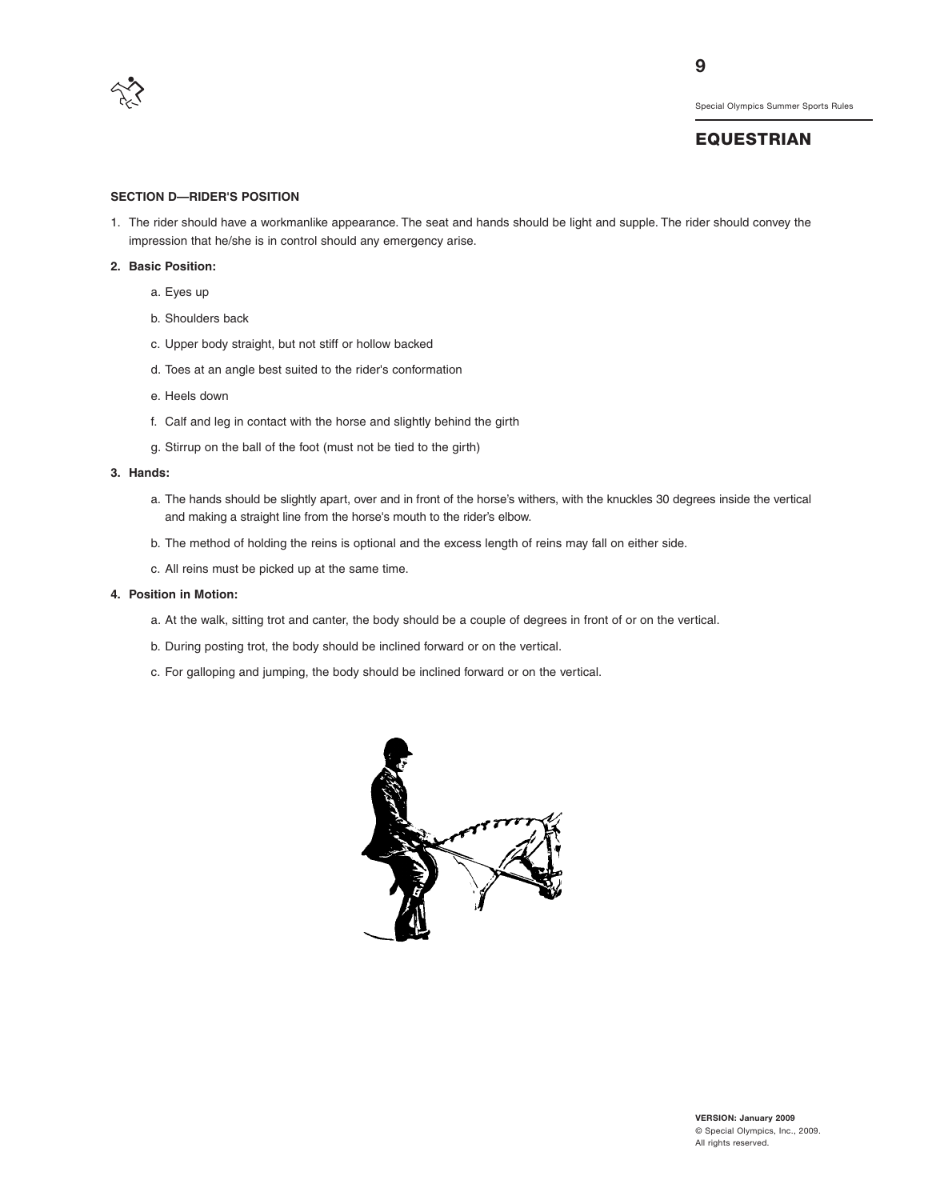## EQUESTRIAN

### SECTION D—RIDER'S POSITION

1. The rider should have a workmanlike appearance. The seat and hands should be light and supple. The rider should convey the impression that he/she is in control should any emergency arise.

2. **Basic Position:**
   - a. Eyes up
   - b. Shoulders back
   - c. Upper body straight, but not stiff or hollow backed
   - d. Toes at an angle best suited to the rider's conformation
   - e. Heels down
   - f. Calf and leg in contact with the horse and slightly behind the girth
   - g. Stirrup on the ball of the foot (must not be tied to the girth)

3. **Hands:**
   - a. The hands should be slightly apart, over and in front of the horse's withers, with the knuckles 30 degrees inside the vertical and making a straight line from the horse's mouth to the rider's elbow.
   - b. The method of holding the reins is optional and the excess length of reins may fall on either side.
   - c. All reins must be picked up at the same time.

4. **Position in Motion:**
   - a. At the walk, sitting trot and canter, the body should be a couple of degrees in front of or on the vertical.
   - b. During posting trot, the body should be inclined forward or on the vertical.
   - c. For galloping and jumping, the body should be inclined forward or on the vertical.

VERSION: January 2009
© Special Olympics, Inc., 2009.
All rights reserved.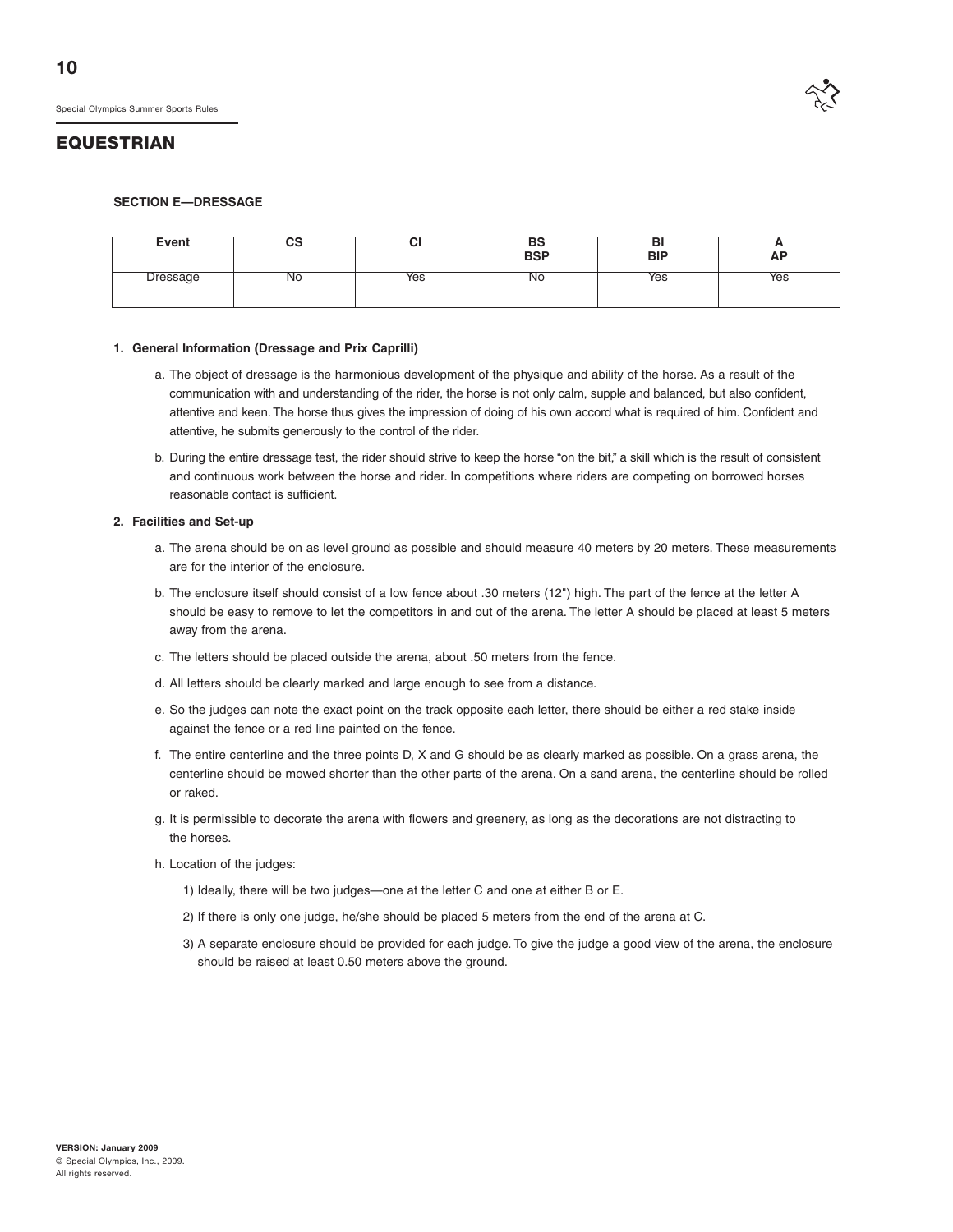## EQUESTRIAN

### SECTION E—DRESSAGE

| Event | CS | CI | BS<br>BSP | BI<br>BIP | A<br>AP |
|---|---|---|---|---|---|
| Dressage | No | Yes | No | Yes | Yes |

**1. General Information (Dressage and Prix Caprilli)**

a. The object of dressage is the harmonious development of the physique and ability of the horse. As a result of the communication with and understanding of the rider, the horse is not only calm, supple and balanced, but also confident, attentive and keen. The horse thus gives the impression of doing of his own accord what is required of him. Confident and attentive, he submits generously to the control of the rider.

b. During the entire dressage test, the rider should strive to keep the horse "on the bit," a skill which is the result of consistent and continuous work between the horse and rider. In competitions where riders are competing on borrowed horses reasonable contact is sufficient.

**2. Facilities and Set-up**

a. The arena should be on as level ground as possible and should measure 40 meters by 20 meters. These measurements are for the interior of the enclosure.

b. The enclosure itself should consist of a low fence about .30 meters (12") high. The part of the fence at the letter A should be easy to remove to let the competitors in and out of the arena. The letter A should be placed at least 5 meters away from the arena.

c. The letters should be placed outside the arena, about .50 meters from the fence.

d. All letters should be clearly marked and large enough to see from a distance.

e. So the judges can note the exact point on the track opposite each letter, there should be either a red stake inside against the fence or a red line painted on the fence.

f. The entire centerline and the three points D, X and G should be as clearly marked as possible. On a grass arena, the centerline should be mowed shorter than the other parts of the arena. On a sand arena, the centerline should be rolled or raked.

g. It is permissible to decorate the arena with flowers and greenery, as long as the decorations are not distracting to the horses.

h. Location of the judges:

1) Ideally, there will be two judges—one at the letter C and one at either B or E.

2) If there is only one judge, he/she should be placed 5 meters from the end of the arena at C.

3) A separate enclosure should be provided for each judge. To give the judge a good view of the arena, the enclosure should be raised at least 0.50 meters above the ground.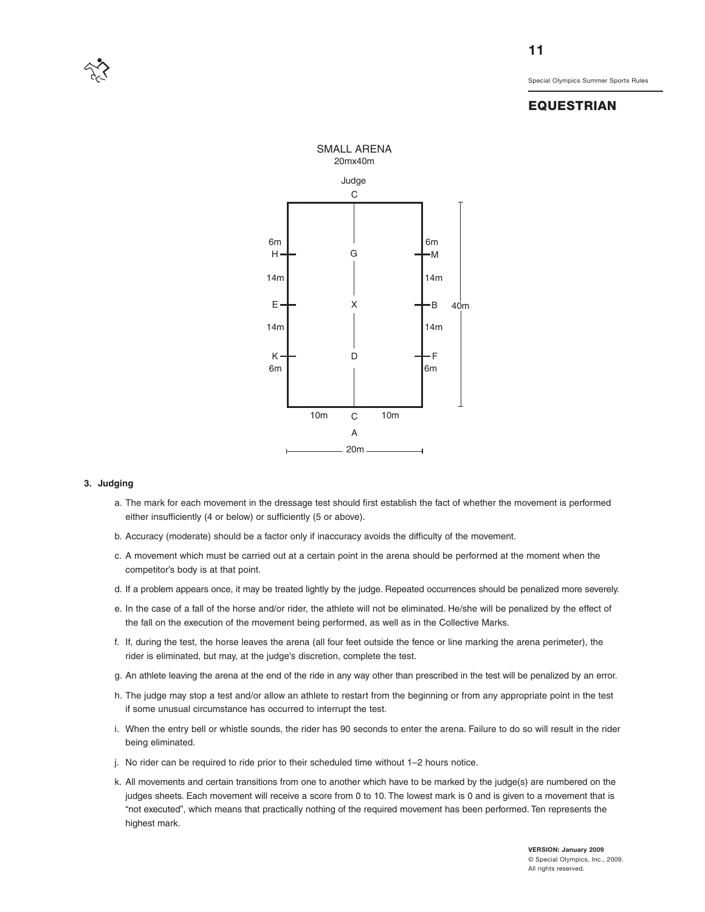SMALL ARENA
20mx40m

Judge
C

| | | |
|---|---|---|
| 6m | | 6m |
| H | G | M |
| 14m | | 14m |
| E | X | B |
| 14m | | 14m |
| K | D | F |
| 6m | | 6m |

10m C 10m

A

20m

40m

### 3. Judging

a. The mark for each movement in the dressage test should first establish the fact of whether the movement is performed either insufficiently (4 or below) or sufficiently (5 or above).

b. Accuracy (moderate) should be a factor only if inaccuracy avoids the difficulty of the movement.

c. A movement which must be carried out at a certain point in the arena should be performed at the moment when the competitor's body is at that point.

d. If a problem appears once, it may be treated lightly by the judge. Repeated occurrences should be penalized more severely.

e. In the case of a fall of the horse and/or rider, the athlete will not be eliminated. He/she will be penalized by the effect of the fall on the execution of the movement being performed, as well as in the Collective Marks.

f. If, during the test, the horse leaves the arena (all four feet outside the fence or line marking the arena perimeter), the rider is eliminated, but may, at the judge's discretion, complete the test.

g. An athlete leaving the arena at the end of the ride in any way other than prescribed in the test will be penalized by an error.

h. The judge may stop a test and/or allow an athlete to restart from the beginning or from any appropriate point in the test if some unusual circumstance has occurred to interrupt the test.

i. When the entry bell or whistle sounds, the rider has 90 seconds to enter the arena. Failure to do so will result in the rider being eliminated.

j. No rider can be required to ride prior to their scheduled time without 1–2 hours notice.

k. All movements and certain transitions from one to another which have to be marked by the judge(s) are numbered on the judges sheets. Each movement will receive a score from 0 to 10. The lowest mark is 0 and is given to a movement that is "not executed", which means that practically nothing of the required movement has been performed. Ten represents the highest mark.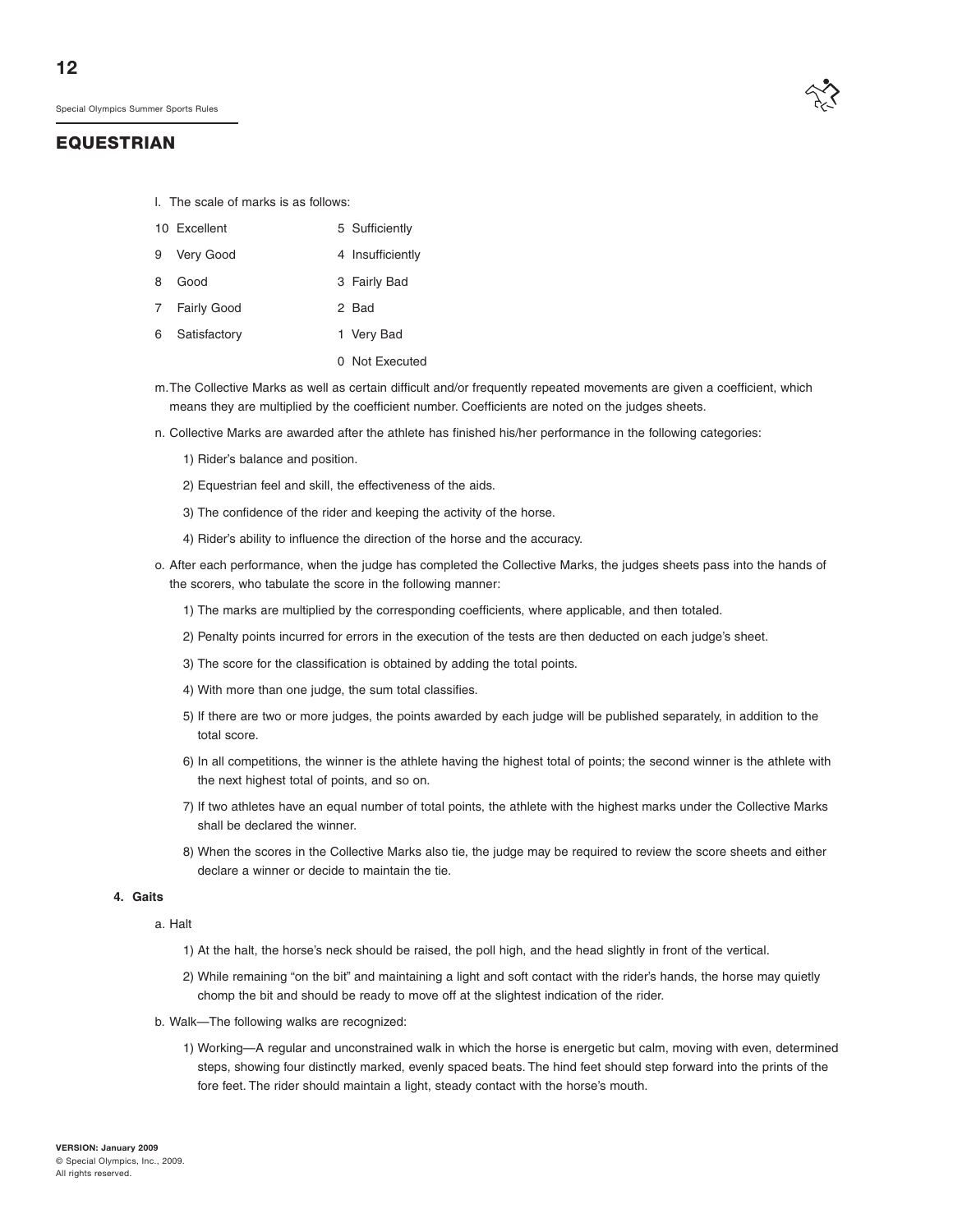l. The scale of marks is as follows:

| | |
|---|---|
| 10 Excellent | 5 Sufficiently |
| 9 Very Good | 4 Insufficiently |
| 8 Good | 3 Fairly Bad |
| 7 Fairly Good | 2 Bad |
| 6 Satisfactory | 1 Very Bad |
| | 0 Not Executed |

m. The Collective Marks as well as certain difficult and/or frequently repeated movements are given a coefficient, which means they are multiplied by the coefficient number. Coefficients are noted on the judges sheets.

n. Collective Marks are awarded after the athlete has finished his/her performance in the following categories:

1) Rider's balance and position.
2) Equestrian feel and skill, the effectiveness of the aids.
3) The confidence of the rider and keeping the activity of the horse.
4) Rider's ability to influence the direction of the horse and the accuracy.

o. After each performance, when the judge has completed the Collective Marks, the judges sheets pass into the hands of the scorers, who tabulate the score in the following manner:

1) The marks are multiplied by the corresponding coefficients, where applicable, and then totaled.
2) Penalty points incurred for errors in the execution of the tests are then deducted on each judge's sheet.
3) The score for the classification is obtained by adding the total points.
4) With more than one judge, the sum total classifies.
5) If there are two or more judges, the points awarded by each judge will be published separately, in addition to the total score.
6) In all competitions, the winner is the athlete having the highest total of points; the second winner is the athlete with the next highest total of points, and so on.
7) If two athletes have an equal number of total points, the athlete with the highest marks under the Collective Marks shall be declared the winner.
8) When the scores in the Collective Marks also tie, the judge may be required to review the score sheets and either declare a winner or decide to maintain the tie.

**4. Gaits**

a. Halt

1) At the halt, the horse's neck should be raised, the poll high, and the head slightly in front of the vertical.
2) While remaining "on the bit" and maintaining a light and soft contact with the rider's hands, the horse may quietly chomp the bit and should be ready to move off at the slightest indication of the rider.

b. Walk—The following walks are recognized:

1) Working—A regular and unconstrained walk in which the horse is energetic but calm, moving with even, determined steps, showing four distinctly marked, evenly spaced beats. The hind feet should step forward into the prints of the fore feet. The rider should maintain a light, steady contact with the horse's mouth.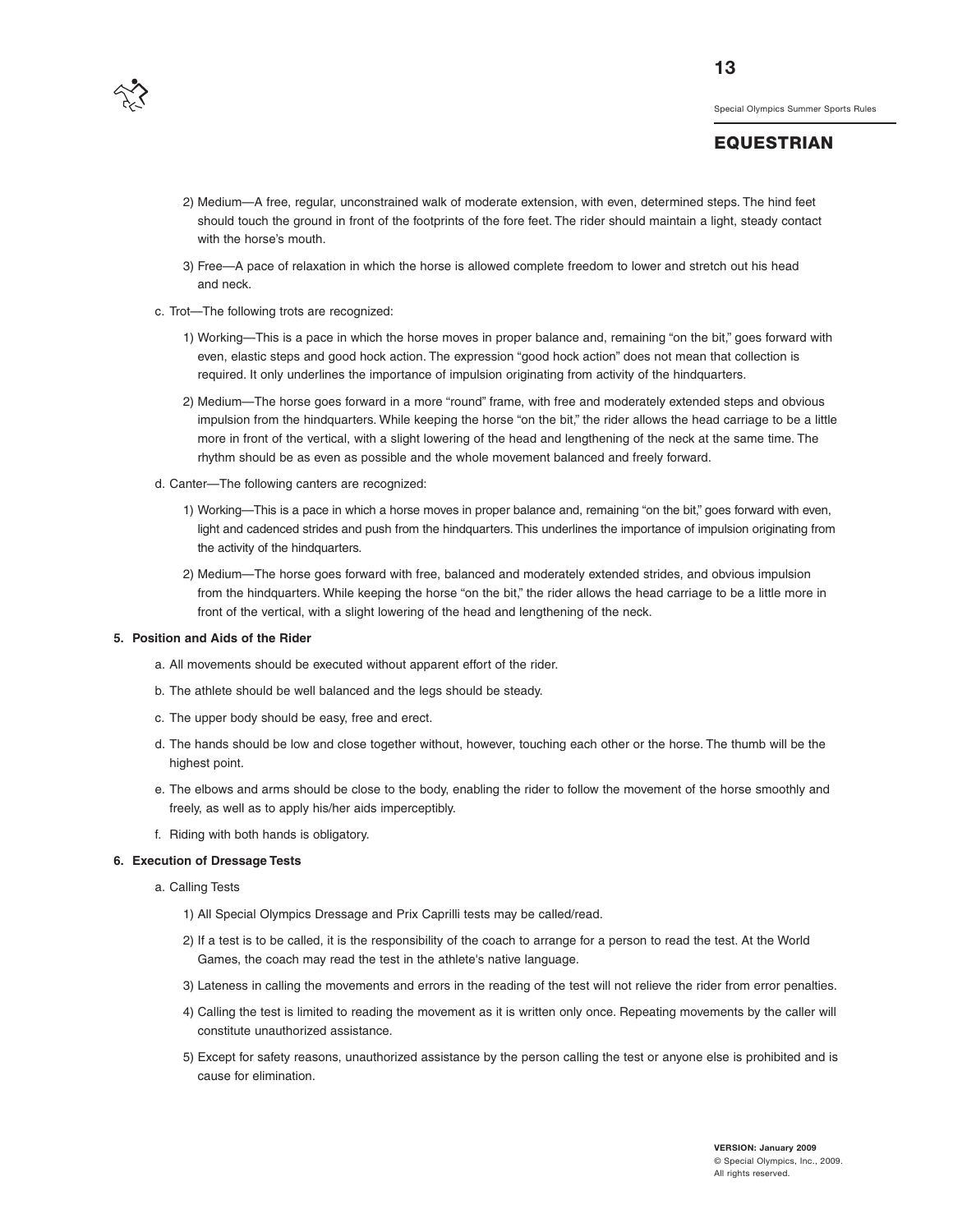2) Medium—A free, regular, unconstrained walk of moderate extension, with even, determined steps. The hind feet should touch the ground in front of the footprints of the fore feet. The rider should maintain a light, steady contact with the horse's mouth.

3) Free—A pace of relaxation in which the horse is allowed complete freedom to lower and stretch out his head and neck.

c. Trot—The following trots are recognized:

1) Working—This is a pace in which the horse moves in proper balance and, remaining "on the bit," goes forward with even, elastic steps and good hock action. The expression "good hock action" does not mean that collection is required. It only underlines the importance of impulsion originating from activity of the hindquarters.

2) Medium—The horse goes forward in a more "round" frame, with free and moderately extended steps and obvious impulsion from the hindquarters. While keeping the horse "on the bit," the rider allows the head carriage to be a little more in front of the vertical, with a slight lowering of the head and lengthening of the neck at the same time. The rhythm should be as even as possible and the whole movement balanced and freely forward.

d. Canter—The following canters are recognized:

1) Working—This is a pace in which a horse moves in proper balance and, remaining "on the bit," goes forward with even, light and cadenced strides and push from the hindquarters. This underlines the importance of impulsion originating from the activity of the hindquarters.

2) Medium—The horse goes forward with free, balanced and moderately extended strides, and obvious impulsion from the hindquarters. While keeping the horse "on the bit," the rider allows the head carriage to be a little more in front of the vertical, with a slight lowering of the head and lengthening of the neck.

**5. Position and Aids of the Rider**

a. All movements should be executed without apparent effort of the rider.

b. The athlete should be well balanced and the legs should be steady.

c. The upper body should be easy, free and erect.

d. The hands should be low and close together without, however, touching each other or the horse. The thumb will be the highest point.

e. The elbows and arms should be close to the body, enabling the rider to follow the movement of the horse smoothly and freely, as well as to apply his/her aids imperceptibly.

f. Riding with both hands is obligatory.

**6. Execution of Dressage Tests**

a. Calling Tests

1) All Special Olympics Dressage and Prix Caprilli tests may be called/read.

2) If a test is to be called, it is the responsibility of the coach to arrange for a person to read the test. At the World Games, the coach may read the test in the athlete's native language.

3) Lateness in calling the movements and errors in the reading of the test will not relieve the rider from error penalties.

4) Calling the test is limited to reading the movement as it is written only once. Repeating movements by the caller will constitute unauthorized assistance.

5) Except for safety reasons, unauthorized assistance by the person calling the test or anyone else is prohibited and is cause for elimination.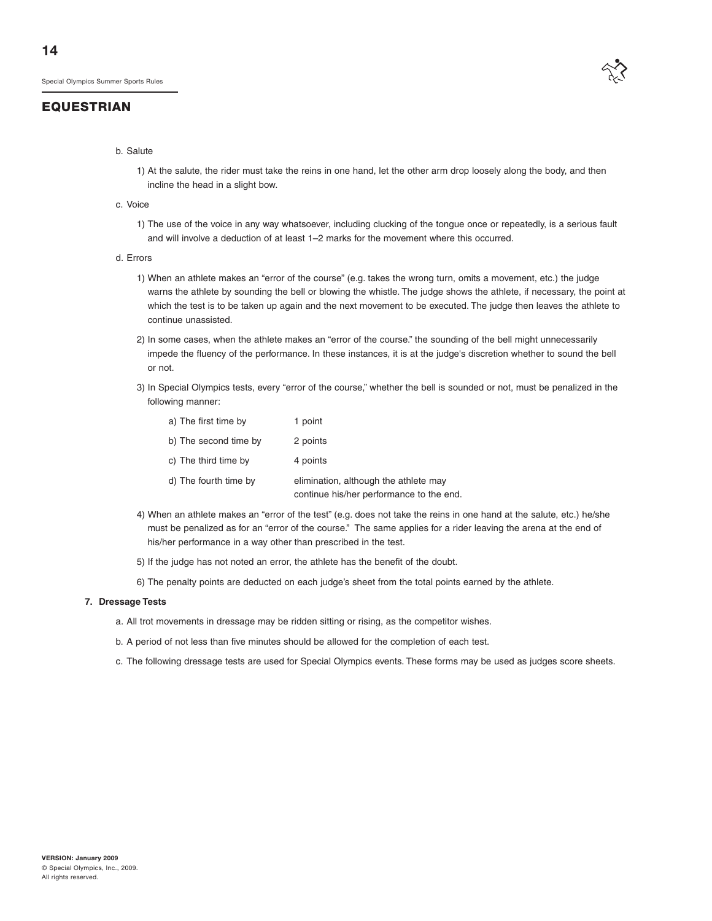b. Salute

   1) At the salute, the rider must take the reins in one hand, let the other arm drop loosely along the body, and then incline the head in a slight bow.

c. Voice

   1) The use of the voice in any way whatsoever, including clucking of the tongue once or repeatedly, is a serious fault and will involve a deduction of at least 1–2 marks for the movement where this occurred.

d. Errors

   1) When an athlete makes an "error of the course" (e.g. takes the wrong turn, omits a movement, etc.) the judge warns the athlete by sounding the bell or blowing the whistle. The judge shows the athlete, if necessary, the point at which the test is to be taken up again and the next movement to be executed. The judge then leaves the athlete to continue unassisted.

   2) In some cases, when the athlete makes an "error of the course." the sounding of the bell might unnecessarily impede the fluency of the performance. In these instances, it is at the judge's discretion whether to sound the bell or not.

   3) In Special Olympics tests, every "error of the course," whether the bell is sounded or not, must be penalized in the following manner:

      a) The first time by — 1 point

      b) The second time by — 2 points

      c) The third time by — 4 points

      d) The fourth time by — elimination, although the athlete may continue his/her performance to the end.

   4) When an athlete makes an "error of the test" (e.g. does not take the reins in one hand at the salute, etc.) he/she must be penalized as for an "error of the course." The same applies for a rider leaving the arena at the end of his/her performance in a way other than prescribed in the test.

   5) If the judge has not noted an error, the athlete has the benefit of the doubt.

   6) The penalty points are deducted on each judge's sheet from the total points earned by the athlete.

**7. Dressage Tests**

a. All trot movements in dressage may be ridden sitting or rising, as the competitor wishes.

b. A period of not less than five minutes should be allowed for the completion of each test.

c. The following dressage tests are used for Special Olympics events. These forms may be used as judges score sheets.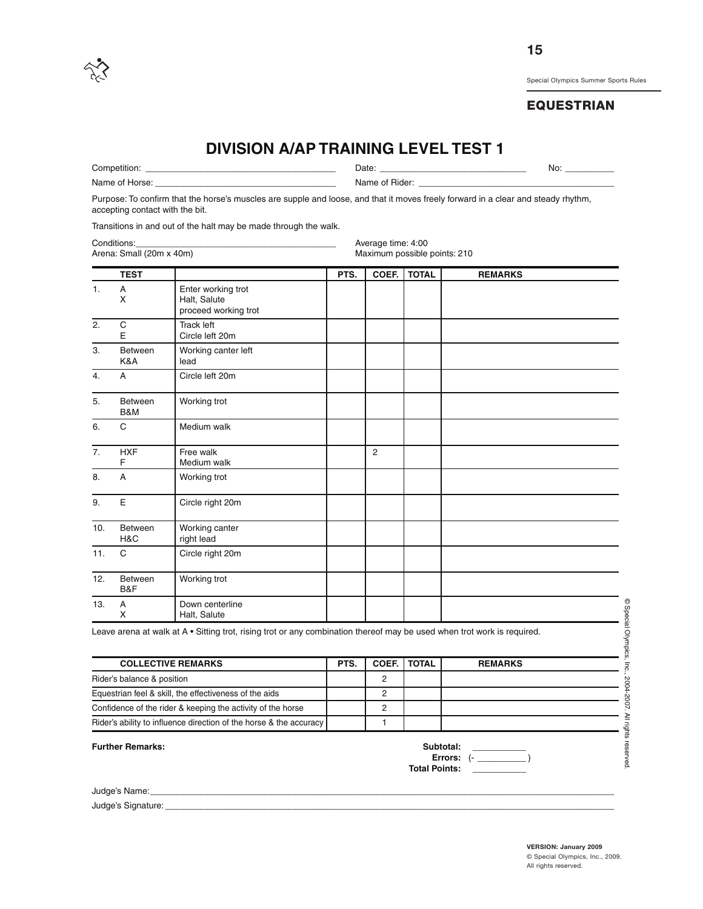## EQUESTRIAN

# DIVISION A/AP TRAINING LEVEL TEST 1

Competition: ______________________ Date: ______________________ No: __________

Name of Horse: ______________________ Name of Rider: ______________________

Purpose: To confirm that the horse's muscles are supple and loose, and that it moves freely forward in a clear and steady rhythm, accepting contact with the bit.

Transitions in and out of the halt may be made through the walk.

Conditions: ______________________

Arena: Small (20m x 40m)

Average time: 4:00

Maximum possible points: 210

| | TEST | | PTS. | COEF. | TOTAL | REMARKS |
|---|---|---|---|---|---|---|
| 1. | A<br>X | Enter working trot<br>Halt, Salute<br>proceed working trot | | | | |
| 2. | C<br>E | Track left<br>Circle left 20m | | | | |
| 3. | Between K&A | Working canter left lead | | | | |
| 4. | A | Circle left 20m | | | | |
| 5. | Between B&M | Working trot | | | | |
| 6. | C | Medium walk | | | | |
| 7. | HXF<br>F | Free walk<br>Medium walk | | 2 | | |
| 8. | A | Working trot | | | | |
| 9. | E | Circle right 20m | | | | |
| 10. | Between H&C | Working canter right lead | | | | |
| 11. | C | Circle right 20m | | | | |
| 12. | Between B&F | Working trot | | | | |
| 13. | A<br>X | Down centerline<br>Halt, Salute | | | | |

Leave arena at walk at A • Sitting trot, rising trot or any combination thereof may be used when trot work is required.

| COLLECTIVE REMARKS | PTS. | COEF. | TOTAL | REMARKS |
|---|---|---|---|---|
| Rider's balance & position | | 2 | | |
| Equestrian feel & skill, the effectiveness of the aids | | 2 | | |
| Confidence of the rider & keeping the activity of the horse | | 2 | | |
| Rider's ability to influence direction of the horse & the accuracy | | 1 | | |

**Further Remarks:**

**Subtotal:** __________

**Errors:** (- __________ )

**Total Points:** __________

Judge's Name: ______________________

Judge's Signature: ______________________

© Special Olympics, Inc., 2004-2007. All rights reserved.

**VERSION: January 2009**

© Special Olympics, Inc., 2009.
All rights reserved.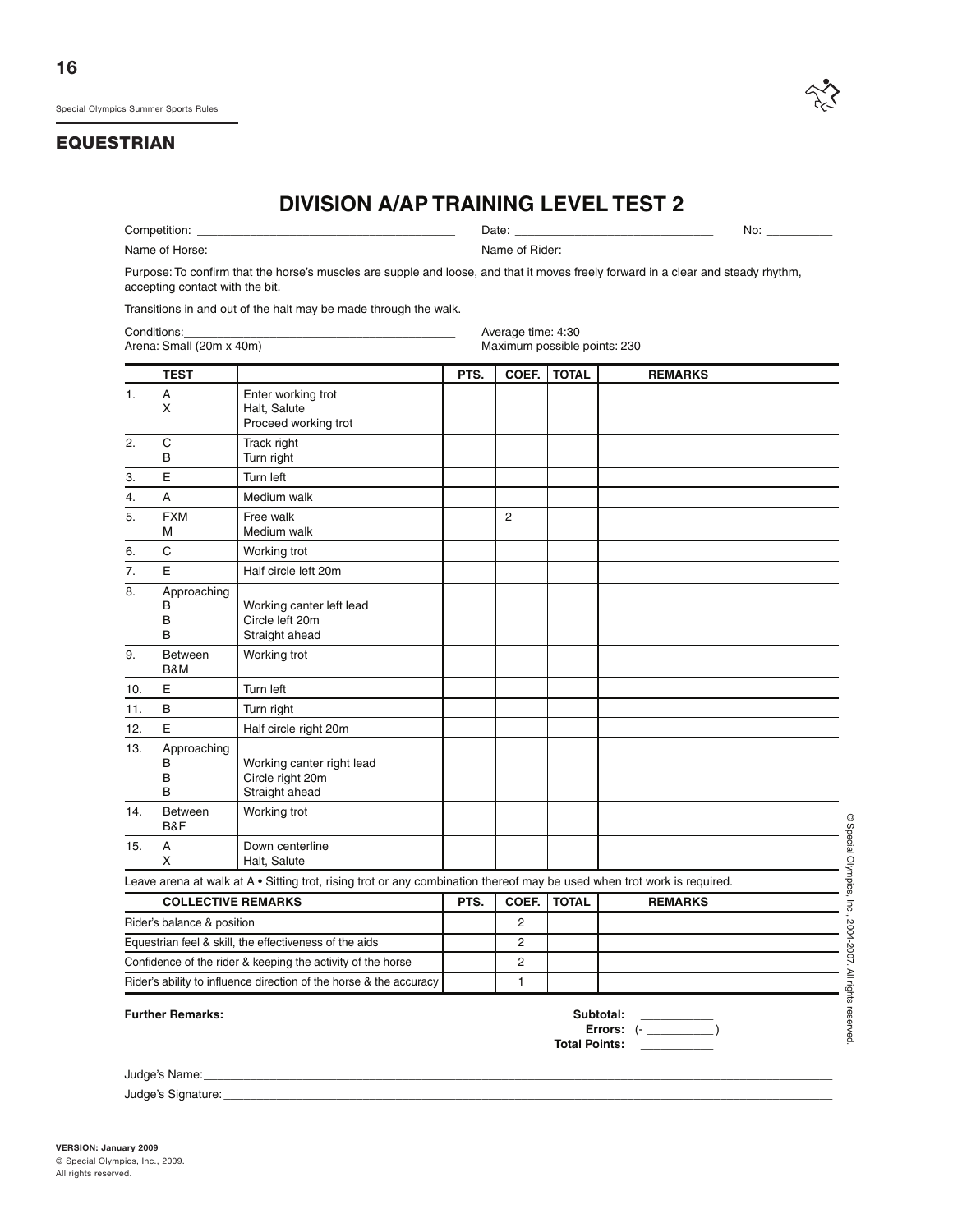## EQUESTRIAN

# DIVISION A/AP TRAINING LEVEL TEST 2

Competition: ______________________ Date: ______________________ No: __________

Name of Horse: ______________________ Name of Rider: ______________________

Purpose: To confirm that the horse's muscles are supple and loose, and that it moves freely forward in a clear and steady rhythm, accepting contact with the bit.

Transitions in and out of the halt may be made through the walk.

Conditions: ______________________
Arena: Small (20m x 40m)

Average time: 4:30
Maximum possible points: 230

| | TEST | | PTS. | COEF. | TOTAL | REMARKS |
|---|---|---|---|---|---|---|
| 1. | A<br>X | Enter working trot<br>Halt, Salute<br>Proceed working trot | | | | |
| 2. | C<br>B | Track right<br>Turn right | | | | |
| 3. | E | Turn left | | | | |
| 4. | A | Medium walk | | | | |
| 5. | FXM<br>M | Free walk<br>Medium walk | | 2 | | |
| 6. | C | Working trot | | | | |
| 7. | E | Half circle left 20m | | | | |
| 8. | Approaching B<br>B<br>B | Working canter left lead<br>Circle left 20m<br>Straight ahead | | | | |
| 9. | Between B&M | Working trot | | | | |
| 10. | E | Turn left | | | | |
| 11. | B | Turn right | | | | |
| 12. | E | Half circle right 20m | | | | |
| 13. | Approaching B<br>B<br>B | Working canter right lead<br>Circle right 20m<br>Straight ahead | | | | |
| 14. | Between B&F | Working trot | | | | |
| 15. | A<br>X | Down centerline<br>Halt, Salute | | | | |

Leave arena at walk at A • Sitting trot, rising trot or any combination thereof may be used when trot work is required.

| COLLECTIVE REMARKS | PTS. | COEF. | TOTAL | REMARKS |
|---|---|---|---|---|
| Rider's balance & position | | 2 | | |
| Equestrian feel & skill, the effectiveness of the aids | | 2 | | |
| Confidence of the rider & keeping the activity of the horse | | 2 | | |
| Rider's ability to influence direction of the horse & the accuracy | | 1 | | |

**Further Remarks:**

**Subtotal:** __________
**Errors:** (- __________)
**Total Points:** __________

Judge's Name: ______________________

Judge's Signature: ______________________

© Special Olympics, Inc., 2004-2007. All rights reserved.

**VERSION: January 2009**
© Special Olympics, Inc., 2009.
All rights reserved.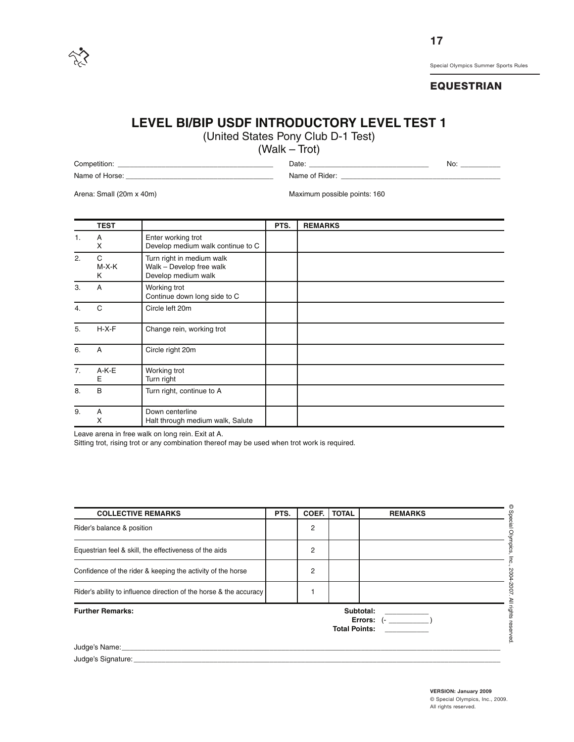## EQUESTRIAN

# LEVEL BI/BIP USDF INTRODUCTORY LEVEL TEST 1

(United States Pony Club D-1 Test)

(Walk – Trot)

Competition: ______________________ Date: ______________________ No: __________

Name of Horse: ______________________ Name of Rider: ______________________

Arena: Small (20m x 40m)

Maximum possible points: 160

| | TEST | | PTS. | REMARKS |
|---|---|---|---|---|
| 1. | A<br>X | Enter working trot<br>Develop medium walk continue to C | | |
| 2. | C<br>M-X-K<br>K | Turn right in medium walk<br>Walk – Develop free walk<br>Develop medium walk | | |
| 3. | A | Working trot<br>Continue down long side to C | | |
| 4. | C | Circle left 20m | | |
| 5. | H-X-F | Change rein, working trot | | |
| 6. | A | Circle right 20m | | |
| 7. | A-K-E<br>E | Working trot<br>Turn right | | |
| 8. | B | Turn right, continue to A | | |
| 9. | A<br>X | Down centerline<br>Halt through medium walk, Salute | | |

Leave arena in free walk on long rein. Exit at A.

Sitting trot, rising trot or any combination thereof may be used when trot work is required.

| COLLECTIVE REMARKS | PTS. | COEF. | TOTAL | REMARKS |
|---|---|---|---|---|
| Rider's balance & position | | 2 | | |
| Equestrian feel & skill, the effectiveness of the aids | | 2 | | |
| Confidence of the rider & keeping the activity of the horse | | 2 | | |
| Rider's ability to influence direction of the horse & the accuracy | | 1 | | |

**Further Remarks:**

**Subtotal:** ___________

**Errors:** (- __________ )

**Total Points:** ___________

Judge's Name: ______________________

Judge's Signature: ______________________

© Special Olympics, Inc., 2004-2007. All rights reserved.

**VERSION: January 2009**

© Special Olympics, Inc., 2009.
All rights reserved.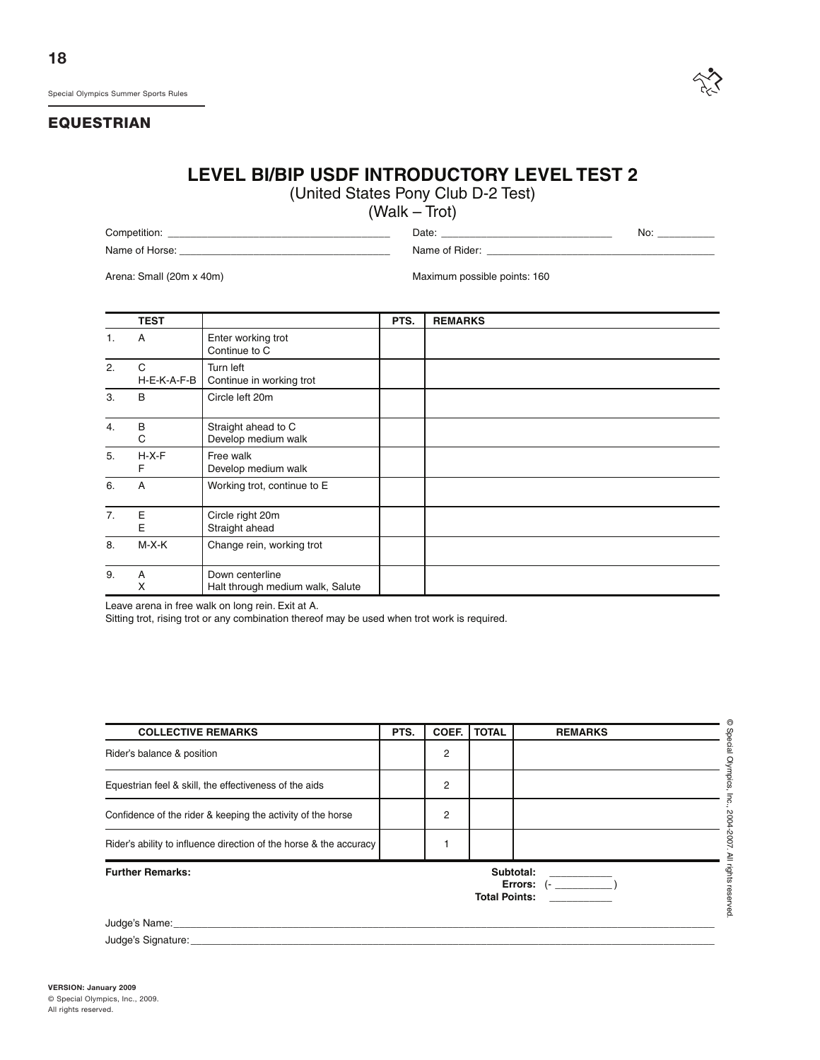## EQUESTRIAN

# LEVEL BI/BIP USDF INTRODUCTORY LEVEL TEST 2

(United States Pony Club D-2 Test)

(Walk – Trot)

Competition: ______________________ Date: ______________________ No: __________

Name of Horse: ______________________ Name of Rider: ______________________

Arena: Small (20m x 40m) Maximum possible points: 160

| | TEST | | PTS. | REMARKS |
|---|---|---|---|---|
| 1. | A | Enter working trot<br>Continue to C | | |
| 2. | C<br>H-E-K-A-F-B | Turn left<br>Continue in working trot | | |
| 3. | B | Circle left 20m | | |
| 4. | B<br>C | Straight ahead to C<br>Develop medium walk | | |
| 5. | H-X-F<br>F | Free walk<br>Develop medium walk | | |
| 6. | A | Working trot, continue to E | | |
| 7. | E<br>E | Circle right 20m<br>Straight ahead | | |
| 8. | M-X-K | Change rein, working trot | | |
| 9. | A<br>X | Down centerline<br>Halt through medium walk, Salute | | |

Leave arena in free walk on long rein. Exit at A.

Sitting trot, rising trot or any combination thereof may be used when trot work is required.

| COLLECTIVE REMARKS | PTS. | COEF. | TOTAL | REMARKS |
|---|---|---|---|---|
| Rider's balance & position | | 2 | | |
| Equestrian feel & skill, the effectiveness of the aids | | 2 | | |
| Confidence of the rider & keeping the activity of the horse | | 2 | | |
| Rider's ability to influence direction of the horse & the accuracy | | 1 | | |

**Further Remarks:**

**Subtotal:** __________

**Errors:** (- __________ )

**Total Points:** __________

Judge's Name: ______________________

Judge's Signature: ______________________

© Special Olympics, Inc., 2004-2007. All rights reserved.

**VERSION: January 2009**
© Special Olympics, Inc., 2009.
All rights reserved.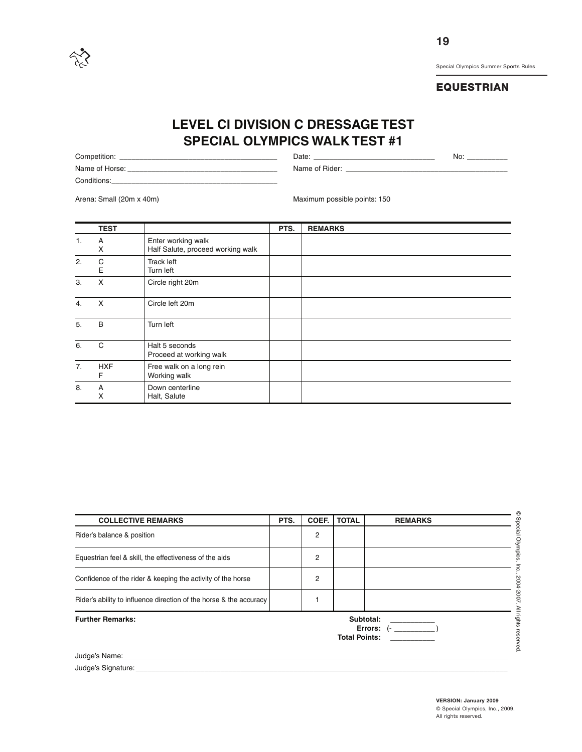## EQUESTRIAN

# LEVEL CI DIVISION C DRESSAGE TEST
# SPECIAL OLYMPICS WALK TEST #1

Competition: ______________________ Date: ______________________ No: __________

Name of Horse: ______________________ Name of Rider: ______________________

Conditions: ______________________

Arena: Small (20m x 40m)

Maximum possible points: 150

| | TEST | | PTS. | REMARKS |
|---|---|---|---|---|
| 1. | A<br>X | Enter working walk<br>Half Salute, proceed working walk | | |
| 2. | C<br>E | Track left<br>Turn left | | |
| 3. | X | Circle right 20m | | |
| 4. | X | Circle left 20m | | |
| 5. | B | Turn left | | |
| 6. | C | Halt 5 seconds<br>Proceed at working walk | | |
| 7. | HXF<br>F | Free walk on a long rein<br>Working walk | | |
| 8. | A<br>X | Down centerline<br>Halt, Salute | | |

| COLLECTIVE REMARKS | PTS. | COEF. | TOTAL | REMARKS |
|---|---|---|---|---|
| Rider's balance & position | | 2 | | |
| Equestrian feel & skill, the effectiveness of the aids | | 2 | | |
| Confidence of the rider & keeping the activity of the horse | | 2 | | |
| Rider's ability to influence direction of the horse & the accuracy | | 1 | | |

**Further Remarks:**

**Subtotal:** __________

**Errors:** (- __________ )

**Total Points:** __________

Judge's Name: ______________________

Judge's Signature: ______________________

© Special Olympics, Inc., 2004-2007. All rights reserved.

**VERSION: January 2009**
© Special Olympics, Inc., 2009.
All rights reserved.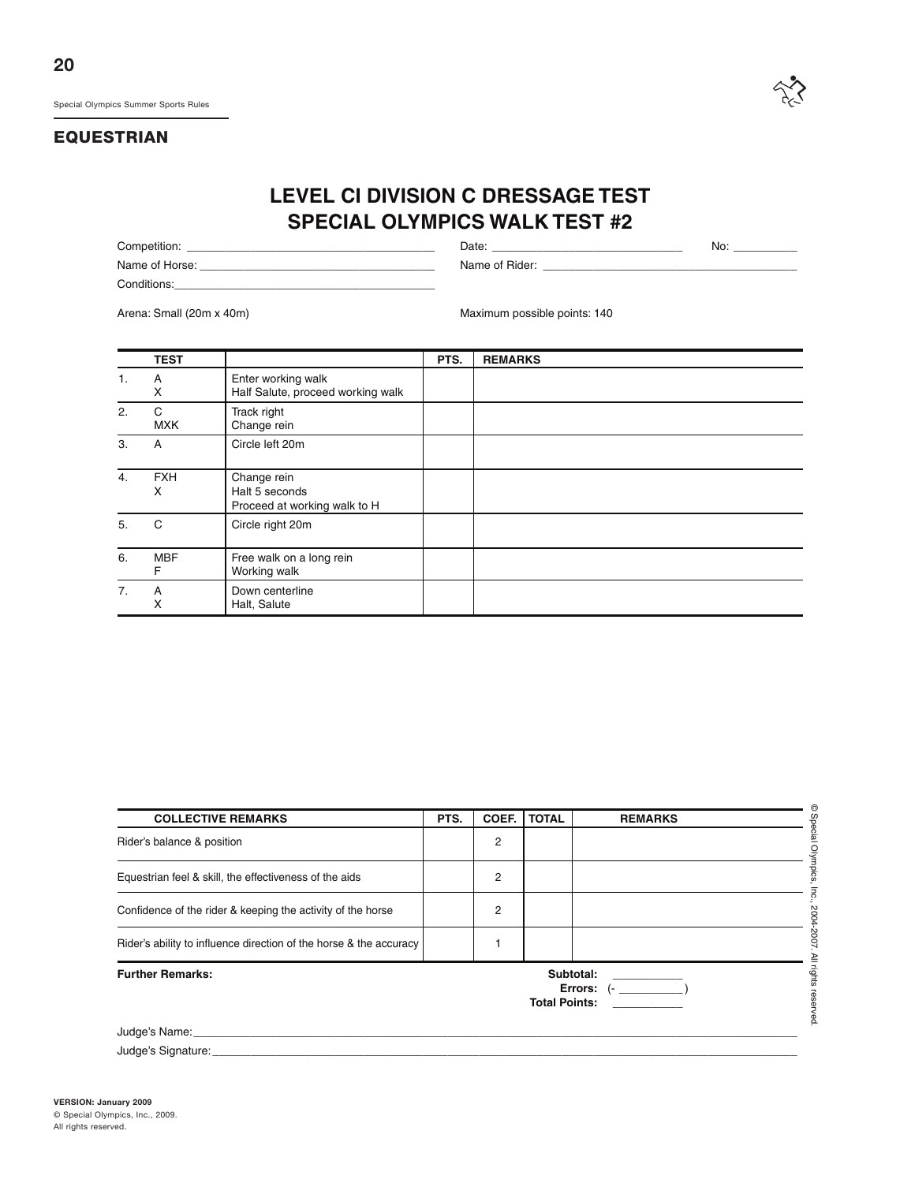## EQUESTRIAN

# LEVEL CI DIVISION C DRESSAGE TEST
# SPECIAL OLYMPICS WALK TEST #2

Competition: ______________________________ Date: ______________________________ No: __________

Name of Horse: ______________________________ Name of Rider: ______________________________

Conditions: ______________________________

Arena: Small (20m x 40m)

Maximum possible points: 140

| | TEST | | PTS. | REMARKS |
|---|---|---|---|---|
| 1. | A<br>X | Enter working walk<br>Half Salute, proceed working walk | | |
| 2. | C<br>MXK | Track right<br>Change rein | | |
| 3. | A | Circle left 20m | | |
| 4. | FXH<br>X | Change rein<br>Halt 5 seconds<br>Proceed at working walk to H | | |
| 5. | C | Circle right 20m | | |
| 6. | MBF<br>F | Free walk on a long rein<br>Working walk | | |
| 7. | A<br>X | Down centerline<br>Halt, Salute | | |

| COLLECTIVE REMARKS | PTS. | COEF. | TOTAL | REMARKS |
|---|---|---|---|---|
| Rider's balance & position | | 2 | | |
| Equestrian feel & skill, the effectiveness of the aids | | 2 | | |
| Confidence of the rider & keeping the activity of the horse | | 2 | | |
| Rider's ability to influence direction of the horse & the accuracy | | 1 | | |

**Further Remarks:**

**Subtotal:** ___________

**Errors:** (- __________ )

**Total Points:** ___________

Judge's Name: ______________________________

Judge's Signature: ______________________________

© Special Olympics, Inc., 2004-2007. All rights reserved.

**VERSION: January 2009**
© Special Olympics, Inc., 2009.
All rights reserved.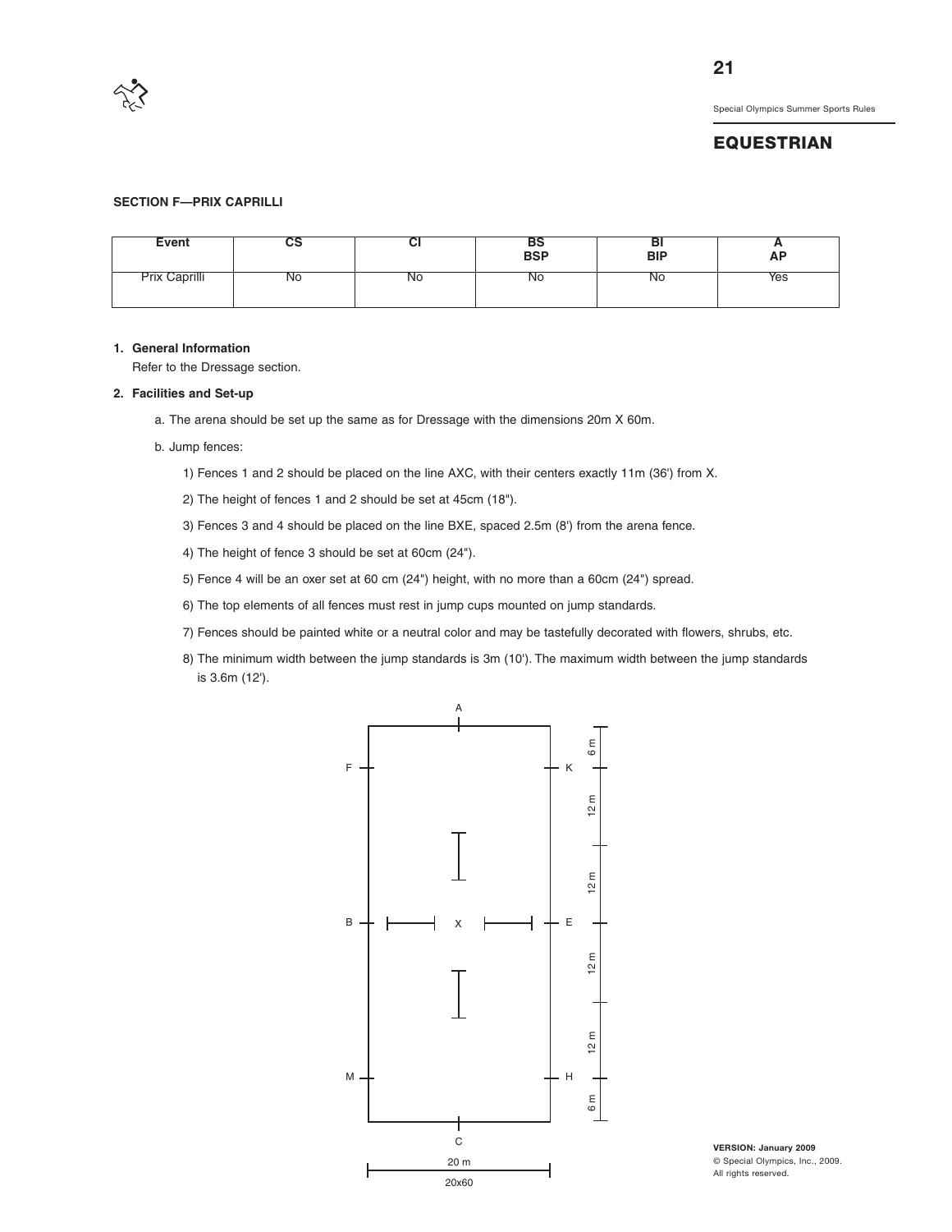# EQUESTRIAN

### SECTION F—PRIX CAPRILLI

| Event | CS | CI | BS BSP | BI BIP | A AP |
|---|---|---|---|---|---|
| Prix Caprilli | No | No | No | No | Yes |

**1. General Information**

Refer to the Dressage section.

**2. Facilities and Set-up**

a. The arena should be set up the same as for Dressage with the dimensions 20m X 60m.

b. Jump fences:

1) Fences 1 and 2 should be placed on the line AXC, with their centers exactly 11m (36') from X.

2) The height of fences 1 and 2 should be set at 45cm (18").

3) Fences 3 and 4 should be placed on the line BXE, spaced 2.5m (8') from the arena fence.

4) The height of fence 3 should be set at 60cm (24").

5) Fence 4 will be an oxer set at 60 cm (24") height, with no more than a 60cm (24") spread.

6) The top elements of all fences must rest in jump cups mounted on jump standards.

7) Fences should be painted white or a neutral color and may be tastefully decorated with flowers, shrubs, etc.

8) The minimum width between the jump standards is 3m (10'). The maximum width between the jump standards is 3.6m (12').

A

F K

B X E

M H

C

6 m 12 m 12 m 12 m 12 m 6 m

20 m

20x60

VERSION: January 2009
© Special Olympics, Inc., 2009.
All rights reserved.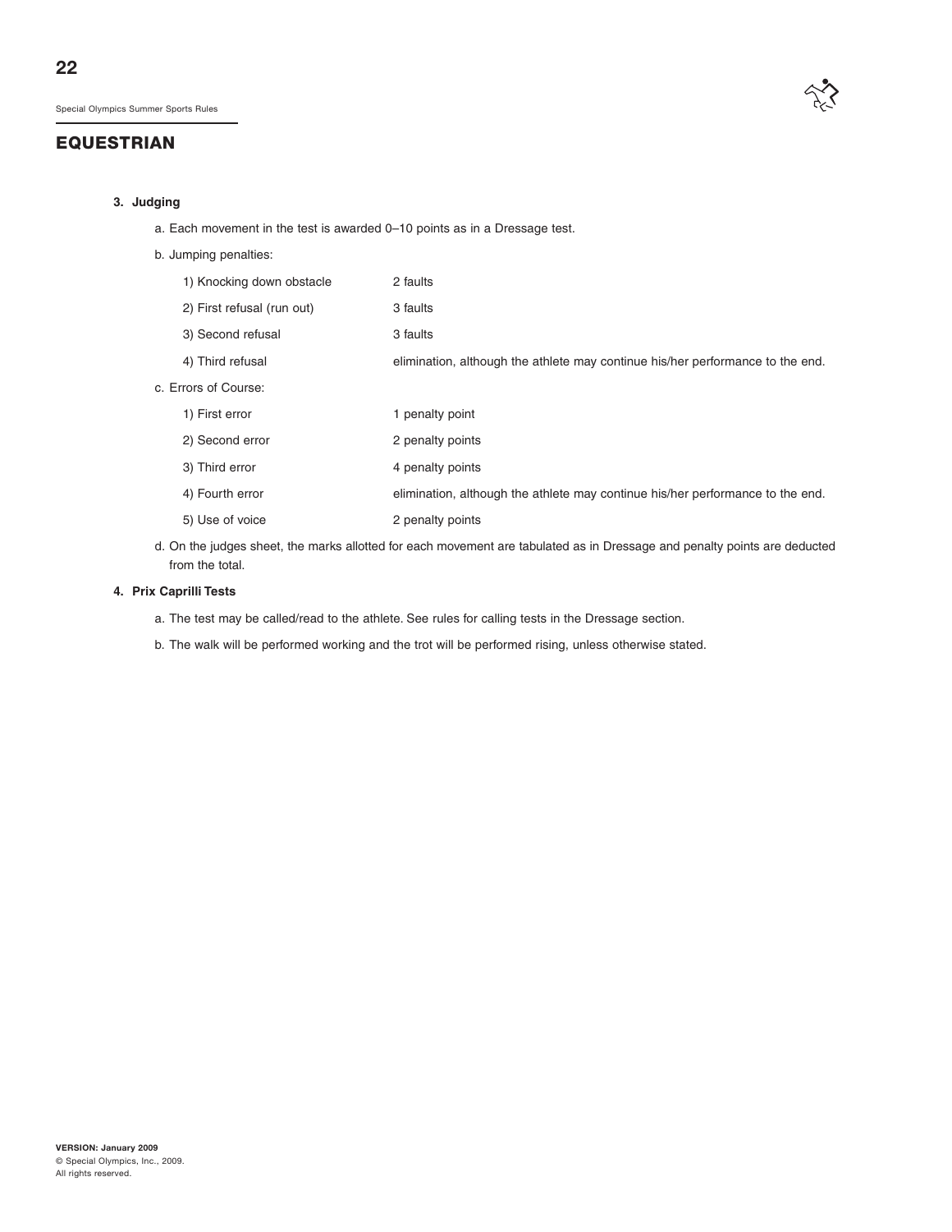## EQUESTRIAN

**3. Judging**

a. Each movement in the test is awarded 0–10 points as in a Dressage test.

b. Jumping penalties:

| | |
|---|---|
| 1) Knocking down obstacle | 2 faults |
| 2) First refusal (run out) | 3 faults |
| 3) Second refusal | 3 faults |
| 4) Third refusal | elimination, although the athlete may continue his/her performance to the end. |

c. Errors of Course:

| | |
|---|---|
| 1) First error | 1 penalty point |
| 2) Second error | 2 penalty points |
| 3) Third error | 4 penalty points |
| 4) Fourth error | elimination, although the athlete may continue his/her performance to the end. |
| 5) Use of voice | 2 penalty points |

d. On the judges sheet, the marks allotted for each movement are tabulated as in Dressage and penalty points are deducted from the total.

**4. Prix Caprilli Tests**

a. The test may be called/read to the athlete. See rules for calling tests in the Dressage section.

b. The walk will be performed working and the trot will be performed rising, unless otherwise stated.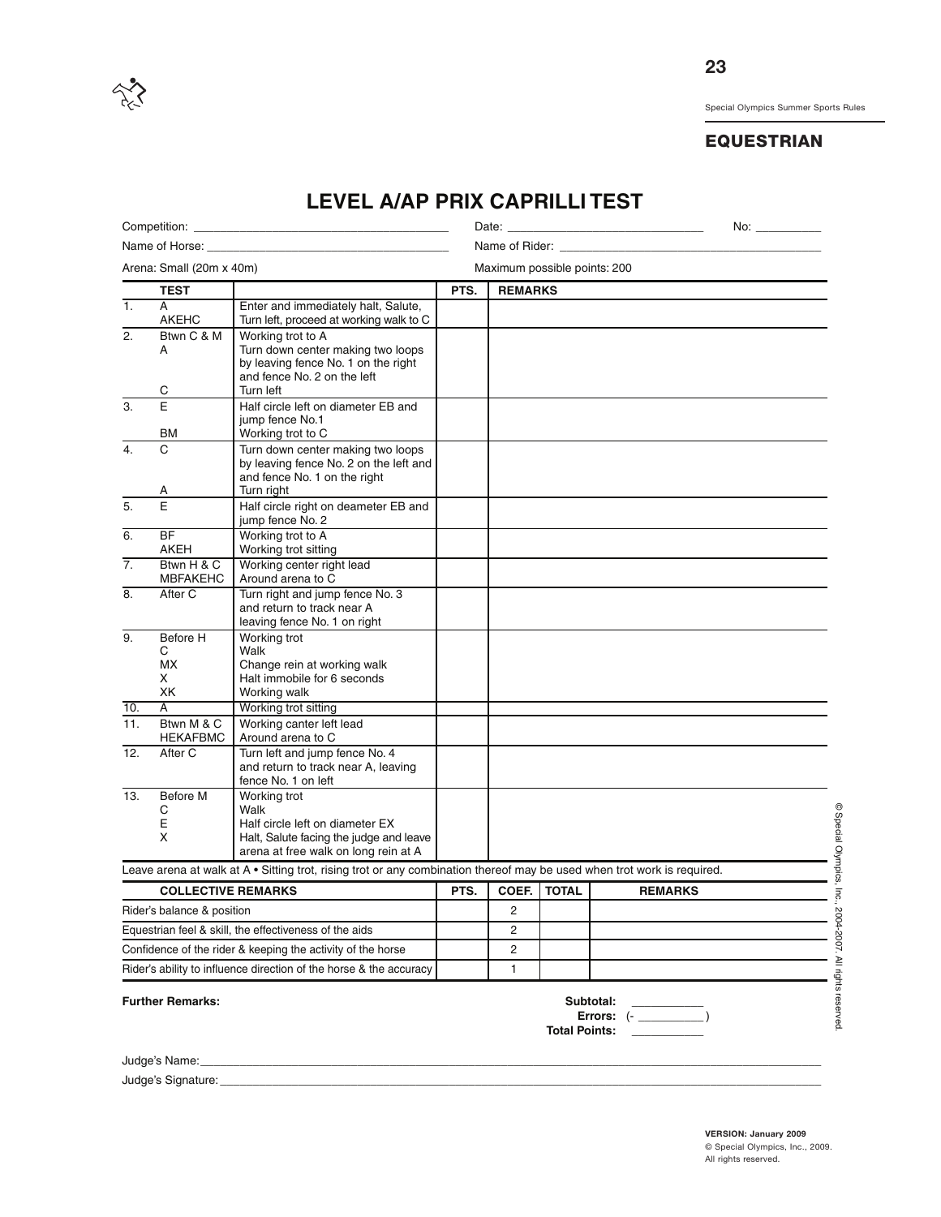## EQUESTRIAN

# LEVEL A/AP PRIX CAPRILLI TEST

Competition: ______________________ Date: ______________________ No: __________

Name of Horse: ______________________ Name of Rider: ______________________

Arena: Small (20m x 40m) Maximum possible points: 200

| | TEST | | PTS. | REMARKS |
|---|---|---|---|---|
| 1. | A<br>AKEHC | Enter and immediately halt, Salute,<br>Turn left, proceed at working walk to C | | |
| 2. | Btwn C & M<br>A<br><br><br>C | Working trot to A<br>Turn down center making two loops by leaving fence No. 1 on the right and fence No. 2 on the left<br>Turn left | | |
| 3. | E<br><br>BM | Half circle left on diameter EB and jump fence No.1<br>Working trot to C | | |
| 4. | C<br><br><br>A | Turn down center making two loops by leaving fence No. 2 on the left and fence No. 1 on the right<br>Turn right | | |
| 5. | E | Half circle right on deameter EB and jump fence No. 2 | | |
| 6. | BF<br>AKEH | Working trot to A<br>Working trot sitting | | |
| 7. | Btwn H & C<br>MBFAKEHC | Working center right lead<br>Around arena to C | | |
| 8. | After C | Turn right and jump fence No. 3 and return to track near A leaving fence No. 1 on right | | |
| 9. | Before H<br>C<br>MX<br>X<br>XK | Working trot<br>Walk<br>Change rein at working walk<br>Halt immobile for 6 seconds<br>Working walk | | |
| 10. | A | Working trot sitting | | |
| 11. | Btwn M & C<br>HEKAFBMC | Working canter left lead<br>Around arena to C | | |
| 12. | After C | Turn left and jump fence No. 4 and return to track near A, leaving fence No. 1 on left | | |
| 13. | Before M<br>C<br>E<br>X | Working trot<br>Walk<br>Half circle left on diameter EX<br>Halt, Salute facing the judge and leave arena at free walk on long rein at A | | |

Leave arena at walk at A • Sitting trot, rising trot or any combination thereof may be used when trot work is required.

| COLLECTIVE REMARKS | PTS. | COEF. | TOTAL | REMARKS |
|---|---|---|---|---|
| Rider's balance & position | | 2 | | |
| Equestrian feel & skill, the effectiveness of the aids | | 2 | | |
| Confidence of the rider & keeping the activity of the horse | | 2 | | |
| Rider's ability to influence direction of the horse & the accuracy | | 1 | | |

**Further Remarks:**

**Subtotal:** __________

**Errors:** (- __________ )

**Total Points:** __________

Judge's Name: ______________________________

Judge's Signature: ______________________________

© Special Olympics, Inc., 2004-2007. All rights reserved.

**VERSION: January 2009**
© Special Olympics, Inc., 2009.
All rights reserved.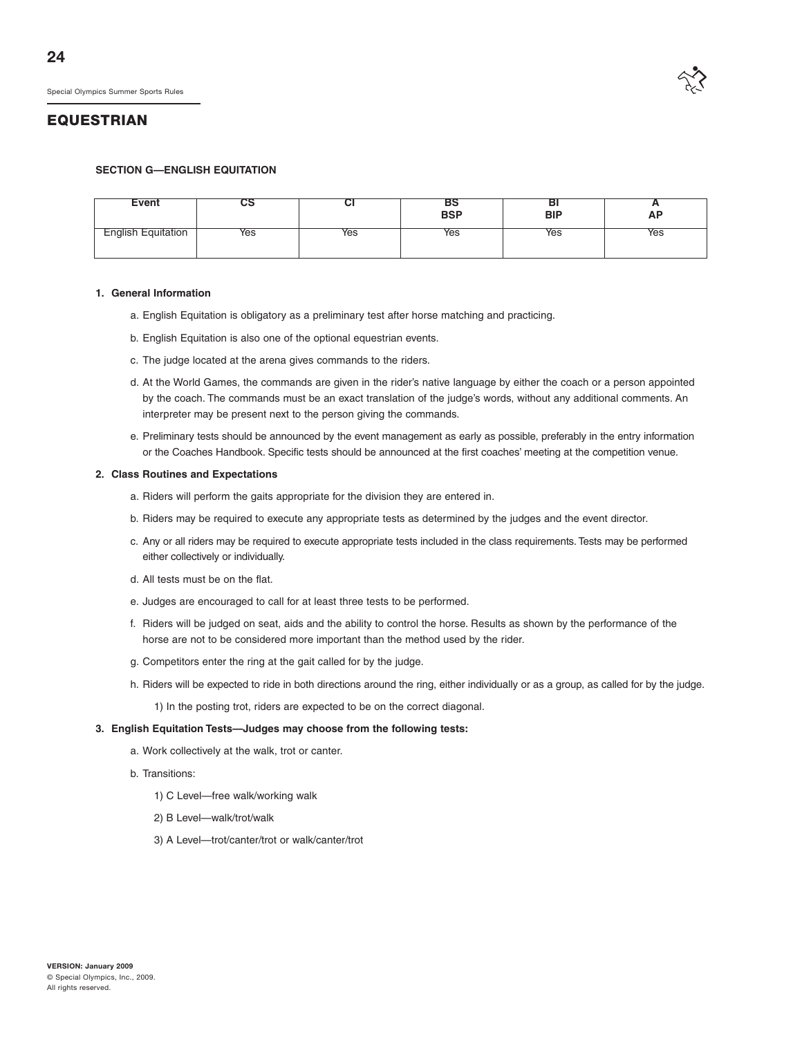## EQUESTRIAN

### SECTION G—ENGLISH EQUITATION

| Event | CS | CI | BS BSP | BI BIP | A AP |
|---|---|---|---|---|---|
| English Equitation | Yes | Yes | Yes | Yes | Yes |

**1. General Information**

a. English Equitation is obligatory as a preliminary test after horse matching and practicing.

b. English Equitation is also one of the optional equestrian events.

c. The judge located at the arena gives commands to the riders.

d. At the World Games, the commands are given in the rider's native language by either the coach or a person appointed by the coach. The commands must be an exact translation of the judge's words, without any additional comments. An interpreter may be present next to the person giving the commands.

e. Preliminary tests should be announced by the event management as early as possible, preferably in the entry information or the Coaches Handbook. Specific tests should be announced at the first coaches' meeting at the competition venue.

**2. Class Routines and Expectations**

a. Riders will perform the gaits appropriate for the division they are entered in.

b. Riders may be required to execute any appropriate tests as determined by the judges and the event director.

c. Any or all riders may be required to execute appropriate tests included in the class requirements. Tests may be performed either collectively or individually.

d. All tests must be on the flat.

e. Judges are encouraged to call for at least three tests to be performed.

f. Riders will be judged on seat, aids and the ability to control the horse. Results as shown by the performance of the horse are not to be considered more important than the method used by the rider.

g. Competitors enter the ring at the gait called for by the judge.

h. Riders will be expected to ride in both directions around the ring, either individually or as a group, as called for by the judge.

1) In the posting trot, riders are expected to be on the correct diagonal.

**3. English Equitation Tests—Judges may choose from the following tests:**

a. Work collectively at the walk, trot or canter.

b. Transitions:

1) C Level—free walk/working walk

2) B Level—walk/trot/walk

3) A Level—trot/canter/trot or walk/canter/trot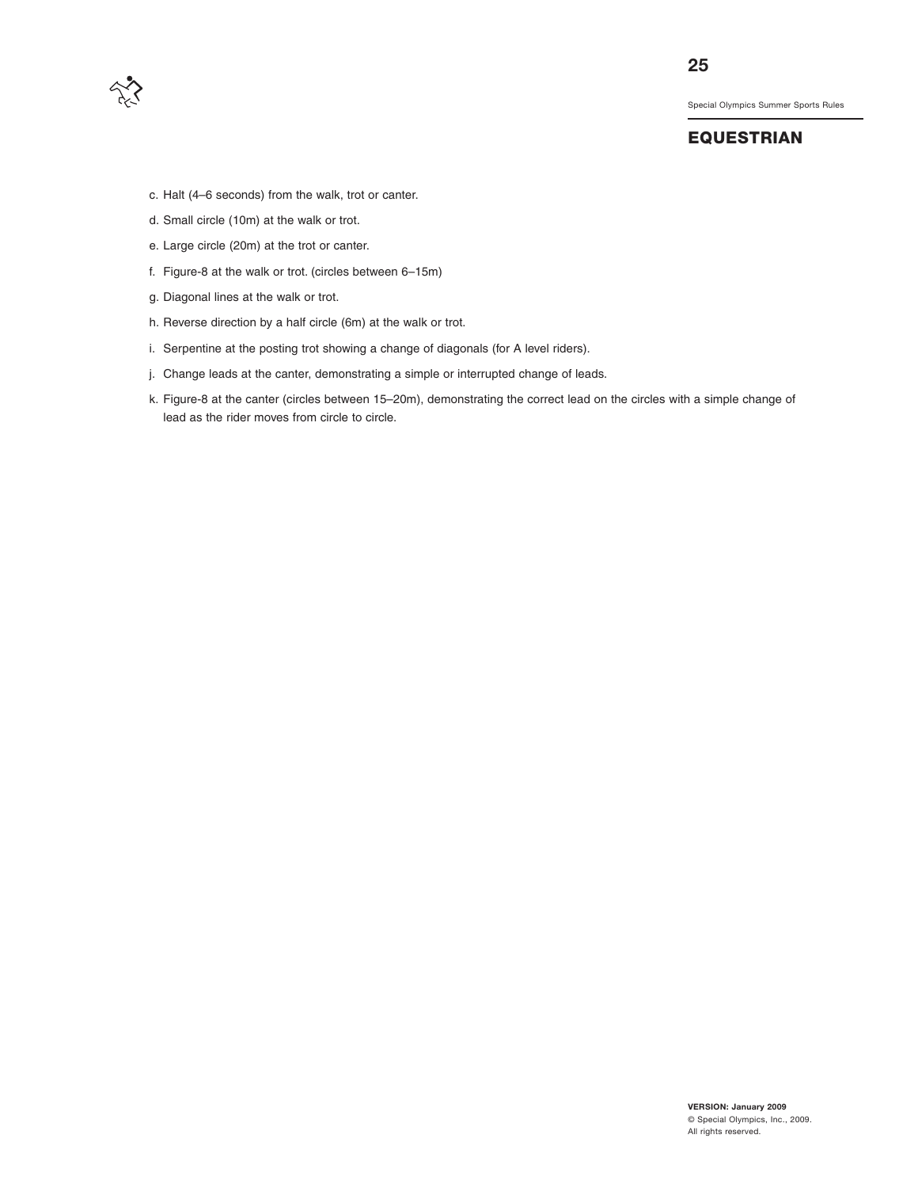c. Halt (4–6 seconds) from the walk, trot or canter.

d. Small circle (10m) at the walk or trot.

e. Large circle (20m) at the trot or canter.

f. Figure-8 at the walk or trot. (circles between 6–15m)

g. Diagonal lines at the walk or trot.

h. Reverse direction by a half circle (6m) at the walk or trot.

i. Serpentine at the posting trot showing a change of diagonals (for A level riders).

j. Change leads at the canter, demonstrating a simple or interrupted change of leads.

k. Figure-8 at the canter (circles between 15–20m), demonstrating the correct lead on the circles with a simple change of lead as the rider moves from circle to circle.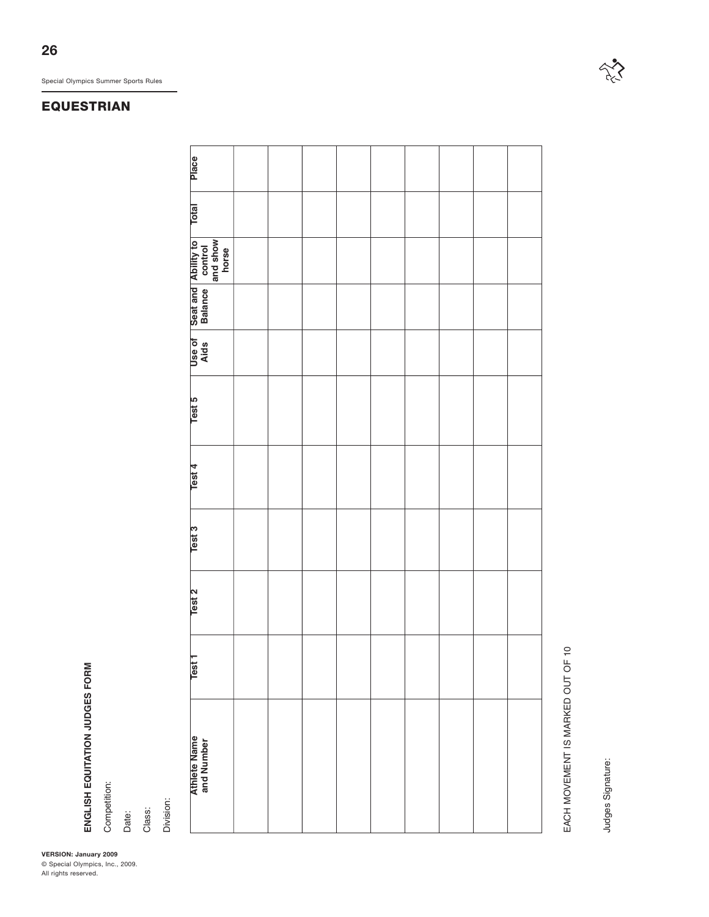## EQUESTRIAN

**ENGLISH EQUITATION JUDGES FORM**

Competition:

Date:

Class:

Division:

| Athlete Name and Number | Test 1 | Test 2 | Test 3 | Test 4 | Test 5 | Use of Aids | Seat and Balance | Ability to control and show horse | Total | Place |
|---|---|---|---|---|---|---|---|---|---|---|
| | | | | | | | | | | |
| | | | | | | | | | | |
| | | | | | | | | | | |
| | | | | | | | | | | |
| | | | | | | | | | | |
| | | | | | | | | | | |
| | | | | | | | | | | |
| | | | | | | | | | | |
| | | | | | | | | | | |

EACH MOVEMENT IS MARKED OUT OF 10

Judges Signature:

**VERSION: January 2009**
© Special Olympics, Inc., 2009.
All rights reserved.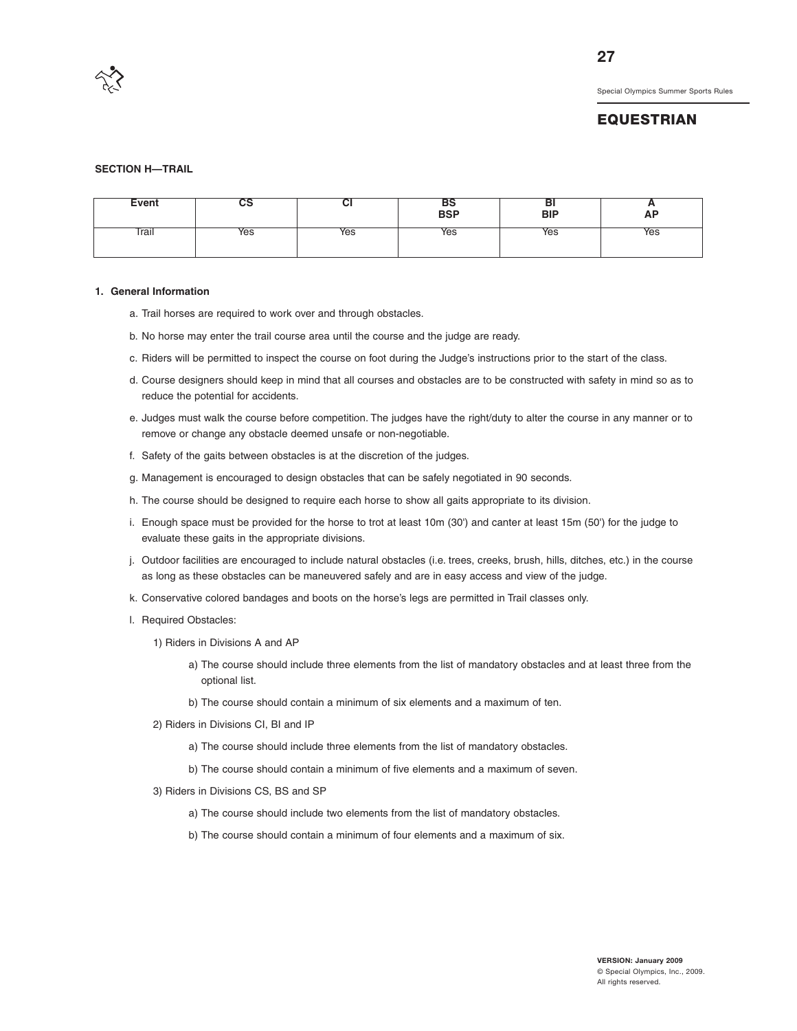## EQUESTRIAN

### SECTION H—TRAIL

| Event | CS | CI | BS BSP | BI BIP | A AP |
|---|---|---|---|---|---|
| Trail | Yes | Yes | Yes | Yes | Yes |

**1. General Information**

a. Trail horses are required to work over and through obstacles.

b. No horse may enter the trail course area until the course and the judge are ready.

c. Riders will be permitted to inspect the course on foot during the Judge's instructions prior to the start of the class.

d. Course designers should keep in mind that all courses and obstacles are to be constructed with safety in mind so as to reduce the potential for accidents.

e. Judges must walk the course before competition. The judges have the right/duty to alter the course in any manner or to remove or change any obstacle deemed unsafe or non-negotiable.

f. Safety of the gaits between obstacles is at the discretion of the judges.

g. Management is encouraged to design obstacles that can be safely negotiated in 90 seconds.

h. The course should be designed to require each horse to show all gaits appropriate to its division.

i. Enough space must be provided for the horse to trot at least 10m (30') and canter at least 15m (50') for the judge to evaluate these gaits in the appropriate divisions.

j. Outdoor facilities are encouraged to include natural obstacles (i.e. trees, creeks, brush, hills, ditches, etc.) in the course as long as these obstacles can be maneuvered safely and are in easy access and view of the judge.

k. Conservative colored bandages and boots on the horse's legs are permitted in Trail classes only.

l. Required Obstacles:

1) Riders in Divisions A and AP

a) The course should include three elements from the list of mandatory obstacles and at least three from the optional list.

b) The course should contain a minimum of six elements and a maximum of ten.

2) Riders in Divisions CI, BI and IP

a) The course should include three elements from the list of mandatory obstacles.

b) The course should contain a minimum of five elements and a maximum of seven.

3) Riders in Divisions CS, BS and SP

a) The course should include two elements from the list of mandatory obstacles.

b) The course should contain a minimum of four elements and a maximum of six.

**VERSION: January 2009**
© Special Olympics, Inc., 2009.
All rights reserved.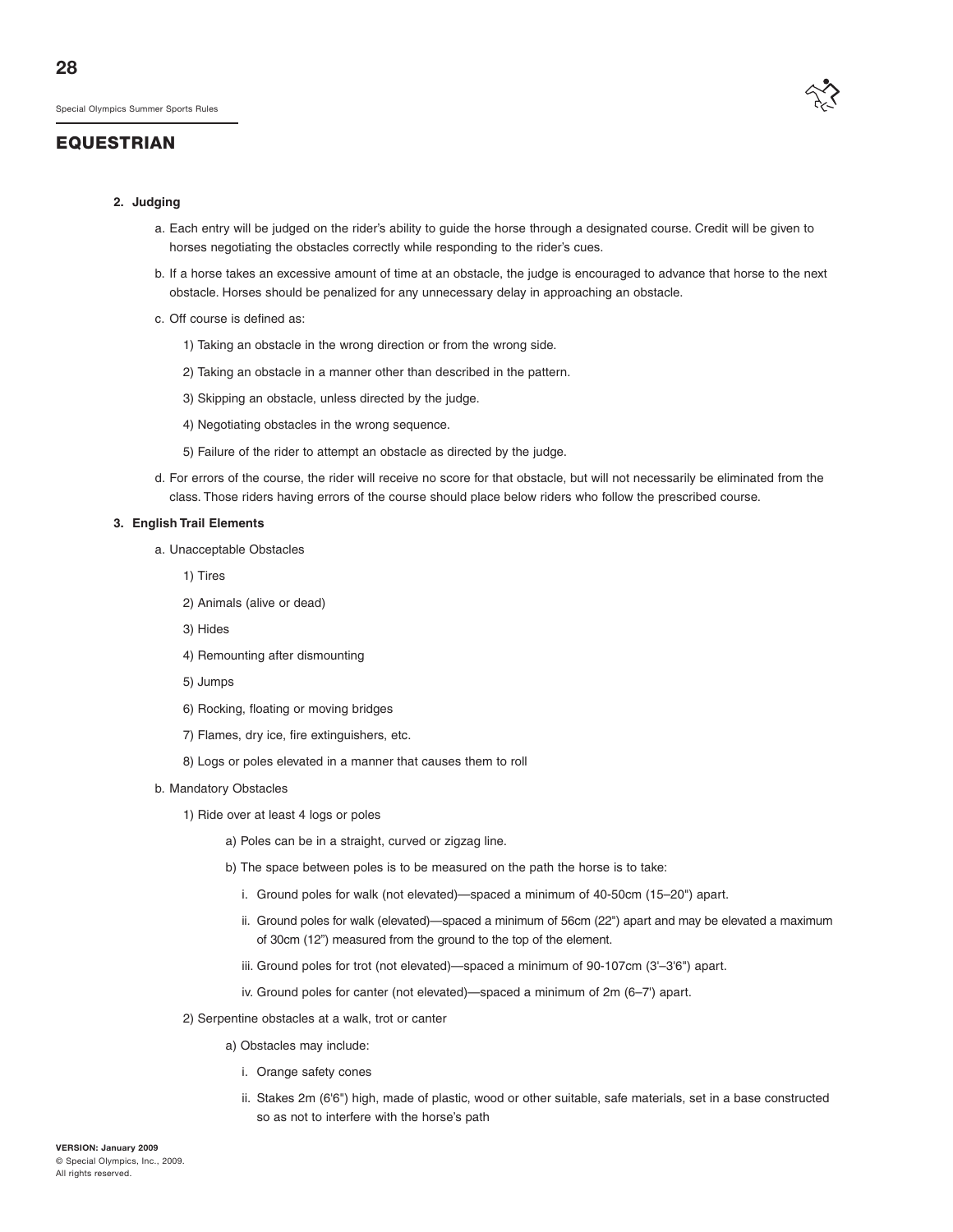## EQUESTRIAN

**2. Judging**

a. Each entry will be judged on the rider's ability to guide the horse through a designated course. Credit will be given to horses negotiating the obstacles correctly while responding to the rider's cues.

b. If a horse takes an excessive amount of time at an obstacle, the judge is encouraged to advance that horse to the next obstacle. Horses should be penalized for any unnecessary delay in approaching an obstacle.

c. Off course is defined as:

1) Taking an obstacle in the wrong direction or from the wrong side.

2) Taking an obstacle in a manner other than described in the pattern.

3) Skipping an obstacle, unless directed by the judge.

4) Negotiating obstacles in the wrong sequence.

5) Failure of the rider to attempt an obstacle as directed by the judge.

d. For errors of the course, the rider will receive no score for that obstacle, but will not necessarily be eliminated from the class. Those riders having errors of the course should place below riders who follow the prescribed course.

**3. English Trail Elements**

a. Unacceptable Obstacles

1) Tires

2) Animals (alive or dead)

3) Hides

4) Remounting after dismounting

5) Jumps

6) Rocking, floating or moving bridges

7) Flames, dry ice, fire extinguishers, etc.

8) Logs or poles elevated in a manner that causes them to roll

b. Mandatory Obstacles

1) Ride over at least 4 logs or poles

a) Poles can be in a straight, curved or zigzag line.

b) The space between poles is to be measured on the path the horse is to take:

i. Ground poles for walk (not elevated)—spaced a minimum of 40-50cm (15–20") apart.

ii. Ground poles for walk (elevated)—spaced a minimum of 56cm (22") apart and may be elevated a maximum of 30cm (12") measured from the ground to the top of the element.

iii. Ground poles for trot (not elevated)—spaced a minimum of 90-107cm (3'–3'6") apart.

iv. Ground poles for canter (not elevated)—spaced a minimum of 2m (6–7') apart.

2) Serpentine obstacles at a walk, trot or canter

a) Obstacles may include:

i. Orange safety cones

ii. Stakes 2m (6'6") high, made of plastic, wood or other suitable, safe materials, set in a base constructed so as not to interfere with the horse's path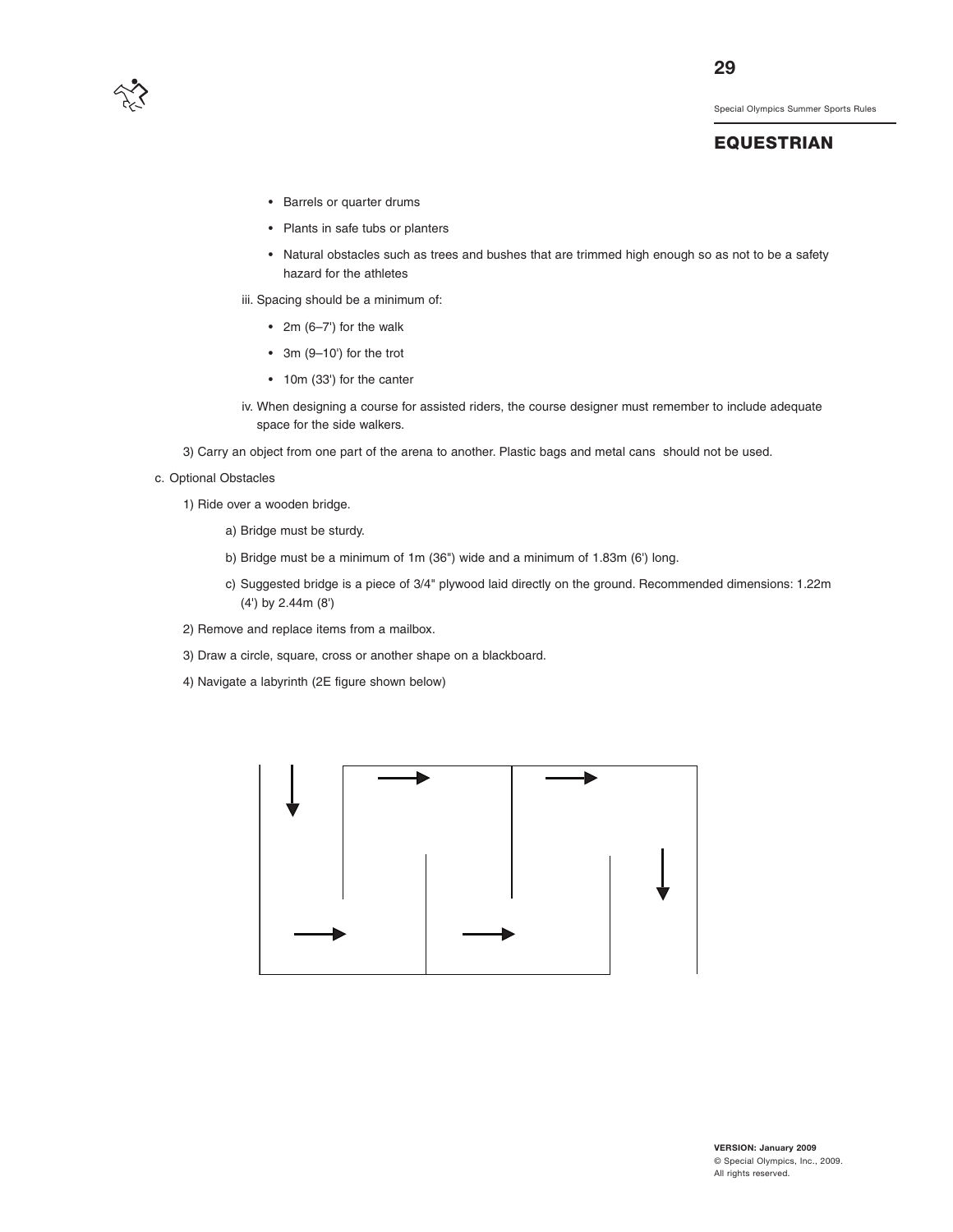- Barrels or quarter drums
- Plants in safe tubs or planters
- Natural obstacles such as trees and bushes that are trimmed high enough so as not to be a safety hazard for the athletes

iii. Spacing should be a minimum of:

- 2m (6–7') for the walk
- 3m (9–10') for the trot
- 10m (33') for the canter

iv. When designing a course for assisted riders, the course designer must remember to include adequate space for the side walkers.

3) Carry an object from one part of the arena to another. Plastic bags and metal cans should not be used.

c. Optional Obstacles

1) Ride over a wooden bridge.

a) Bridge must be sturdy.

b) Bridge must be a minimum of 1m (36") wide and a minimum of 1.83m (6') long.

c) Suggested bridge is a piece of 3/4" plywood laid directly on the ground. Recommended dimensions: 1.22m (4') by 2.44m (8')

2) Remove and replace items from a mailbox.

3) Draw a circle, square, cross or another shape on a blackboard.

4) Navigate a labyrinth (2E figure shown below)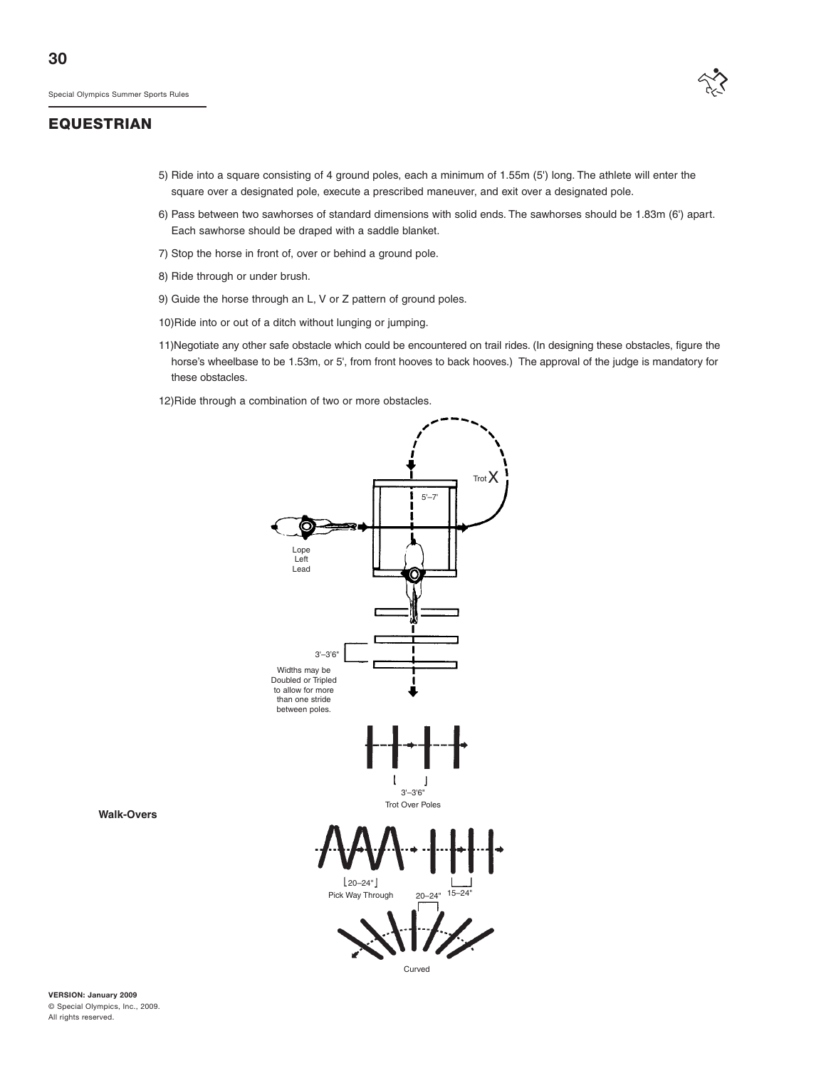## EQUESTRIAN

5) Ride into a square consisting of 4 ground poles, each a minimum of 1.55m (5') long. The athlete will enter the square over a designated pole, execute a prescribed maneuver, and exit over a designated pole.

6) Pass between two sawhorses of standard dimensions with solid ends. The sawhorses should be 1.83m (6') apart. Each sawhorse should be draped with a saddle blanket.

7) Stop the horse in front of, over or behind a ground pole.

8) Ride through or under brush.

9) Guide the horse through an L, V or Z pattern of ground poles.

10) Ride into or out of a ditch without lunging or jumping.

11) Negotiate any other safe obstacle which could be encountered on trail rides. (In designing these obstacles, figure the horse's wheelbase to be 1.53m, or 5', from front hooves to back hooves.) The approval of the judge is mandatory for these obstacles.

12) Ride through a combination of two or more obstacles.

Trot X

5'–7'

Lope Left Lead

3'–3'6"

Widths may be Doubled or Tripled to allow for more than one stride between poles.

3'–3'6"

Trot Over Poles

**Walk-Overs**

20–24"

Pick Way Through

20–24" 15–24"

Curved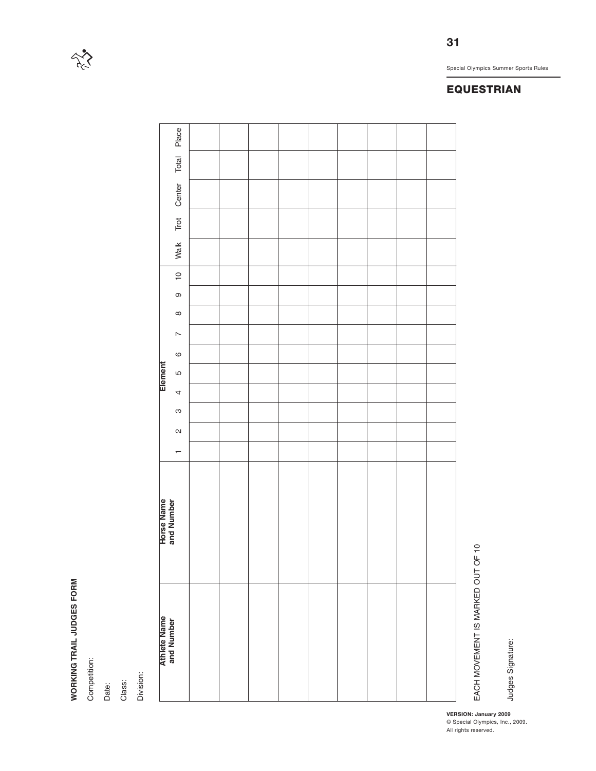## EQUESTRIAN

**WORKING TRAIL JUDGES FORM**

Competition:

Date:

Class:

Division:

| Athlete Name and Number | Horse Name and Number | Element | | | | | | | | | | Walk | Trot | Center | Total | Place |
|---|---|---|---|---|---|---|---|---|---|---|---|---|---|---|---|---|
| | | 1 | 2 | 3 | 4 | 5 | 6 | 7 | 8 | 9 | 10 | | | | | |
| | | | | | | | | | | | | | | | | |
| | | | | | | | | | | | | | | | | |
| | | | | | | | | | | | | | | | | |
| | | | | | | | | | | | | | | | | |
| | | | | | | | | | | | | | | | | |
| | | | | | | | | | | | | | | | | |
| | | | | | | | | | | | | | | | | |
| | | | | | | | | | | | | | | | | |
| | | | | | | | | | | | | | | | | |

EACH MOVEMENT IS MARKED OUT OF 10

Judges Signature:

**VERSION: January 2009**
© Special Olympics, Inc., 2009.
All rights reserved.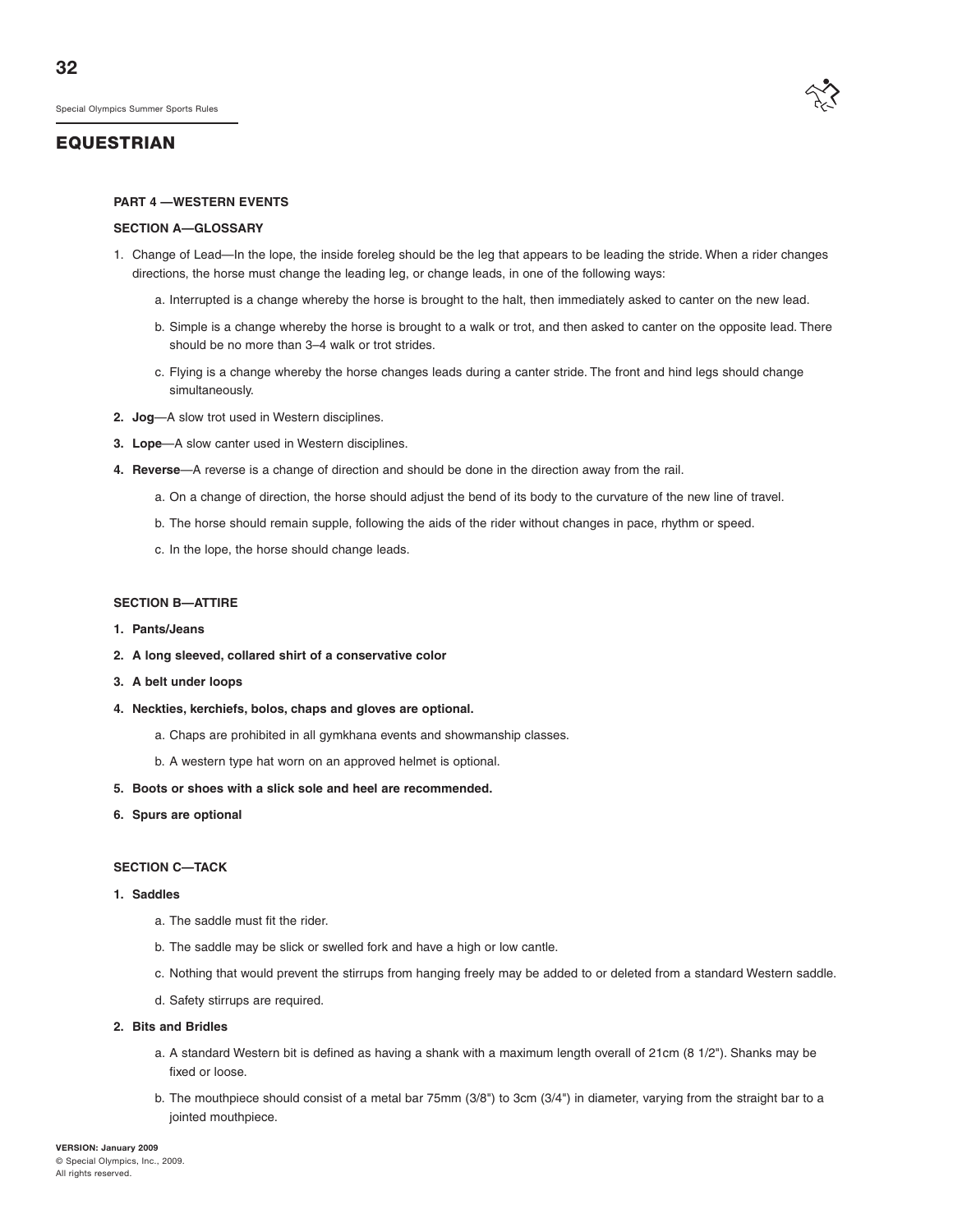## EQUESTRIAN

### PART 4 —WESTERN EVENTS

#### SECTION A—GLOSSARY

1. Change of Lead—In the lope, the inside foreleg should be the leg that appears to be leading the stride. When a rider changes directions, the horse must change the leading leg, or change leads, in one of the following ways:
   a. Interrupted is a change whereby the horse is brought to the halt, then immediately asked to canter on the new lead.
   b. Simple is a change whereby the horse is brought to a walk or trot, and then asked to canter on the opposite lead. There should be no more than 3–4 walk or trot strides.
   c. Flying is a change whereby the horse changes leads during a canter stride. The front and hind legs should change simultaneously.
2. **Jog**—A slow trot used in Western disciplines.
3. **Lope**—A slow canter used in Western disciplines.
4. **Reverse**—A reverse is a change of direction and should be done in the direction away from the rail.
   a. On a change of direction, the horse should adjust the bend of its body to the curvature of the new line of travel.
   b. The horse should remain supple, following the aids of the rider without changes in pace, rhythm or speed.
   c. In the lope, the horse should change leads.

#### SECTION B—ATTIRE

1. **Pants/Jeans**
2. **A long sleeved, collared shirt of a conservative color**
3. **A belt under loops**
4. **Neckties, kerchiefs, bolos, chaps and gloves are optional.**
   a. Chaps are prohibited in all gymkhana events and showmanship classes.
   b. A western type hat worn on an approved helmet is optional.
5. **Boots or shoes with a slick sole and heel are recommended.**
6. **Spurs are optional**

#### SECTION C—TACK

1. **Saddles**
   a. The saddle must fit the rider.
   b. The saddle may be slick or swelled fork and have a high or low cantle.
   c. Nothing that would prevent the stirrups from hanging freely may be added to or deleted from a standard Western saddle.
   d. Safety stirrups are required.
2. **Bits and Bridles**
   a. A standard Western bit is defined as having a shank with a maximum length overall of 21cm (8 1/2"). Shanks may be fixed or loose.
   b. The mouthpiece should consist of a metal bar 75mm (3/8") to 3cm (3/4") in diameter, varying from the straight bar to a jointed mouthpiece.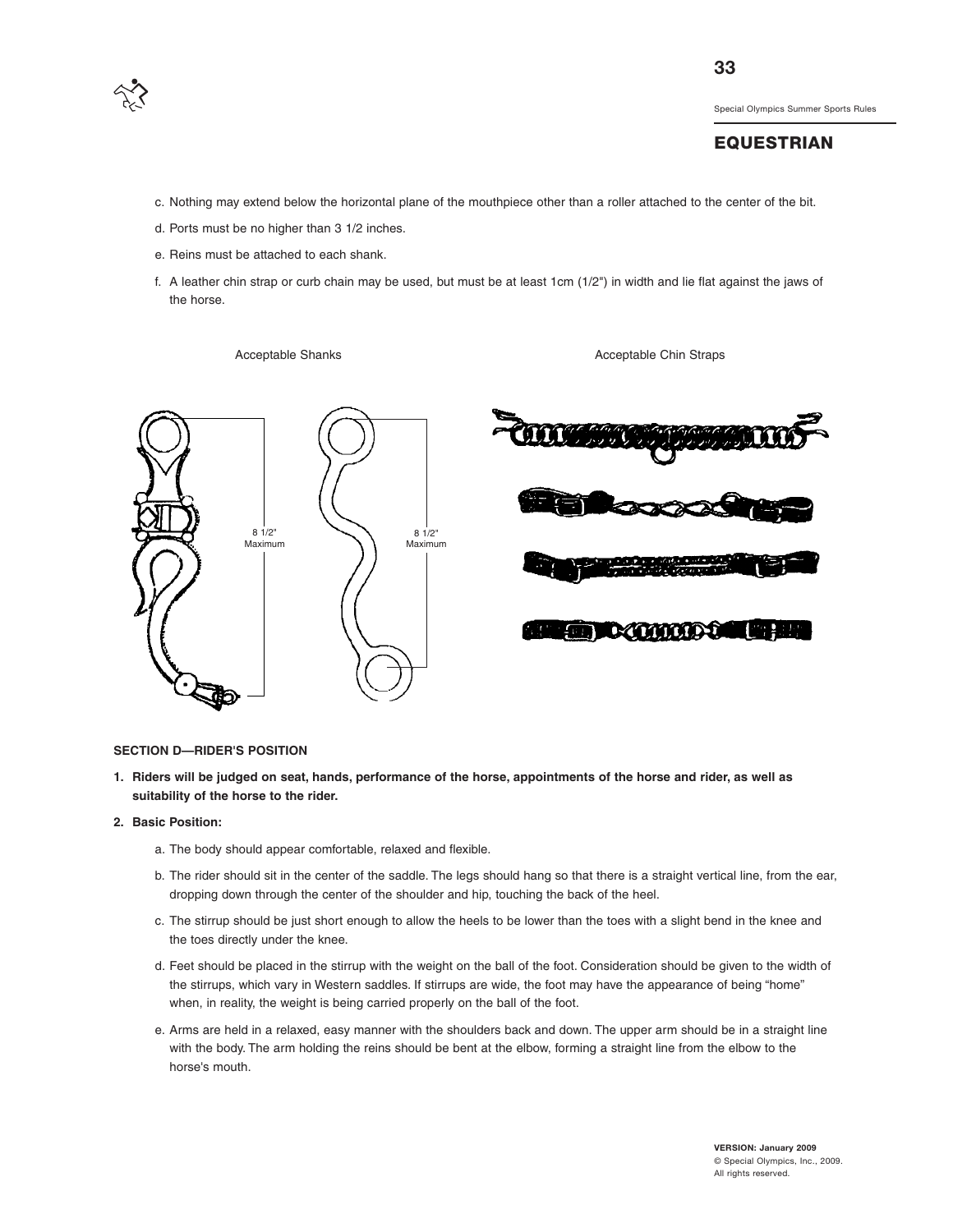c. Nothing may extend below the horizontal plane of the mouthpiece other than a roller attached to the center of the bit.

d. Ports must be no higher than 3 1/2 inches.

e. Reins must be attached to each shank.

f. A leather chin strap or curb chain may be used, but must be at least 1cm (1/2") in width and lie flat against the jaws of the horse.

Acceptable Shanks

8 1/2" Maximum

8 1/2" Maximum

Acceptable Chin Straps

**SECTION D—RIDER'S POSITION**

**1. Riders will be judged on seat, hands, performance of the horse, appointments of the horse and rider, as well as suitability of the horse to the rider.**

**2. Basic Position:**

a. The body should appear comfortable, relaxed and flexible.

b. The rider should sit in the center of the saddle. The legs should hang so that there is a straight vertical line, from the ear, dropping down through the center of the shoulder and hip, touching the back of the heel.

c. The stirrup should be just short enough to allow the heels to be lower than the toes with a slight bend in the knee and the toes directly under the knee.

d. Feet should be placed in the stirrup with the weight on the ball of the foot. Consideration should be given to the width of the stirrups, which vary in Western saddles. If stirrups are wide, the foot may have the appearance of being "home" when, in reality, the weight is being carried properly on the ball of the foot.

e. Arms are held in a relaxed, easy manner with the shoulders back and down. The upper arm should be in a straight line with the body. The arm holding the reins should be bent at the elbow, forming a straight line from the elbow to the horse's mouth.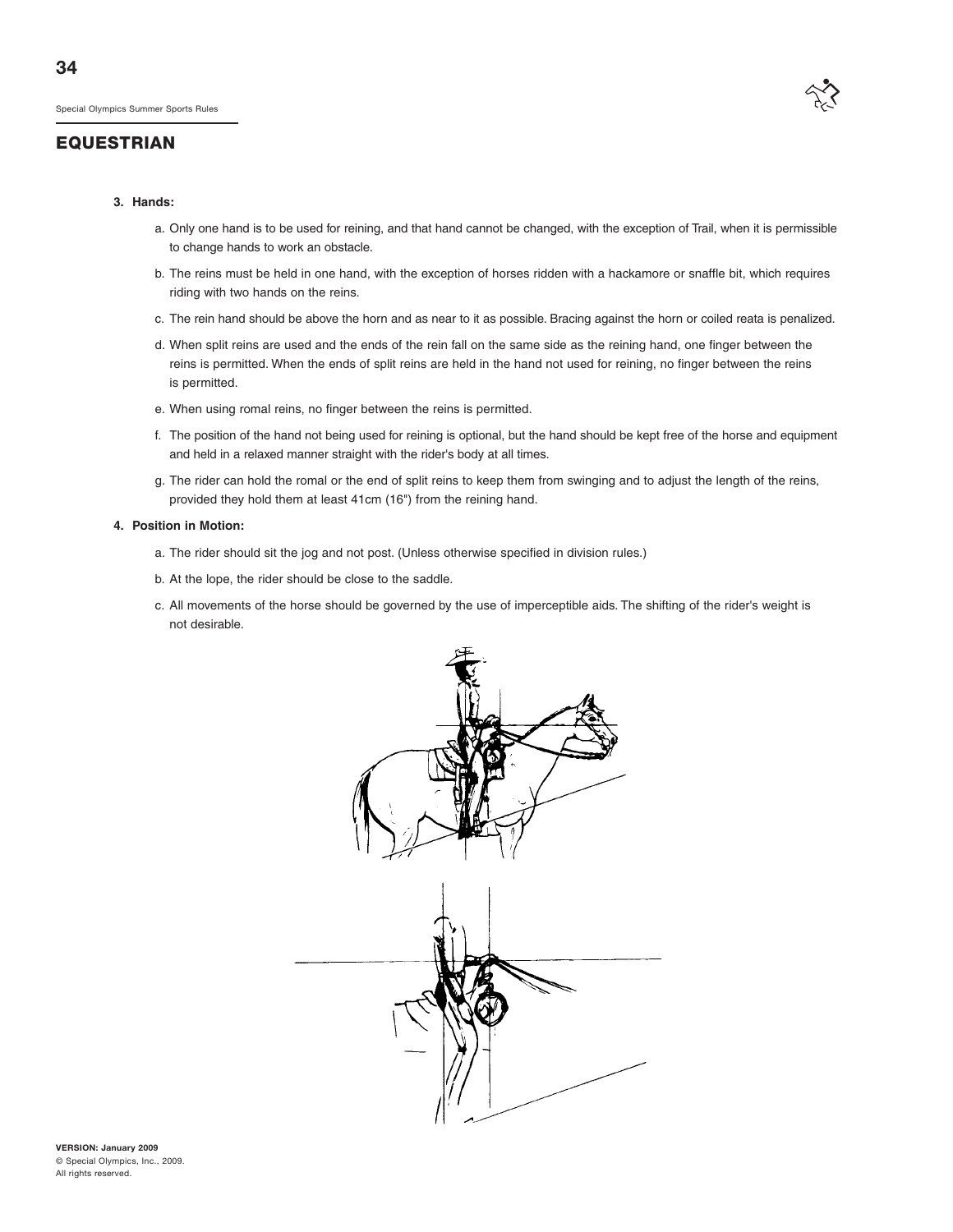## EQUESTRIAN

**3. Hands:**

a. Only one hand is to be used for reining, and that hand cannot be changed, with the exception of Trail, when it is permissible to change hands to work an obstacle.

b. The reins must be held in one hand, with the exception of horses ridden with a hackamore or snaffle bit, which requires riding with two hands on the reins.

c. The rein hand should be above the horn and as near to it as possible. Bracing against the horn or coiled reata is penalized.

d. When split reins are used and the ends of the rein fall on the same side as the reining hand, one finger between the reins is permitted. When the ends of split reins are held in the hand not used for reining, no finger between the reins is permitted.

e. When using romal reins, no finger between the reins is permitted.

f. The position of the hand not being used for reining is optional, but the hand should be kept free of the horse and equipment and held in a relaxed manner straight with the rider's body at all times.

g. The rider can hold the romal or the end of split reins to keep them from swinging and to adjust the length of the reins, provided they hold them at least 41cm (16") from the reining hand.

**4. Position in Motion:**

a. The rider should sit the jog and not post. (Unless otherwise specified in division rules.)

b. At the lope, the rider should be close to the saddle.

c. All movements of the horse should be governed by the use of imperceptible aids. The shifting of the rider's weight is not desirable.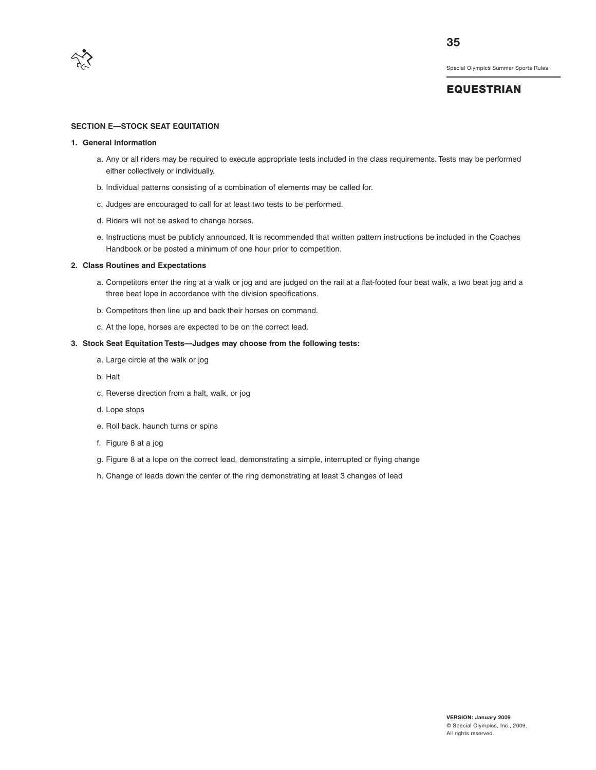## SECTION E—STOCK SEAT EQUITATION

### 1. General Information

a. Any or all riders may be required to execute appropriate tests included in the class requirements. Tests may be performed either collectively or individually.

b. Individual patterns consisting of a combination of elements may be called for.

c. Judges are encouraged to call for at least two tests to be performed.

d. Riders will not be asked to change horses.

e. Instructions must be publicly announced. It is recommended that written pattern instructions be included in the Coaches Handbook or be posted a minimum of one hour prior to competition.

### 2. Class Routines and Expectations

a. Competitors enter the ring at a walk or jog and are judged on the rail at a flat-footed four beat walk, a two beat jog and a three beat lope in accordance with the division specifications.

b. Competitors then line up and back their horses on command.

c. At the lope, horses are expected to be on the correct lead.

### 3. Stock Seat Equitation Tests—Judges may choose from the following tests:

a. Large circle at the walk or jog

b. Halt

c. Reverse direction from a halt, walk, or jog

d. Lope stops

e. Roll back, haunch turns or spins

f. Figure 8 at a jog

g. Figure 8 at a lope on the correct lead, demonstrating a simple, interrupted or flying change

h. Change of leads down the center of the ring demonstrating at least 3 changes of lead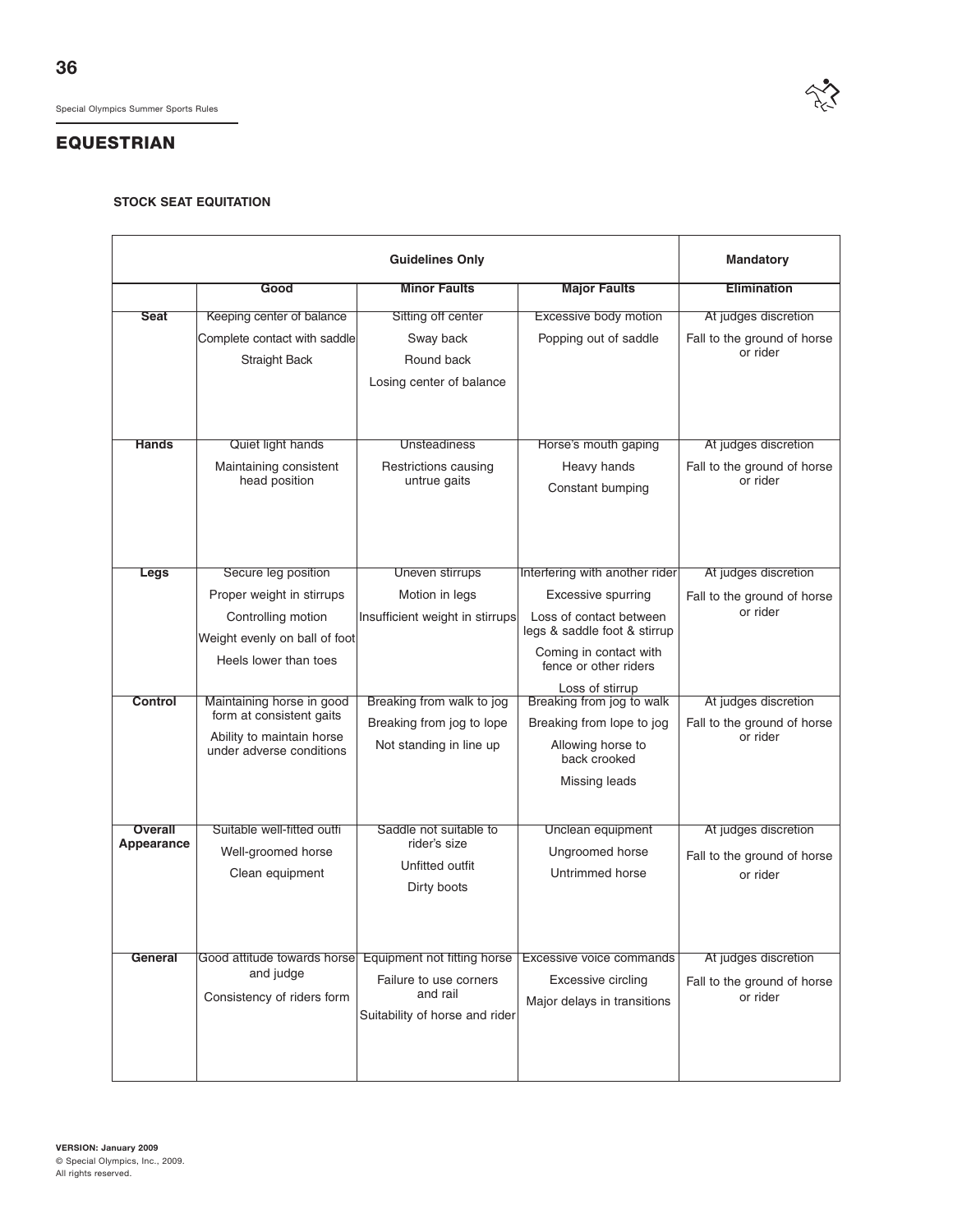## EQUESTRIAN

### STOCK SEAT EQUITATION

| | Guidelines Only | | | Mandatory |
|---|---|---|---|---|
| | **Good** | **Minor Faults** | **Major Faults** | **Elimination** |
| **Seat** | Keeping center of balance<br>Complete contact with saddle<br>Straight Back | Sitting off center<br>Sway back<br>Round back<br>Losing center of balance | Excessive body motion<br>Popping out of saddle | At judges discretion<br>Fall to the ground of horse or rider |
| **Hands** | Quiet light hands<br>Maintaining consistent head position | Unsteadiness<br>Restrictions causing untrue gaits | Horse's mouth gaping<br>Heavy hands<br>Constant bumping | At judges discretion<br>Fall to the ground of horse or rider |
| **Legs** | Secure leg position<br>Proper weight in stirrups<br>Controlling motion<br>Weight evenly on ball of foot<br>Heels lower than toes | Uneven stirrups<br>Motion in legs<br>Insufficient weight in stirrups | Interfering with another rider<br>Excessive spurring<br>Loss of contact between legs & saddle foot & stirrup<br>Coming in contact with fence or other riders<br>Loss of stirrup | At judges discretion<br>Fall to the ground of horse or rider |
| **Control** | Maintaining horse in good form at consistent gaits<br>Ability to maintain horse under adverse conditions | Breaking from walk to jog<br>Breaking from jog to lope<br>Not standing in line up | Breaking from jog to walk<br>Breaking from lope to jog<br>Allowing horse to back crooked<br>Missing leads | At judges discretion<br>Fall to the ground of horse or rider |
| **Overall Appearance** | Suitable well-fitted outfi<br>Well-groomed horse<br>Clean equipment | Saddle not suitable to rider's size<br>Unfitted outfit<br>Dirty boots | Unclean equipment<br>Ungroomed horse<br>Untrimmed horse | At judges discretion<br>Fall to the ground of horse or rider |
| **General** | Good attitude towards horse and judge<br>Consistency of riders form | Equipment not fitting horse<br>Failure to use corners and rail<br>Suitability of horse and rider | Excessive voice commands<br>Excessive circling<br>Major delays in transitions | At judges discretion<br>Fall to the ground of horse or rider |

**VERSION: January 2009**
© Special Olympics, Inc., 2009.
All rights reserved.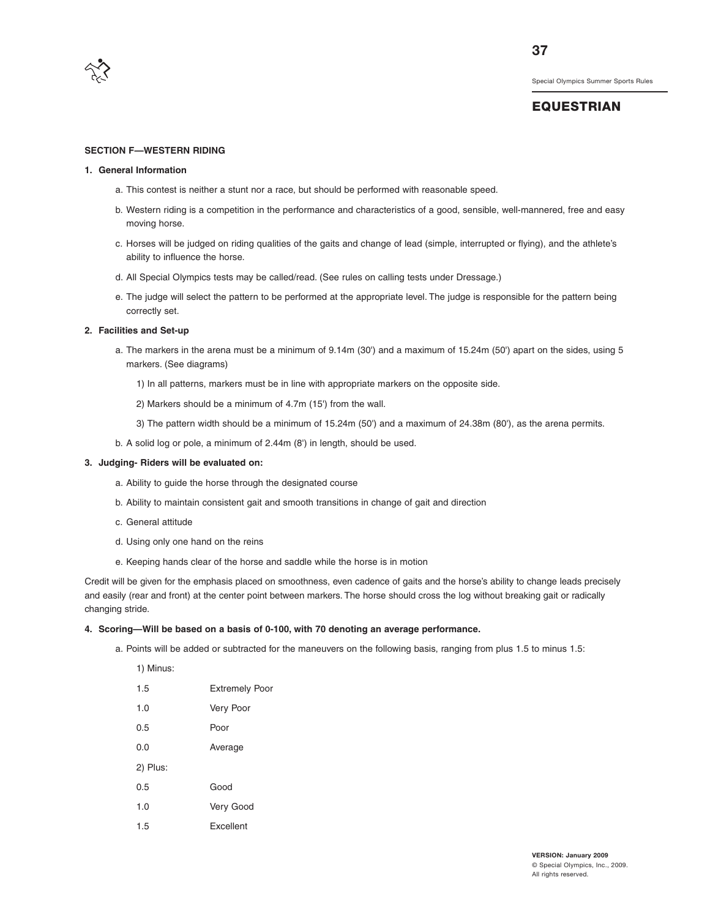## EQUESTRIAN

### SECTION F—WESTERN RIDING

**1. General Information**

a. This contest is neither a stunt nor a race, but should be performed with reasonable speed.

b. Western riding is a competition in the performance and characteristics of a good, sensible, well-mannered, free and easy moving horse.

c. Horses will be judged on riding qualities of the gaits and change of lead (simple, interrupted or flying), and the athlete's ability to influence the horse.

d. All Special Olympics tests may be called/read. (See rules on calling tests under Dressage.)

e. The judge will select the pattern to be performed at the appropriate level. The judge is responsible for the pattern being correctly set.

**2. Facilities and Set-up**

a. The markers in the arena must be a minimum of 9.14m (30') and a maximum of 15.24m (50') apart on the sides, using 5 markers. (See diagrams)

1) In all patterns, markers must be in line with appropriate markers on the opposite side.

2) Markers should be a minimum of 4.7m (15') from the wall.

3) The pattern width should be a minimum of 15.24m (50') and a maximum of 24.38m (80'), as the arena permits.

b. A solid log or pole, a minimum of 2.44m (8') in length, should be used.

**3. Judging- Riders will be evaluated on:**

a. Ability to guide the horse through the designated course

b. Ability to maintain consistent gait and smooth transitions in change of gait and direction

c. General attitude

d. Using only one hand on the reins

e. Keeping hands clear of the horse and saddle while the horse is in motion

Credit will be given for the emphasis placed on smoothness, even cadence of gaits and the horse's ability to change leads precisely and easily (rear and front) at the center point between markers. The horse should cross the log without breaking gait or radically changing stride.

**4. Scoring—Will be based on a basis of 0-100, with 70 denoting an average performance.**

a. Points will be added or subtracted for the maneuvers on the following basis, ranging from plus 1.5 to minus 1.5:

1) Minus:

| | |
|---|---|
| 1.5 | Extremely Poor |
| 1.0 | Very Poor |
| 0.5 | Poor |
| 0.0 | Average |

2) Plus:

| | |
|---|---|
| 0.5 | Good |
| 1.0 | Very Good |
| 1.5 | Excellent |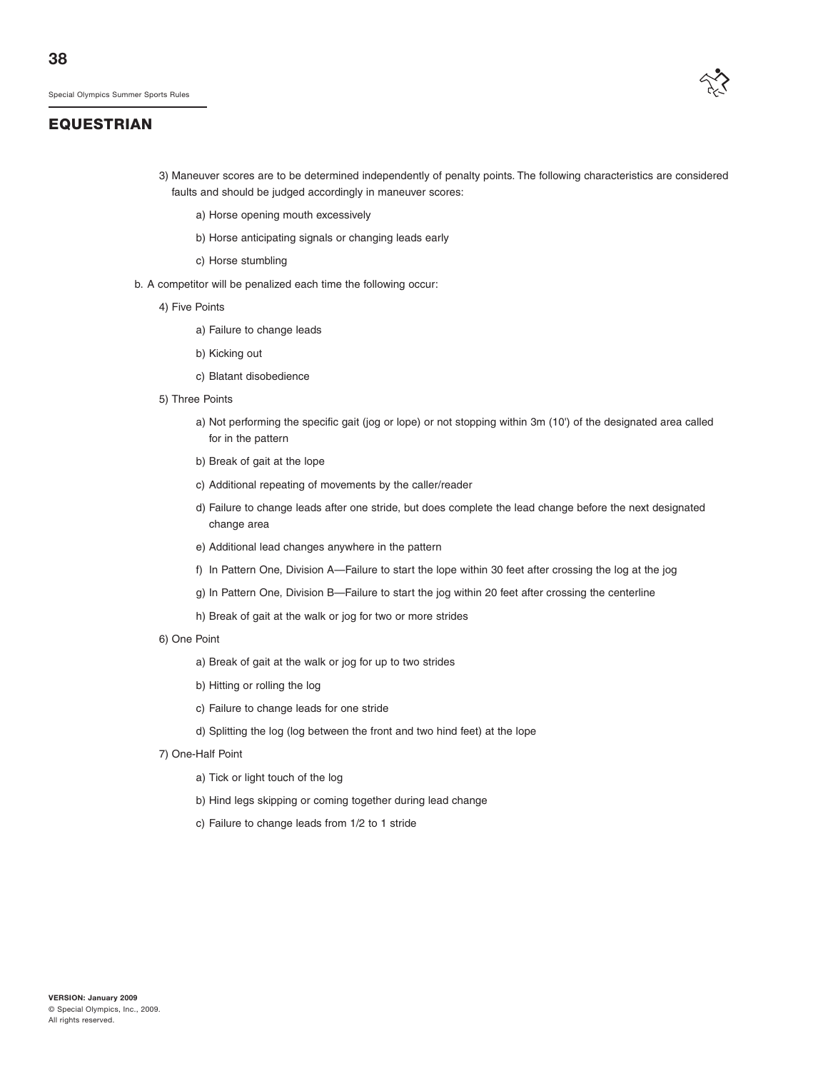3) Maneuver scores are to be determined independently of penalty points. The following characteristics are considered faults and should be judged accordingly in maneuver scores:

    a) Horse opening mouth excessively

    b) Horse anticipating signals or changing leads early

    c) Horse stumbling

b. A competitor will be penalized each time the following occur:

4) Five Points

    a) Failure to change leads

    b) Kicking out

    c) Blatant disobedience

5) Three Points

    a) Not performing the specific gait (jog or lope) or not stopping within 3m (10') of the designated area called for in the pattern

    b) Break of gait at the lope

    c) Additional repeating of movements by the caller/reader

    d) Failure to change leads after one stride, but does complete the lead change before the next designated change area

    e) Additional lead changes anywhere in the pattern

    f) In Pattern One, Division A—Failure to start the lope within 30 feet after crossing the log at the jog

    g) In Pattern One, Division B—Failure to start the jog within 20 feet after crossing the centerline

    h) Break of gait at the walk or jog for two or more strides

6) One Point

    a) Break of gait at the walk or jog for up to two strides

    b) Hitting or rolling the log

    c) Failure to change leads for one stride

    d) Splitting the log (log between the front and two hind feet) at the lope

7) One-Half Point

    a) Tick or light touch of the log

    b) Hind legs skipping or coming together during lead change

    c) Failure to change leads from 1/2 to 1 stride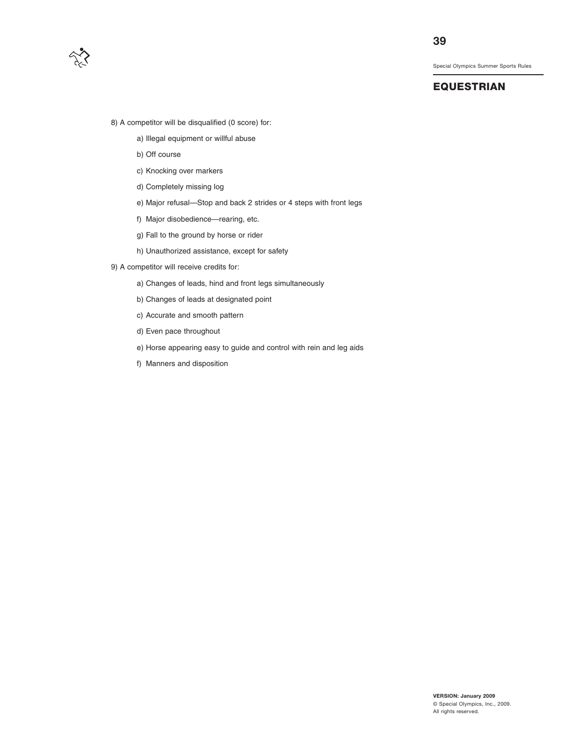8) A competitor will be disqualified (0 score) for:

   a) Illegal equipment or willful abuse

   b) Off course

   c) Knocking over markers

   d) Completely missing log

   e) Major refusal—Stop and back 2 strides or 4 steps with front legs

   f) Major disobedience—rearing, etc.

   g) Fall to the ground by horse or rider

   h) Unauthorized assistance, except for safety

9) A competitor will receive credits for:

   a) Changes of leads, hind and front legs simultaneously

   b) Changes of leads at designated point

   c) Accurate and smooth pattern

   d) Even pace throughout

   e) Horse appearing easy to guide and control with rein and leg aids

   f) Manners and disposition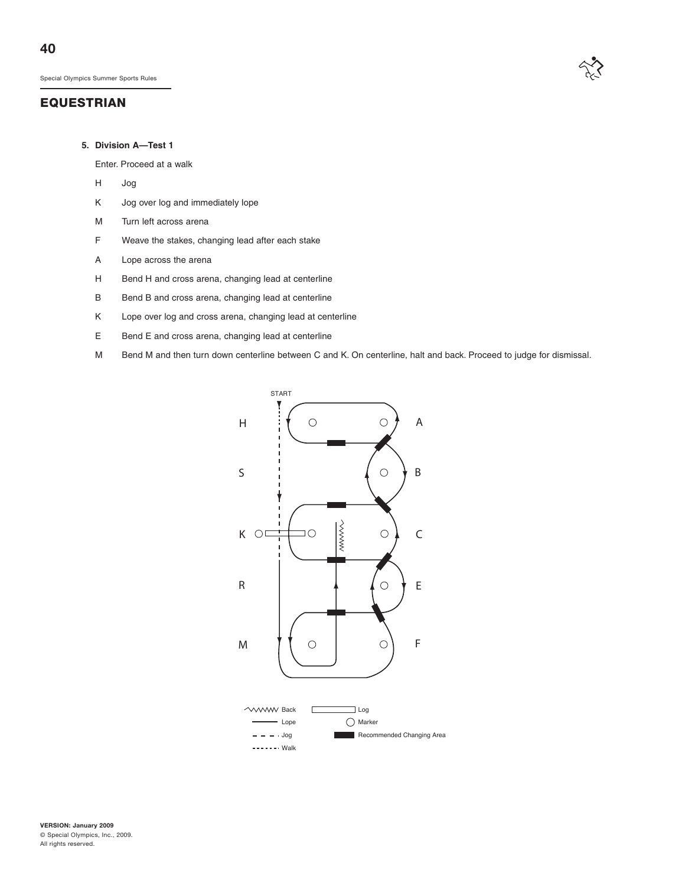## EQUESTRIAN

**5. Division A—Test 1**

Enter. Proceed at a walk

| | |
|---|---|
| H | Jog |
| K | Jog over log and immediately lope |
| M | Turn left across arena |
| F | Weave the stakes, changing lead after each stake |
| A | Lope across the arena |
| H | Bend H and cross arena, changing lead at centerline |
| B | Bend B and cross arena, changing lead at centerline |
| K | Lope over log and cross arena, changing lead at centerline |
| E | Bend E and cross arena, changing lead at centerline |
| M | Bend M and then turn down centerline between C and K. On centerline, halt and back. Proceed to judge for dismissal. |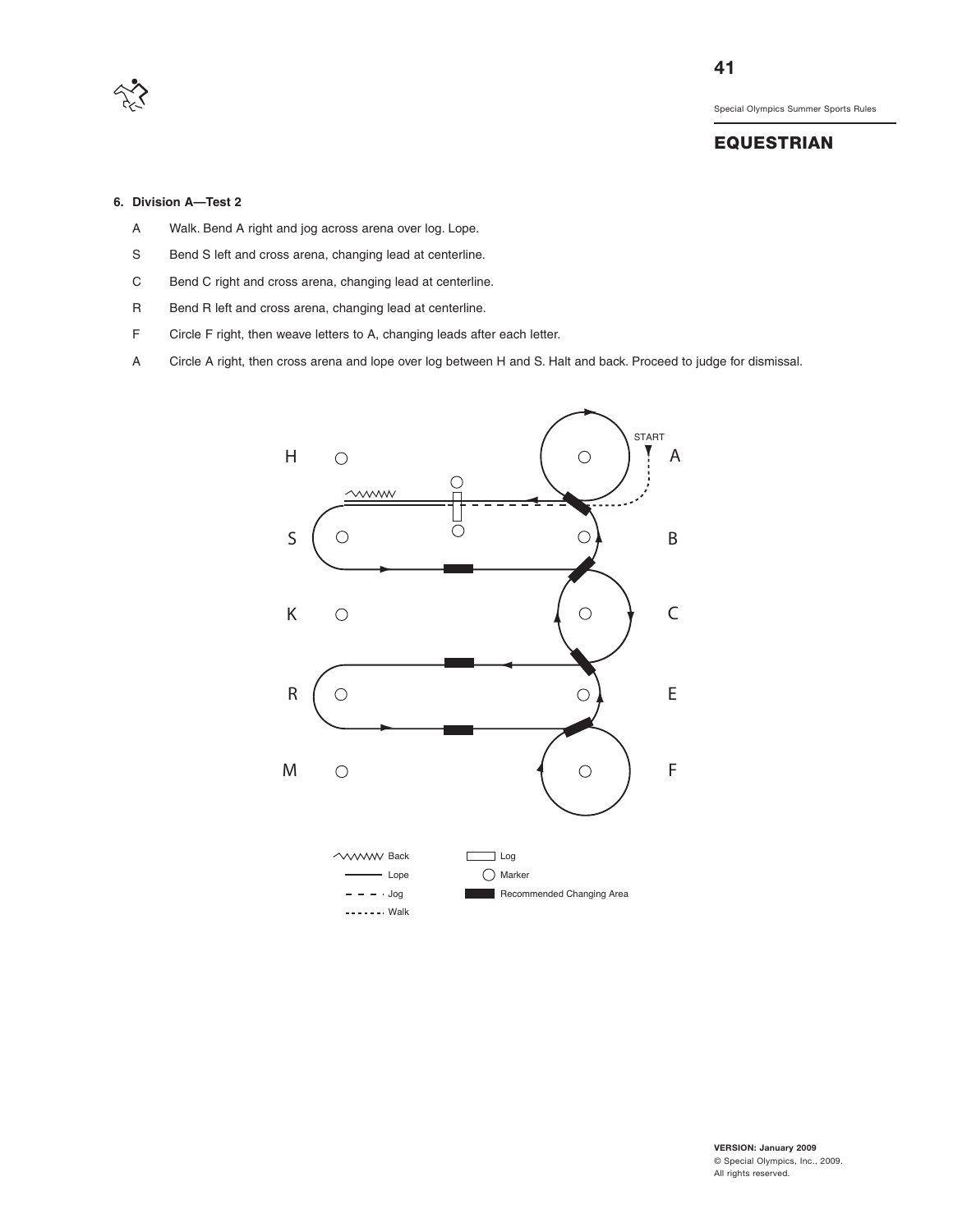## EQUESTRIAN

**6. Division A—Test 2**

| | |
|---|---|
| A | Walk. Bend A right and jog across arena over log. Lope. |
| S | Bend S left and cross arena, changing lead at centerline. |
| C | Bend C right and cross arena, changing lead at centerline. |
| R | Bend R left and cross arena, changing lead at centerline. |
| F | Circle F right, then weave letters to A, changing leads after each letter. |
| A | Circle A right, then cross arena and lope over log between H and S. Halt and back. Proceed to judge for dismissal. |

START

H A

S B

K C

R E

M F

Back — Lope — Jog — Walk

Log — Marker — Recommended Changing Area

VERSION: January 2009
© Special Olympics, Inc., 2009.
All rights reserved.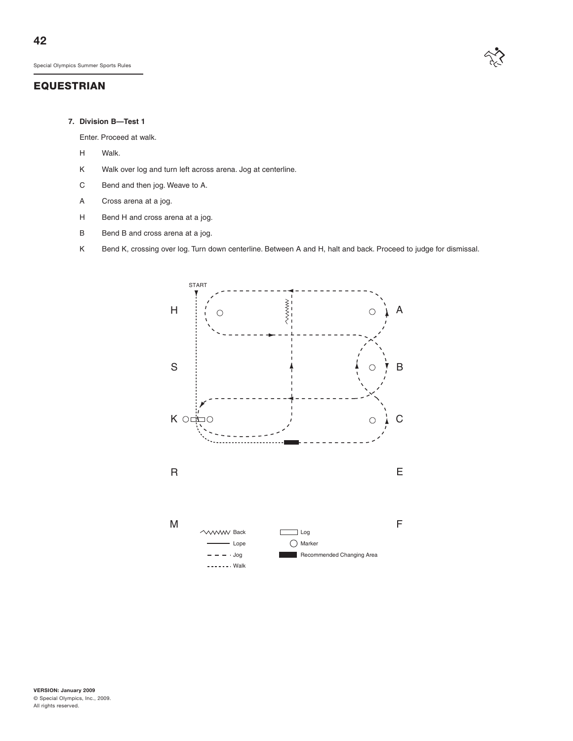## EQUESTRIAN

**7. Division B—Test 1**

Enter. Proceed at walk.

- H Walk.
- K Walk over log and turn left across arena. Jog at centerline.
- C Bend and then jog. Weave to A.
- A Cross arena at a jog.
- H Bend H and cross arena at a jog.
- B Bend B and cross arena at a jog.
- K Bend K, crossing over log. Turn down centerline. Between A and H, halt and back. Proceed to judge for dismissal.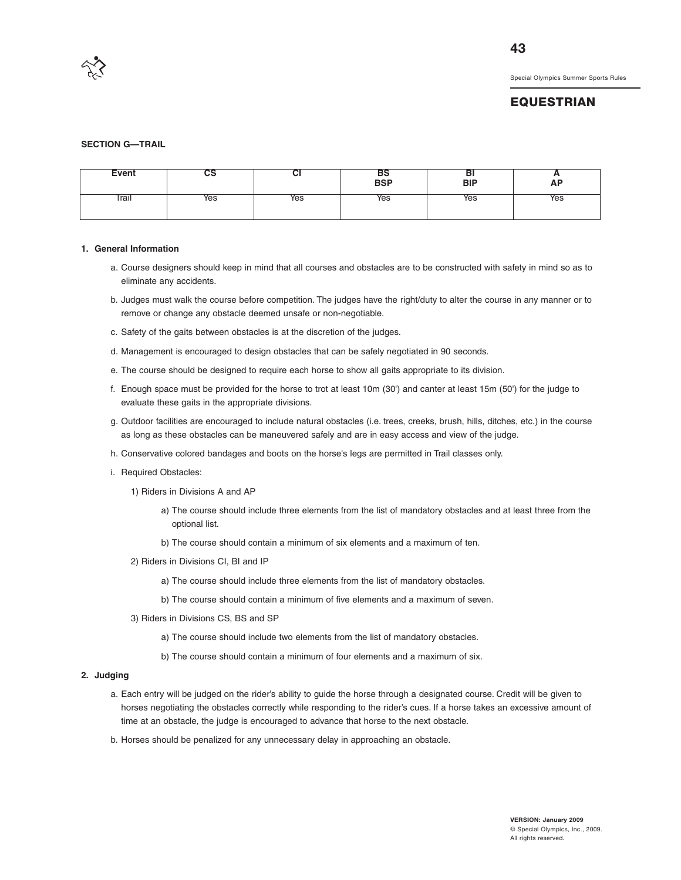## EQUESTRIAN

### SECTION G—TRAIL

| Event | CS | CI | BS<br>BSP | BI<br>BIP | A<br>AP |
|---|---|---|---|---|---|
| Trail | Yes | Yes | Yes | Yes | Yes |

**1. General Information**

a. Course designers should keep in mind that all courses and obstacles are to be constructed with safety in mind so as to eliminate any accidents.

b. Judges must walk the course before competition. The judges have the right/duty to alter the course in any manner or to remove or change any obstacle deemed unsafe or non-negotiable.

c. Safety of the gaits between obstacles is at the discretion of the judges.

d. Management is encouraged to design obstacles that can be safely negotiated in 90 seconds.

e. The course should be designed to require each horse to show all gaits appropriate to its division.

f. Enough space must be provided for the horse to trot at least 10m (30') and canter at least 15m (50') for the judge to evaluate these gaits in the appropriate divisions.

g. Outdoor facilities are encouraged to include natural obstacles (i.e. trees, creeks, brush, hills, ditches, etc.) in the course as long as these obstacles can be maneuvered safely and are in easy access and view of the judge.

h. Conservative colored bandages and boots on the horse's legs are permitted in Trail classes only.

i. Required Obstacles:

1) Riders in Divisions A and AP

a) The course should include three elements from the list of mandatory obstacles and at least three from the optional list.

b) The course should contain a minimum of six elements and a maximum of ten.

2) Riders in Divisions CI, BI and IP

a) The course should include three elements from the list of mandatory obstacles.

b) The course should contain a minimum of five elements and a maximum of seven.

3) Riders in Divisions CS, BS and SP

a) The course should include two elements from the list of mandatory obstacles.

b) The course should contain a minimum of four elements and a maximum of six.

**2. Judging**

a. Each entry will be judged on the rider's ability to guide the horse through a designated course. Credit will be given to horses negotiating the obstacles correctly while responding to the rider's cues. If a horse takes an excessive amount of time at an obstacle, the judge is encouraged to advance that horse to the next obstacle.

b. Horses should be penalized for any unnecessary delay in approaching an obstacle.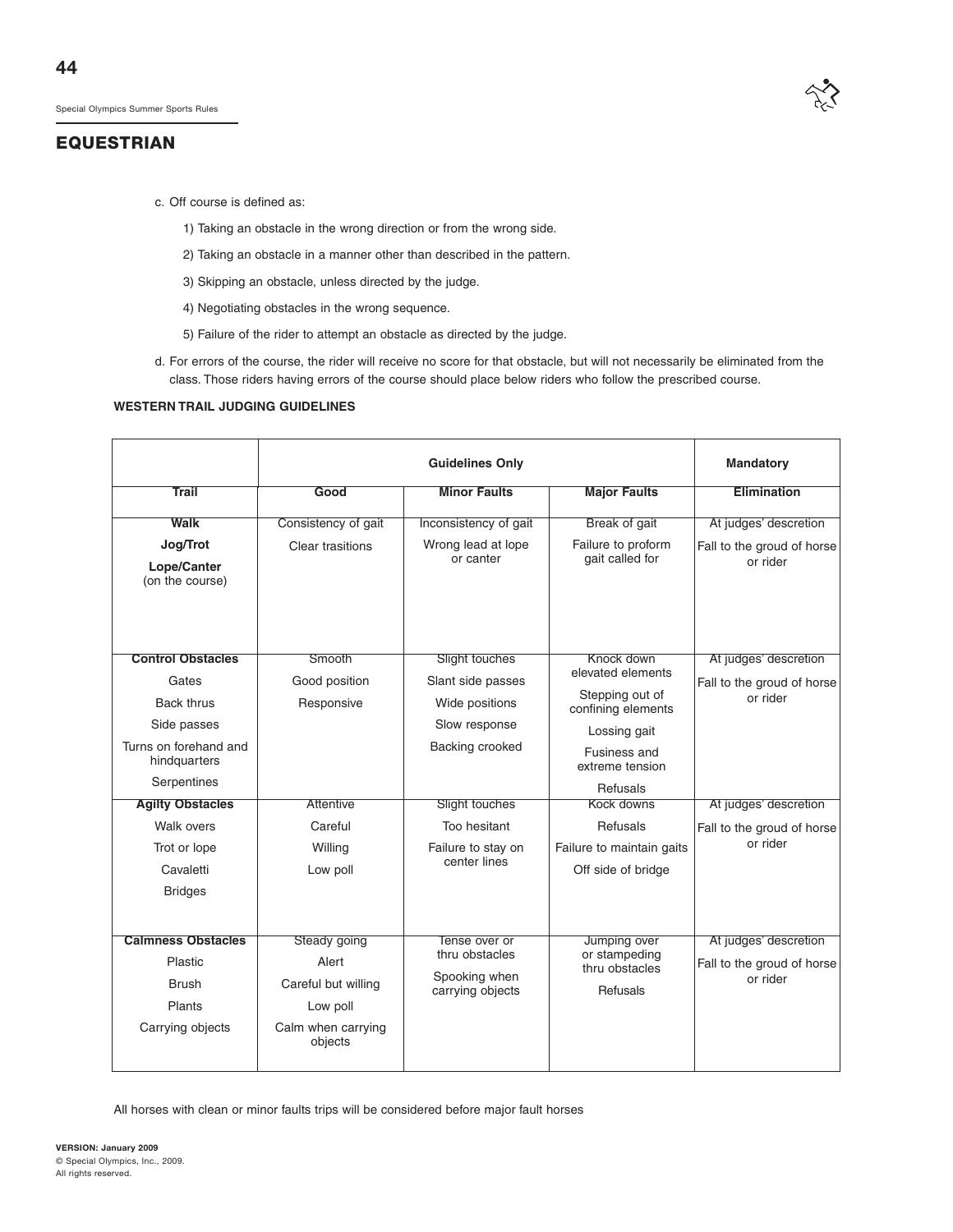## EQUESTRIAN

c. Off course is defined as:

1) Taking an obstacle in the wrong direction or from the wrong side.

2) Taking an obstacle in a manner other than described in the pattern.

3) Skipping an obstacle, unless directed by the judge.

4) Negotiating obstacles in the wrong sequence.

5) Failure of the rider to attempt an obstacle as directed by the judge.

d. For errors of the course, the rider will receive no score for that obstacle, but will not necessarily be eliminated from the class. Those riders having errors of the course should place below riders who follow the prescribed course.

**WESTERN TRAIL JUDGING GUIDELINES**

| | **Guidelines Only** | | | **Mandatory** |
|---|---|---|---|---|
| **Trail** | **Good** | **Minor Faults** | **Major Faults** | **Elimination** |
| **Walk**<br>**Jog/Trot**<br>**Lope/Canter** (on the course) | Consistency of gait<br>Clear trasitions | Inconsistency of gait<br>Wrong lead at lope or canter | Break of gait<br>Failure to proform gait called for | At judges' descretion<br>Fall to the groud of horse or rider |
| **Control Obstacles**<br>Gates<br>Back thrus<br>Side passes<br>Turns on forehand and hindquarters<br>Serpentines | Smooth<br>Good position<br>Responsive | Slight touches<br>Slant side passes<br>Wide positions<br>Slow response<br>Backing crooked | Knock down elevated elements<br>Stepping out of confining elements<br>Lossing gait<br>Fusiness and extreme tension<br>Refusals | At judges' descretion<br>Fall to the groud of horse or rider |
| **Agilty Obstacles**<br>Walk overs<br>Trot or lope<br>Cavaletti<br>Bridges | Attentive<br>Careful<br>Willing<br>Low poll | Slight touches<br>Too hesitant<br>Failure to stay on center lines | Kock downs<br>Refusals<br>Failure to maintain gaits<br>Off side of bridge | At judges' descretion<br>Fall to the groud of horse or rider |
| **Calmness Obstacles**<br>Plastic<br>Brush<br>Plants<br>Carrying objects | Steady going<br>Alert<br>Careful but willing<br>Low poll<br>Calm when carrying objects | Tense over or thru obstacles<br>Spooking when carrying objects | Jumping over or stampeding thru obstacles<br>Refusals | At judges' descretion<br>Fall to the groud of horse or rider |

All horses with clean or minor faults trips will be considered before major fault horses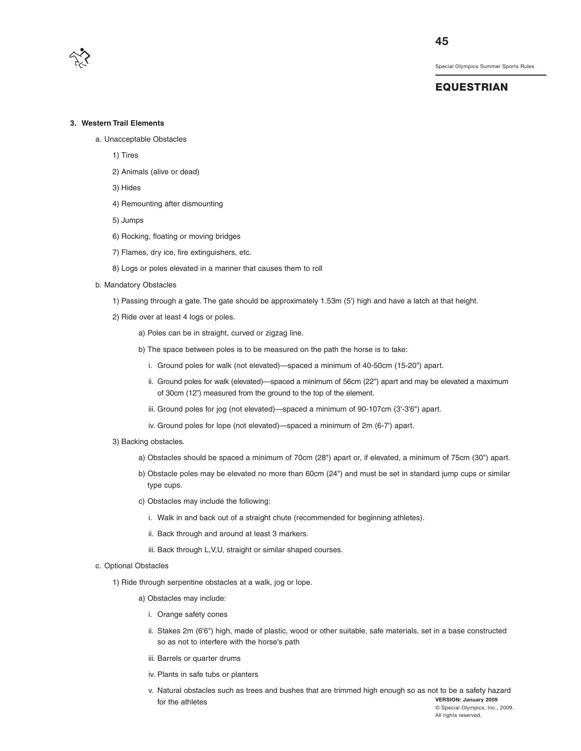**3. Western Trail Elements**

a. Unacceptable Obstacles

1) Tires

2) Animals (alive or dead)

3) Hides

4) Remounting after dismounting

5) Jumps

6) Rocking, floating or moving bridges

7) Flames, dry ice, fire extinguishers, etc.

8) Logs or poles elevated in a manner that causes them to roll

b. Mandatory Obstacles

1) Passing through a gate. The gate should be approximately 1.53m (5') high and have a latch at that height.

2) Ride over at least 4 logs or poles.

a) Poles can be in straight, curved or zigzag line.

b) The space between poles is to be measured on the path the horse is to take:

i. Ground poles for walk (not elevated)—spaced a minimum of 40-50cm (15-20") apart.

ii. Ground poles for walk (elevated)—spaced a minimum of 56cm (22") apart and may be elevated a maximum of 30cm (12") measured from the ground to the top of the element.

iii. Ground poles for jog (not elevated)—spaced a minimum of 90-107cm (3'-3'6") apart.

iv. Ground poles for lope (not elevated)—spaced a minimum of 2m (6-7') apart.

3) Backing obstacles.

a) Obstacles should be spaced a minimum of 70cm (28") apart or, if elevated, a minimum of 75cm (30") apart.

b) Obstacle poles may be elevated no more than 60cm (24") and must be set in standard jump cups or similar type cups.

c) Obstacles may include the following:

i. Walk in and back out of a straight chute (recommended for beginning athletes).

ii. Back through and around at least 3 markers.

iii. Back through L,V,U, straight or similar shaped courses.

c. Optional Obstacles

1) Ride through serpentine obstacles at a walk, jog or lope.

a) Obstacles may include:

i. Orange safety cones

ii. Stakes 2m (6'6") high, made of plastic, wood or other suitable, safe materials, set in a base constructed so as not to interfere with the horse's path

iii. Barrels or quarter drums

iv. Plants in safe tubs or planters

v. Natural obstacles such as trees and bushes that are trimmed high enough so as not to be a safety hazard for the athletes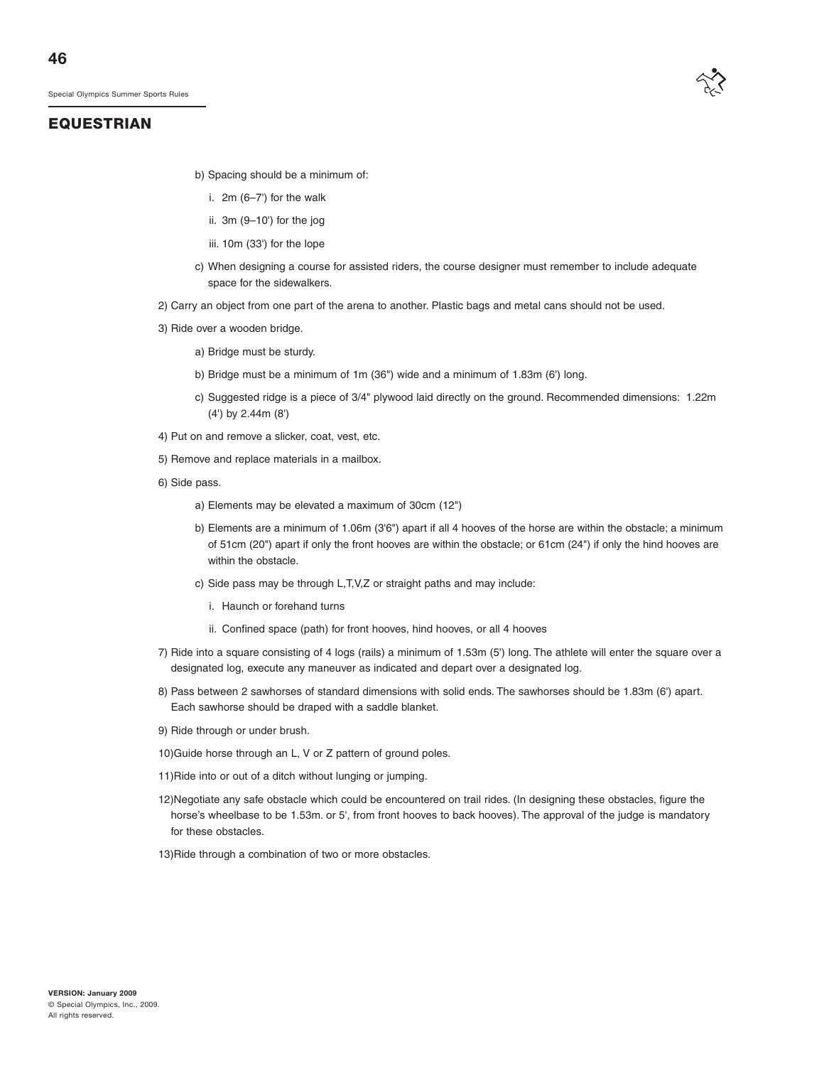b) Spacing should be a minimum of:

   i. 2m (6–7') for the walk

   ii. 3m (9–10') for the jog

   iii. 10m (33') for the lope

c) When designing a course for assisted riders, the course designer must remember to include adequate space for the sidewalkers.

2) Carry an object from one part of the arena to another. Plastic bags and metal cans should not be used.

3) Ride over a wooden bridge.

   a) Bridge must be sturdy.

   b) Bridge must be a minimum of 1m (36") wide and a minimum of 1.83m (6') long.

   c) Suggested ridge is a piece of 3/4" plywood laid directly on the ground. Recommended dimensions: 1.22m (4') by 2.44m (8')

4) Put on and remove a slicker, coat, vest, etc.

5) Remove and replace materials in a mailbox.

6) Side pass.

   a) Elements may be elevated a maximum of 30cm (12")

   b) Elements are a minimum of 1.06m (3'6") apart if all 4 hooves of the horse are within the obstacle; a minimum of 51cm (20") apart if only the front hooves are within the obstacle; or 61cm (24") if only the hind hooves are within the obstacle.

   c) Side pass may be through L,T,V,Z or straight paths and may include:

      i. Haunch or forehand turns

      ii. Confined space (path) for front hooves, hind hooves, or all 4 hooves

7) Ride into a square consisting of 4 logs (rails) a minimum of 1.53m (5') long. The athlete will enter the square over a designated log, execute any maneuver as indicated and depart over a designated log.

8) Pass between 2 sawhorses of standard dimensions with solid ends. The sawhorses should be 1.83m (6') apart. Each sawhorse should be draped with a saddle blanket.

9) Ride through or under brush.

10) Guide horse through an L, V or Z pattern of ground poles.

11) Ride into or out of a ditch without lunging or jumping.

12) Negotiate any safe obstacle which could be encountered on trail rides. (In designing these obstacles, figure the horse's wheelbase to be 1.53m. or 5', from front hooves to back hooves). The approval of the judge is mandatory for these obstacles.

13) Ride through a combination of two or more obstacles.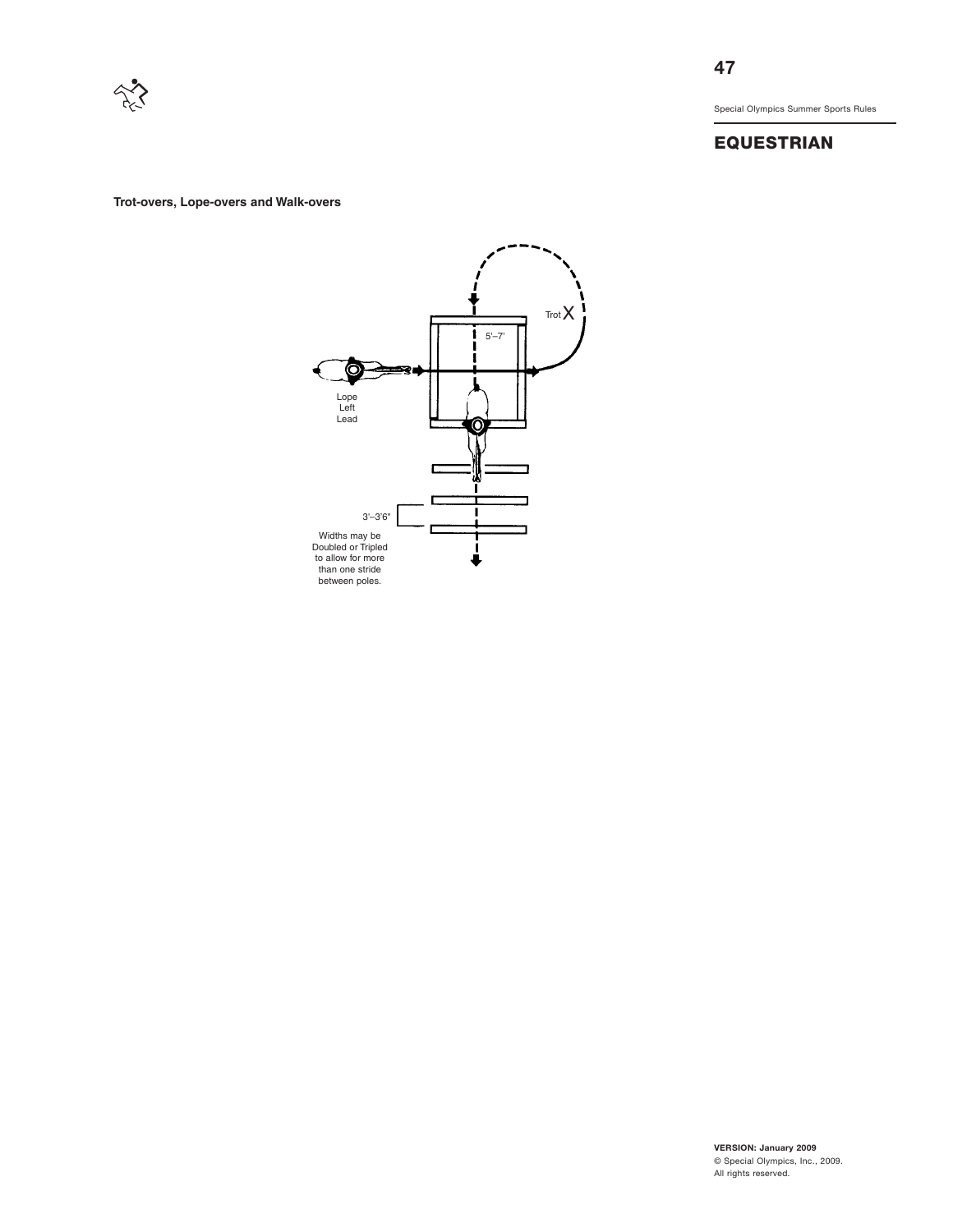**Trot-overs, Lope-overs and Walk-overs**

Trot X

5'–7'

Lope Left Lead

3'–3'6"

Widths may be Doubled or Tripled to allow for more than one stride between poles.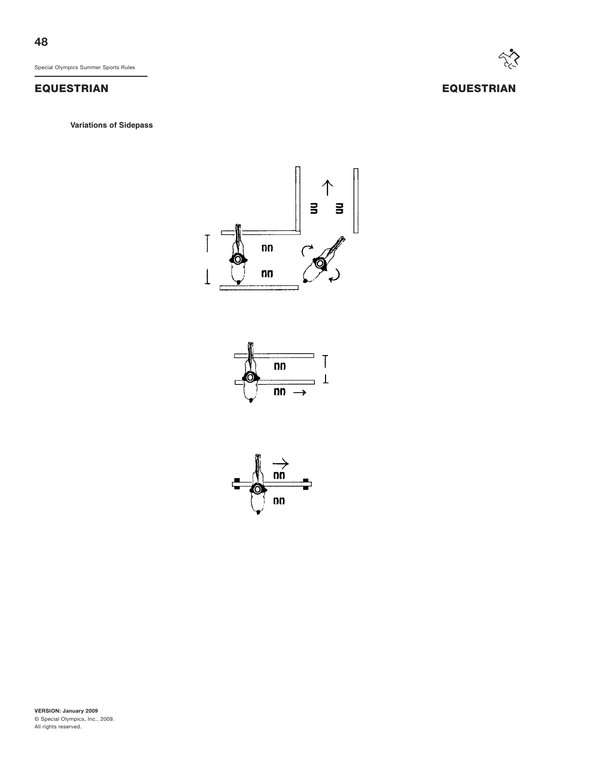**Variations of Sidepass**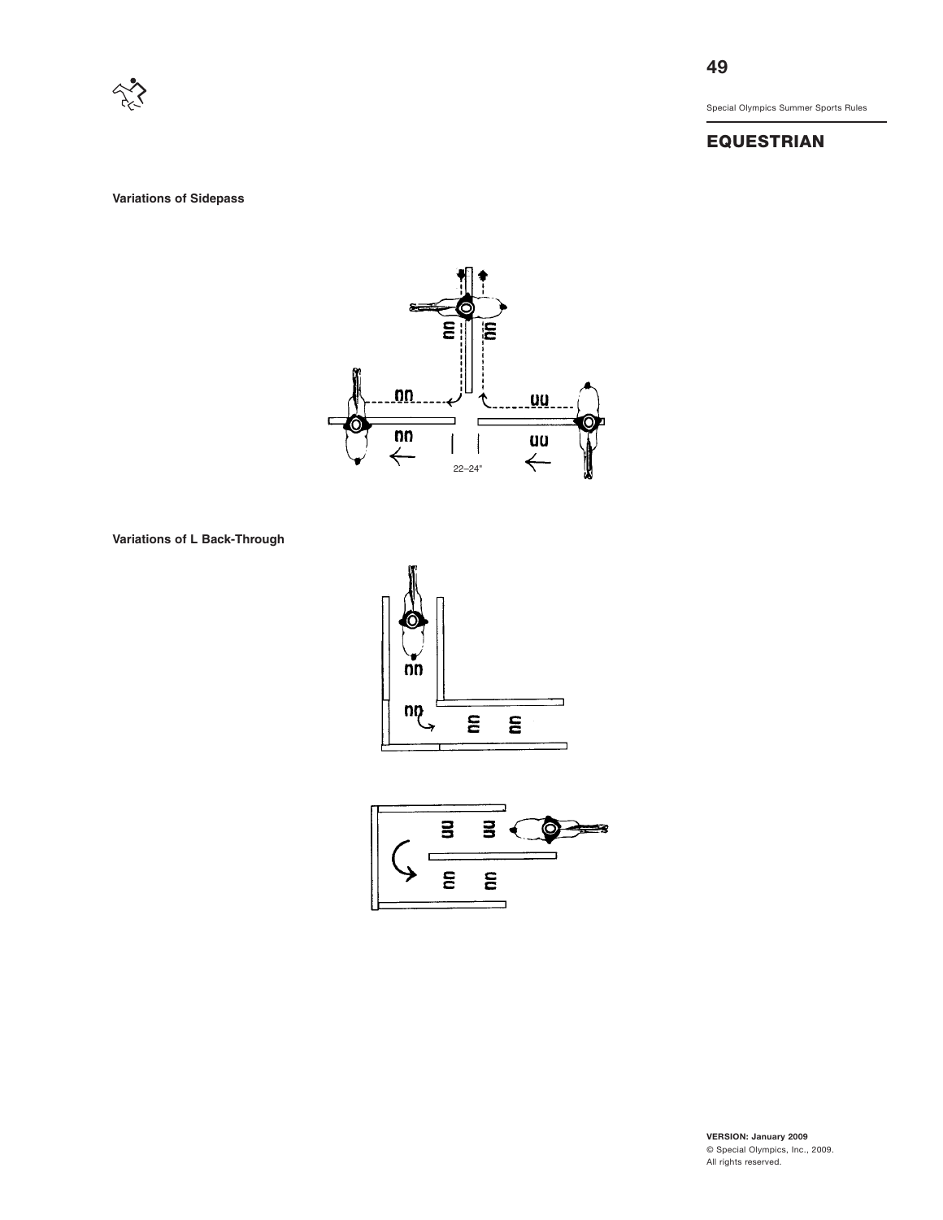### Variations of Sidepass

22–24"

### Variations of L Back-Through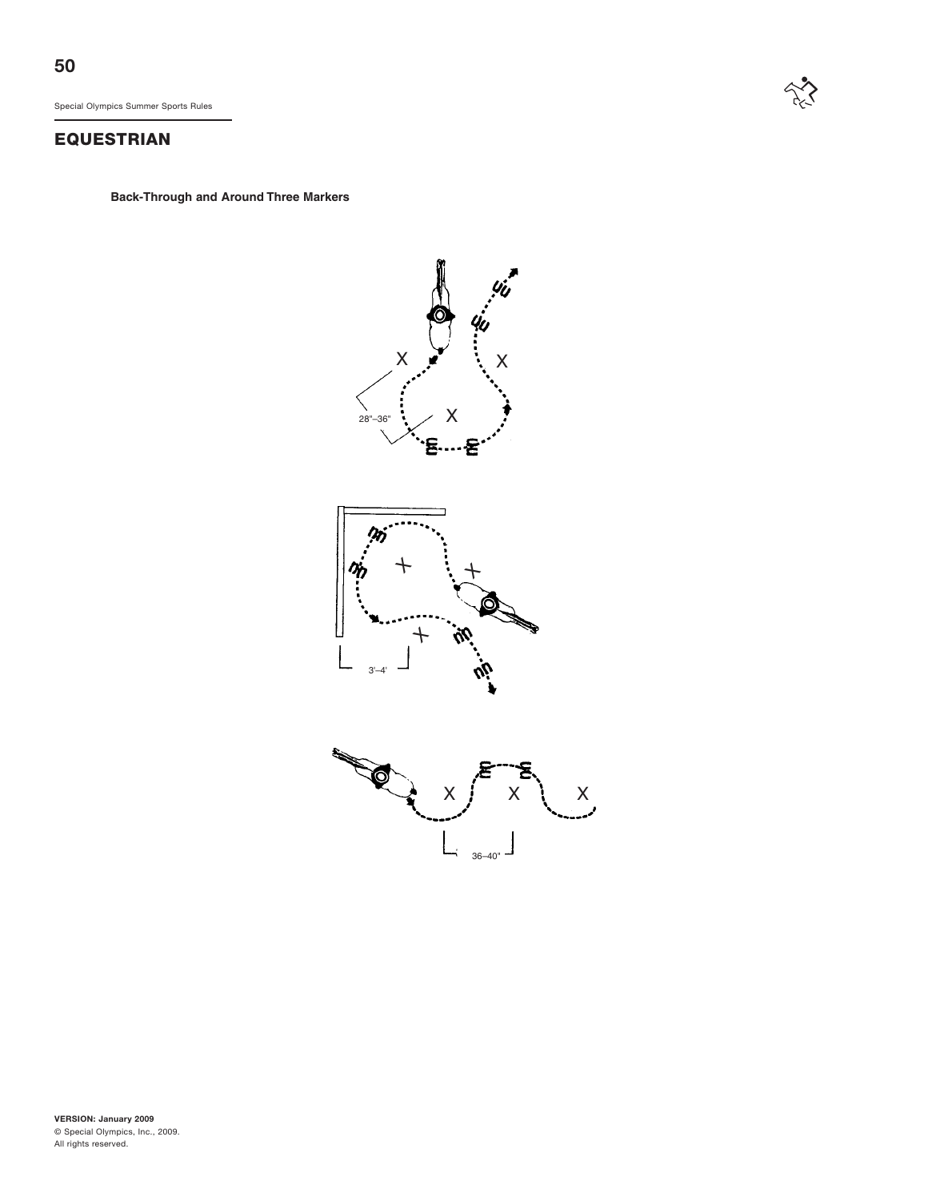**Back-Through and Around Three Markers**

28"–36"

3'–4'

36–40"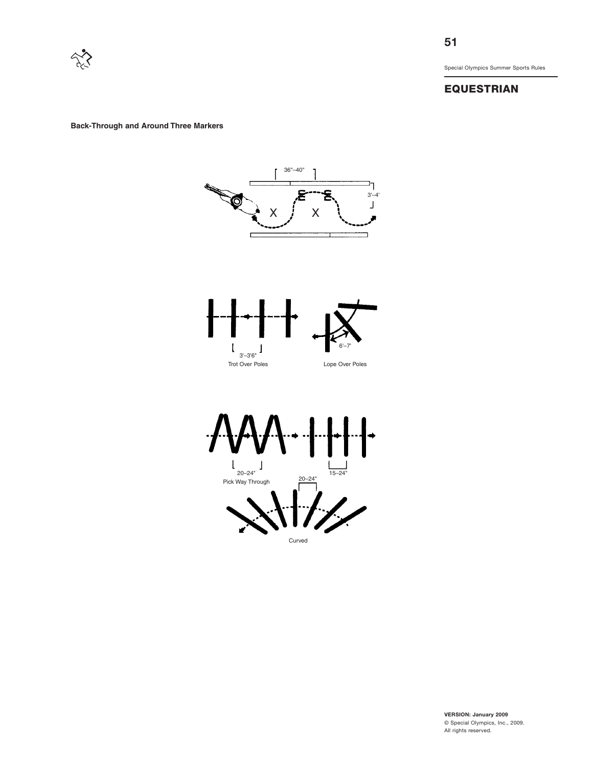**Back-Through and Around Three Markers**

36"–40"

3'–4'

3'–3'6"

Trot Over Poles

6'–7'

Lope Over Poles

20–24"

Pick Way Through

15–24"

20–24"

Curved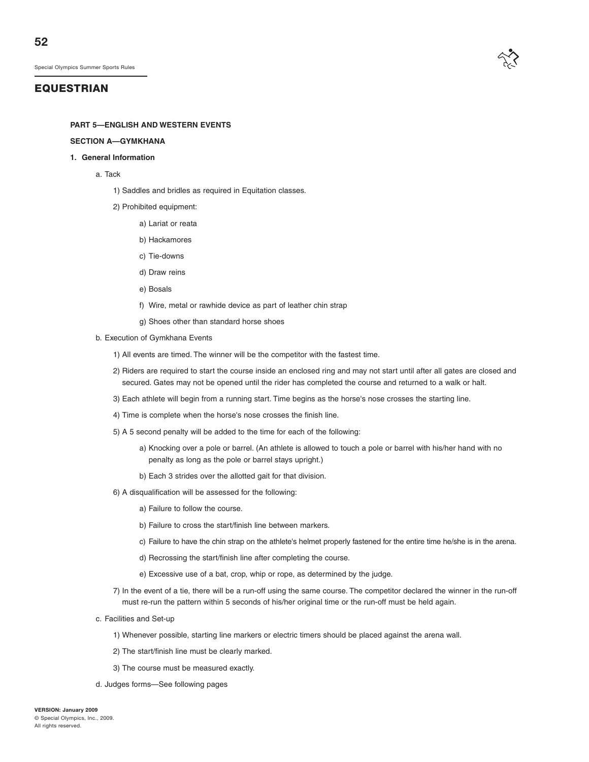# EQUESTRIAN

## PART 5—ENGLISH AND WESTERN EVENTS

### SECTION A—GYMKHANA

#### 1. General Information

a. Tack

1) Saddles and bridles as required in Equitation classes.

2) Prohibited equipment:

a) Lariat or reata

b) Hackamores

c) Tie-downs

d) Draw reins

e) Bosals

f) Wire, metal or rawhide device as part of leather chin strap

g) Shoes other than standard horse shoes

b. Execution of Gymkhana Events

1) All events are timed. The winner will be the competitor with the fastest time.

2) Riders are required to start the course inside an enclosed ring and may not start until after all gates are closed and secured. Gates may not be opened until the rider has completed the course and returned to a walk or halt.

3) Each athlete will begin from a running start. Time begins as the horse's nose crosses the starting line.

4) Time is complete when the horse's nose crosses the finish line.

5) A 5 second penalty will be added to the time for each of the following:

a) Knocking over a pole or barrel. (An athlete is allowed to touch a pole or barrel with his/her hand with no penalty as long as the pole or barrel stays upright.)

b) Each 3 strides over the allotted gait for that division.

6) A disqualification will be assessed for the following:

a) Failure to follow the course.

b) Failure to cross the start/finish line between markers.

c) Failure to have the chin strap on the athlete's helmet properly fastened for the entire time he/she is in the arena.

d) Recrossing the start/finish line after completing the course.

e) Excessive use of a bat, crop, whip or rope, as determined by the judge.

7) In the event of a tie, there will be a run-off using the same course. The competitor declared the winner in the run-off must re-run the pattern within 5 seconds of his/her original time or the run-off must be held again.

c. Facilities and Set-up

1) Whenever possible, starting line markers or electric timers should be placed against the arena wall.

2) The start/finish line must be clearly marked.

3) The course must be measured exactly.

d. Judges forms—See following pages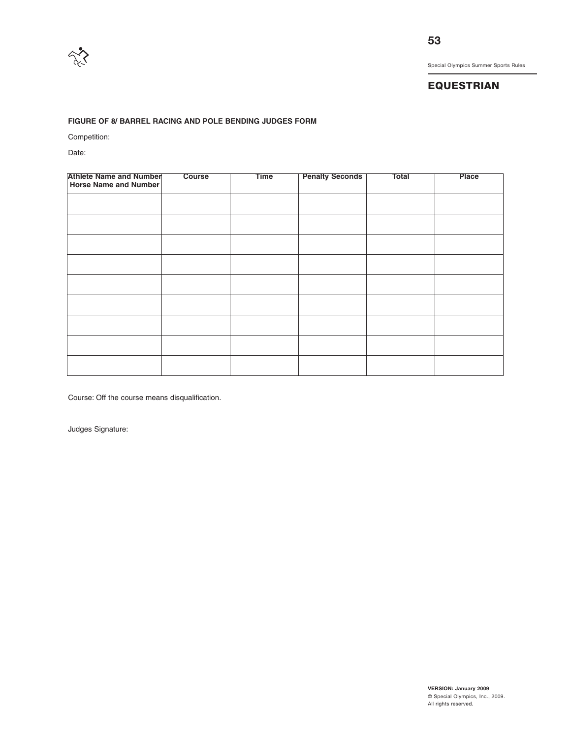## EQUESTRIAN

### FIGURE OF 8/ BARREL RACING AND POLE BENDING JUDGES FORM

Competition:

Date:

| Athlete Name and Number Horse Name and Number | Course | Time | Penalty Seconds | Total | Place |
|---|---|---|---|---|---|
| | | | | | |
| | | | | | |
| | | | | | |
| | | | | | |
| | | | | | |
| | | | | | |
| | | | | | |
| | | | | | |
| | | | | | |

Course: Off the course means disqualification.

Judges Signature:

**VERSION: January 2009**
© Special Olympics, Inc., 2009.
All rights reserved.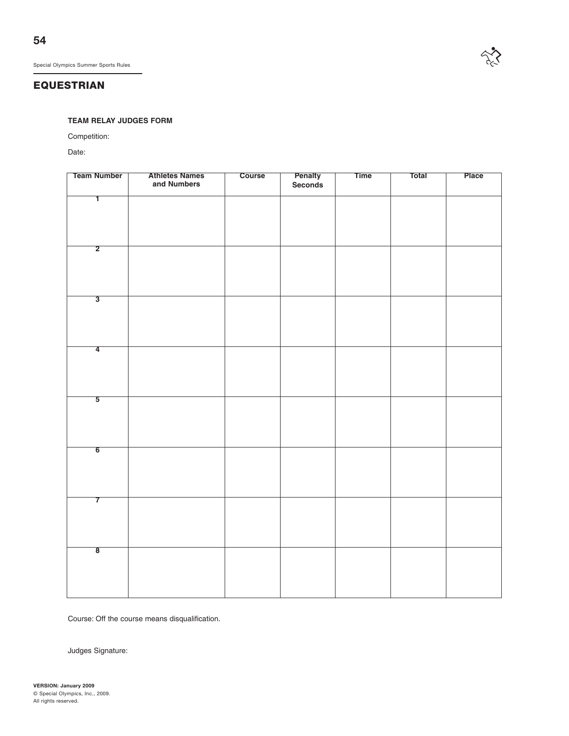## EQUESTRIAN

**TEAM RELAY JUDGES FORM**

Competition:

Date:

| Team Number | Athletes Names and Numbers | Course | Penalty Seconds | Time | Total | Place |
|---|---|---|---|---|---|---|
| 1 | | | | | | |
| 2 | | | | | | |
| 3 | | | | | | |
| 4 | | | | | | |
| 5 | | | | | | |
| 6 | | | | | | |
| 7 | | | | | | |
| 8 | | | | | | |

Course: Off the course means disqualification.

Judges Signature:

**VERSION: January 2009**
© Special Olympics, Inc., 2009.
All rights reserved.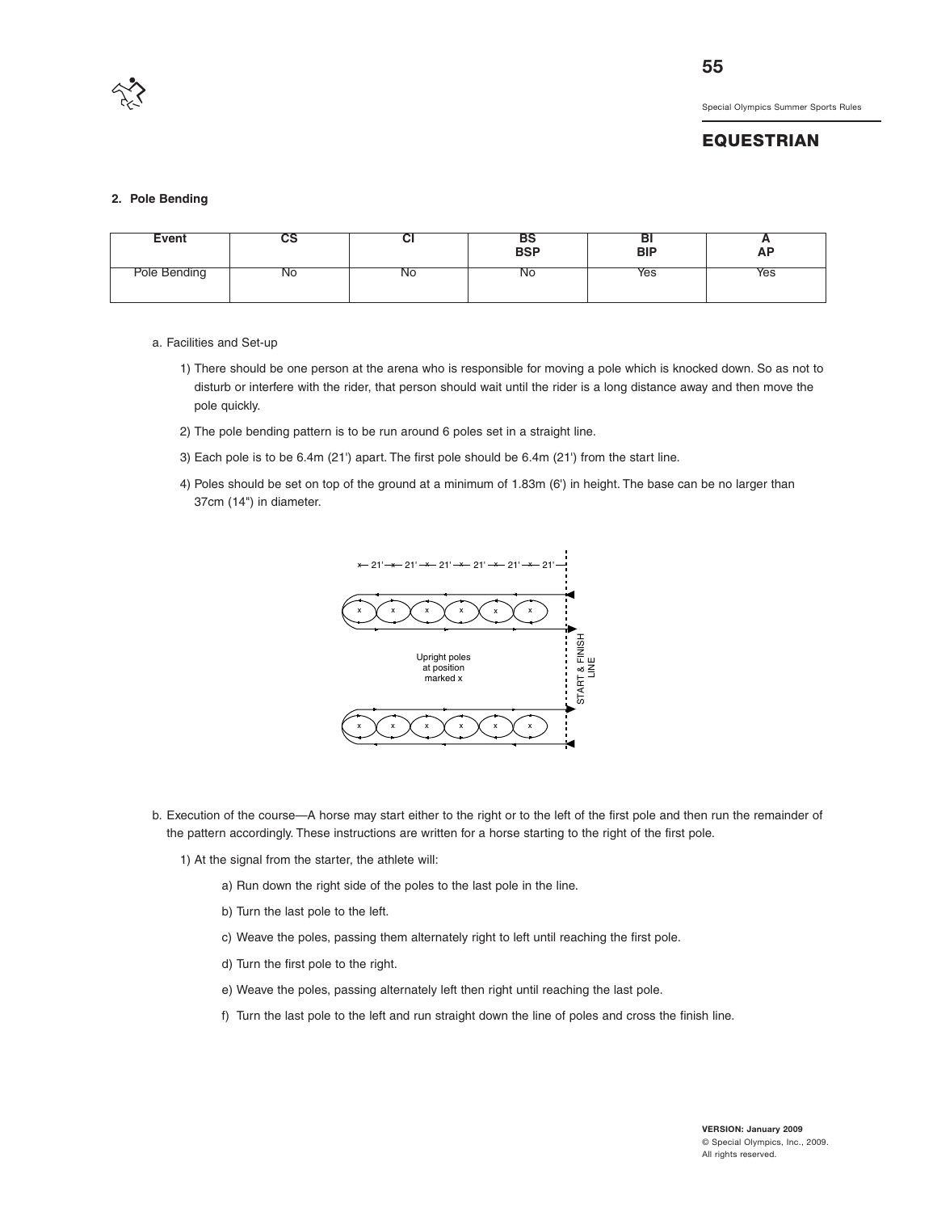## EQUESTRIAN

### 2. Pole Bending

| Event | CS | CI | BS BSP | BI BIP | A AP |
|---|---|---|---|---|---|
| Pole Bending | No | No | No | Yes | Yes |

a. Facilities and Set-up

1) There should be one person at the arena who is responsible for moving a pole which is knocked down. So as not to disturb or interfere with the rider, that person should wait until the rider is a long distance away and then move the pole quickly.

2) The pole bending pattern is to be run around 6 poles set in a straight line.

3) Each pole is to be 6.4m (21') apart. The first pole should be 6.4m (21') from the start line.

4) Poles should be set on top of the ground at a minimum of 1.83m (6') in height. The base can be no larger than 37cm (14") in diameter.

Upright poles at position marked x

START & FINISH LINE

b. Execution of the course—A horse may start either to the right or to the left of the first pole and then run the remainder of the pattern accordingly. These instructions are written for a horse starting to the right of the first pole.

1) At the signal from the starter, the athlete will:

a) Run down the right side of the poles to the last pole in the line.

b) Turn the last pole to the left.

c) Weave the poles, passing them alternately right to left until reaching the first pole.

d) Turn the first pole to the right.

e) Weave the poles, passing alternately left then right until reaching the last pole.

f) Turn the last pole to the left and run straight down the line of poles and cross the finish line.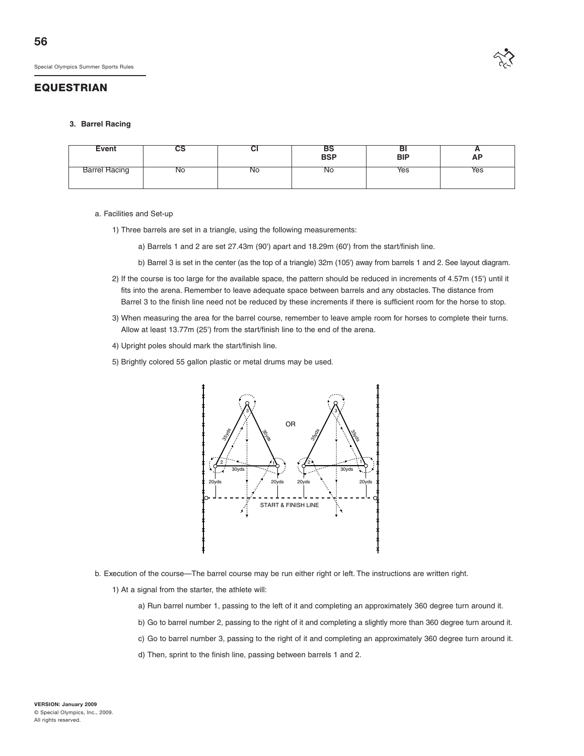## EQUESTRIAN

### 3. Barrel Racing

| Event | CS | CI | BS<br>BSP | BI<br>BIP | A<br>AP |
|---|---|---|---|---|---|
| Barrel Racing | No | No | No | Yes | Yes |

a. Facilities and Set-up

1) Three barrels are set in a triangle, using the following measurements:

   a) Barrels 1 and 2 are set 27.43m (90') apart and 18.29m (60') from the start/finish line.

   b) Barrel 3 is set in the center (as the top of a triangle) 32m (105') away from barrels 1 and 2. See layout diagram.

2) If the course is too large for the available space, the pattern should be reduced in increments of 4.57m (15') until it fits into the arena. Remember to leave adequate space between barrels and any obstacles. The distance from Barrel 3 to the finish line need not be reduced by these increments if there is sufficient room for the horse to stop.

3) When measuring the area for the barrel course, remember to leave ample room for horses to complete their turns. Allow at least 13.77m (25') from the start/finish line to the end of the arena.

4) Upright poles should mark the start/finish line.

5) Brightly colored 55 gallon plastic or metal drums may be used.

b. Execution of the course—The barrel course may be run either right or left. The instructions are written right.

1) At a signal from the starter, the athlete will:

   a) Run barrel number 1, passing to the left of it and completing an approximately 360 degree turn around it.

   b) Go to barrel number 2, passing to the right of it and completing a slightly more than 360 degree turn around it.

   c) Go to barrel number 3, passing to the right of it and completing an approximately 360 degree turn around it.

   d) Then, sprint to the finish line, passing between barrels 1 and 2.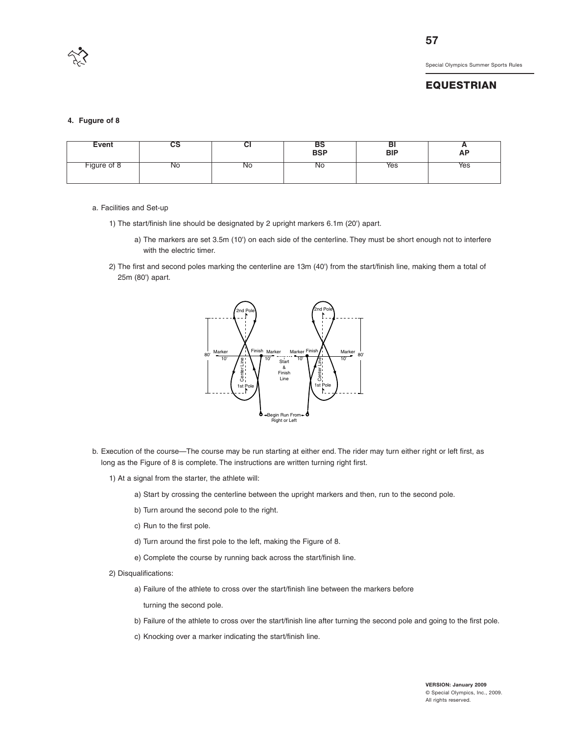## EQUESTRIAN

### 4. Fugure of 8

| Event | CS | CI | BS BSP | BI BIP | A AP |
|---|---|---|---|---|---|
| Figure of 8 | No | No | No | Yes | Yes |

a. Facilities and Set-up

1) The start/finish line should be designated by 2 upright markers 6.1m (20') apart.

   a) The markers are set 3.5m (10') on each side of the centerline. They must be short enough not to interfere with the electric timer.

2) The first and second poles marking the centerline are 13m (40') from the start/finish line, making them a total of 25m (80') apart.

b. Execution of the course—The course may be run starting at either end. The rider may turn either right or left first, as long as the Figure of 8 is complete. The instructions are written turning right first.

1) At a signal from the starter, the athlete will:

   a) Start by crossing the centerline between the upright markers and then, run to the second pole.

   b) Turn around the second pole to the right.

   c) Run to the first pole.

   d) Turn around the first pole to the left, making the Figure of 8.

   e) Complete the course by running back across the start/finish line.

2) Disqualifications:

   a) Failure of the athlete to cross over the start/finish line between the markers before turning the second pole.

   b) Failure of the athlete to cross over the start/finish line after turning the second pole and going to the first pole.

   c) Knocking over a marker indicating the start/finish line.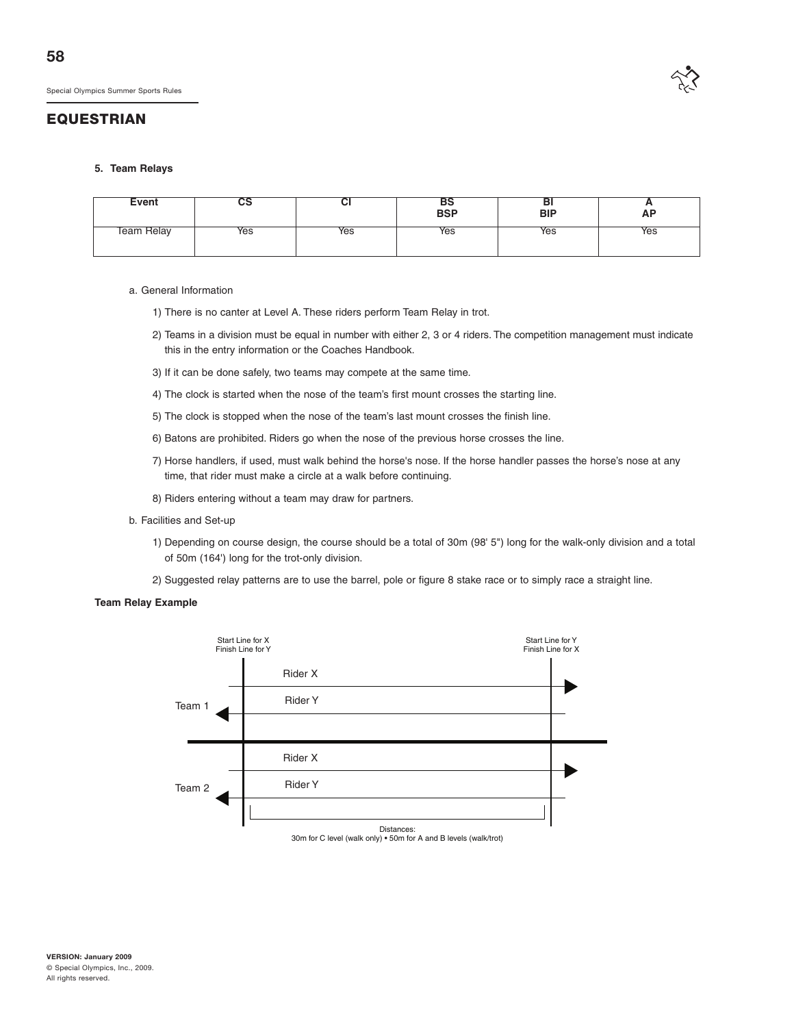## EQUESTRIAN

### 5. Team Relays

| Event | CS | CI | BS<br>BSP | BI<br>BIP | A<br>AP |
|---|---|---|---|---|---|
| Team Relay | Yes | Yes | Yes | Yes | Yes |

a. General Information

1) There is no canter at Level A. These riders perform Team Relay in trot.

2) Teams in a division must be equal in number with either 2, 3 or 4 riders. The competition management must indicate this in the entry information or the Coaches Handbook.

3) If it can be done safely, two teams may compete at the same time.

4) The clock is started when the nose of the team's first mount crosses the starting line.

5) The clock is stopped when the nose of the team's last mount crosses the finish line.

6) Batons are prohibited. Riders go when the nose of the previous horse crosses the line.

7) Horse handlers, if used, must walk behind the horse's nose. If the horse handler passes the horse's nose at any time, that rider must make a circle at a walk before continuing.

8) Riders entering without a team may draw for partners.

b. Facilities and Set-up

1) Depending on course design, the course should be a total of 30m (98' 5") long for the walk-only division and a total of 50m (164') long for the trot-only division.

2) Suggested relay patterns are to use the barrel, pole or figure 8 stake race or to simply race a straight line.

**Team Relay Example**

Start Line for X
Finish Line for Y

Start Line for Y
Finish Line for X

Team 1: Rider X, Rider Y

Team 2: Rider X, Rider Y

Distances:
30m for C level (walk only) • 50m for A and B levels (walk/trot)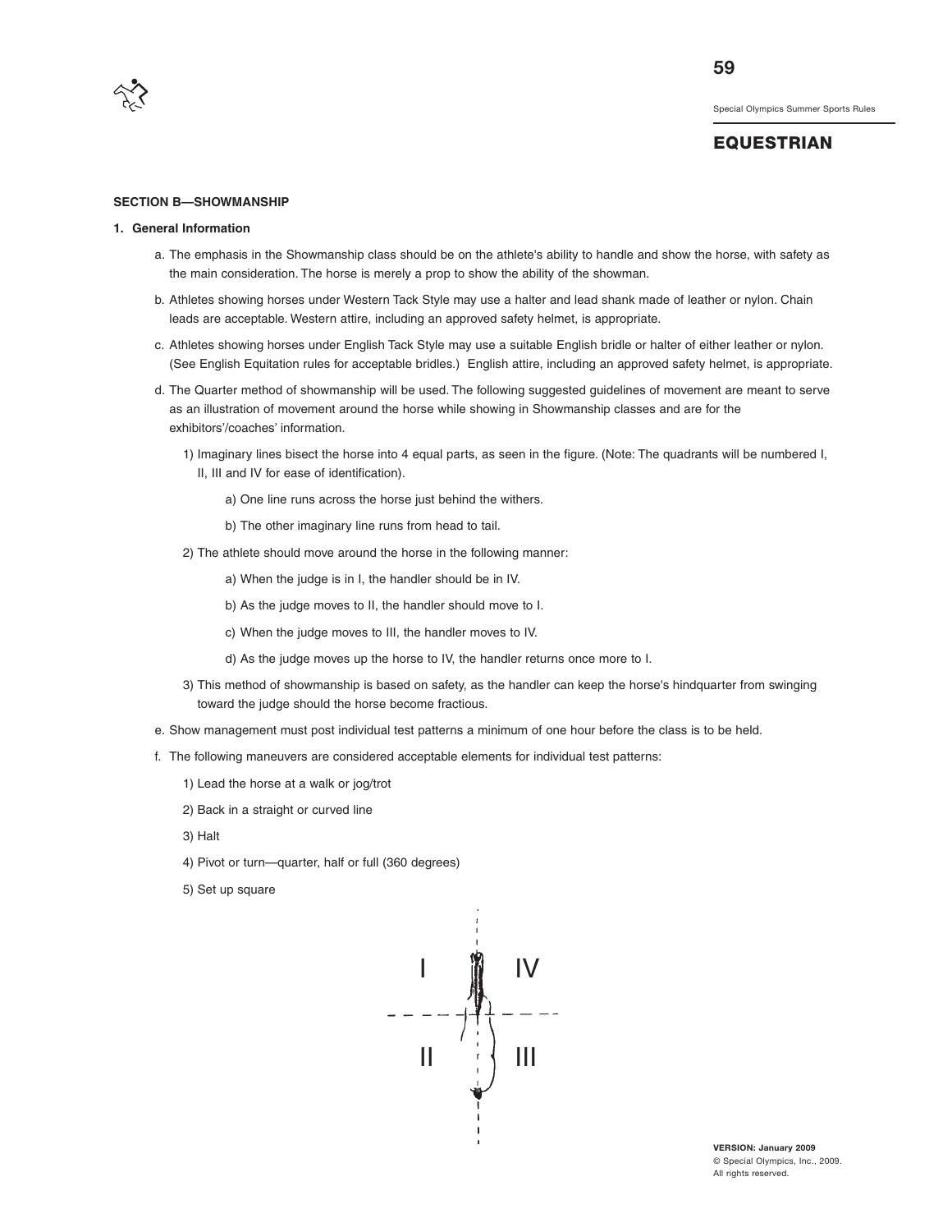## EQUESTRIAN

### SECTION B—SHOWMANSHIP

#### 1. General Information

a. The emphasis in the Showmanship class should be on the athlete's ability to handle and show the horse, with safety as the main consideration. The horse is merely a prop to show the ability of the showman.

b. Athletes showing horses under Western Tack Style may use a halter and lead shank made of leather or nylon. Chain leads are acceptable. Western attire, including an approved safety helmet, is appropriate.

c. Athletes showing horses under English Tack Style may use a suitable English bridle or halter of either leather or nylon. (See English Equitation rules for acceptable bridles.) English attire, including an approved safety helmet, is appropriate.

d. The Quarter method of showmanship will be used. The following suggested guidelines of movement are meant to serve as an illustration of movement around the horse while showing in Showmanship classes and are for the exhibitors'/coaches' information.

   1) Imaginary lines bisect the horse into 4 equal parts, as seen in the figure. (Note: The quadrants will be numbered I, II, III and IV for ease of identification).

      a) One line runs across the horse just behind the withers.

      b) The other imaginary line runs from head to tail.

   2) The athlete should move around the horse in the following manner:

      a) When the judge is in I, the handler should be in IV.

      b) As the judge moves to II, the handler should move to I.

      c) When the judge moves to III, the handler moves to IV.

      d) As the judge moves up the horse to IV, the handler returns once more to I.

   3) This method of showmanship is based on safety, as the handler can keep the horse's hindquarter from swinging toward the judge should the horse become fractious.

e. Show management must post individual test patterns a minimum of one hour before the class is to be held.

f. The following maneuvers are considered acceptable elements for individual test patterns:

   1) Lead the horse at a walk or jog/trot

   2) Back in a straight or curved line

   3) Halt

   4) Pivot or turn—quarter, half or full (360 degrees)

   5) Set up square

I IV

II III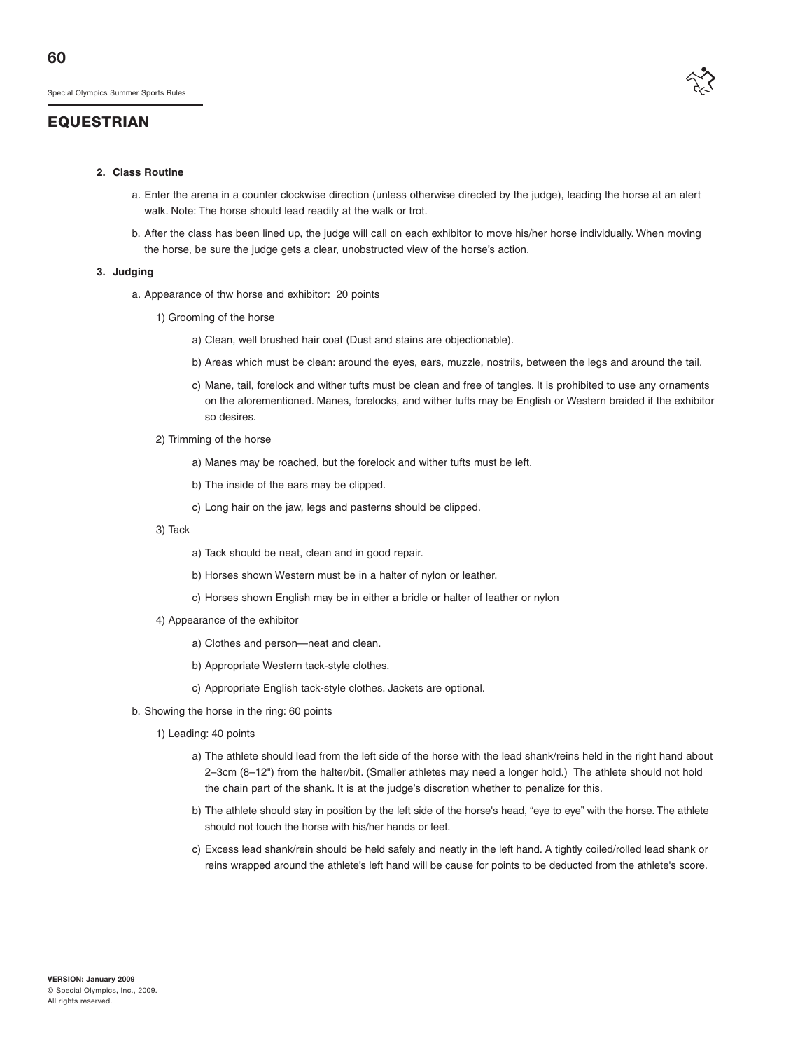## EQUESTRIAN

**2. Class Routine**

a. Enter the arena in a counter clockwise direction (unless otherwise directed by the judge), leading the horse at an alert walk. Note: The horse should lead readily at the walk or trot.

b. After the class has been lined up, the judge will call on each exhibitor to move his/her horse individually. When moving the horse, be sure the judge gets a clear, unobstructed view of the horse's action.

**3. Judging**

a. Appearance of thw horse and exhibitor: 20 points

1) Grooming of the horse

a) Clean, well brushed hair coat (Dust and stains are objectionable).

b) Areas which must be clean: around the eyes, ears, muzzle, nostrils, between the legs and around the tail.

c) Mane, tail, forelock and wither tufts must be clean and free of tangles. It is prohibited to use any ornaments on the aforementioned. Manes, forelocks, and wither tufts may be English or Western braided if the exhibitor so desires.

2) Trimming of the horse

a) Manes may be roached, but the forelock and wither tufts must be left.

b) The inside of the ears may be clipped.

c) Long hair on the jaw, legs and pasterns should be clipped.

3) Tack

a) Tack should be neat, clean and in good repair.

b) Horses shown Western must be in a halter of nylon or leather.

c) Horses shown English may be in either a bridle or halter of leather or nylon

4) Appearance of the exhibitor

a) Clothes and person—neat and clean.

b) Appropriate Western tack-style clothes.

c) Appropriate English tack-style clothes. Jackets are optional.

b. Showing the horse in the ring: 60 points

1) Leading: 40 points

a) The athlete should lead from the left side of the horse with the lead shank/reins held in the right hand about 2–3cm (8–12") from the halter/bit. (Smaller athletes may need a longer hold.) The athlete should not hold the chain part of the shank. It is at the judge's discretion whether to penalize for this.

b) The athlete should stay in position by the left side of the horse's head, "eye to eye" with the horse. The athlete should not touch the horse with his/her hands or feet.

c) Excess lead shank/rein should be held safely and neatly in the left hand. A tightly coiled/rolled lead shank or reins wrapped around the athlete's left hand will be cause for points to be deducted from the athlete's score.

**VERSION: January 2009**
© Special Olympics, Inc., 2009.
All rights reserved.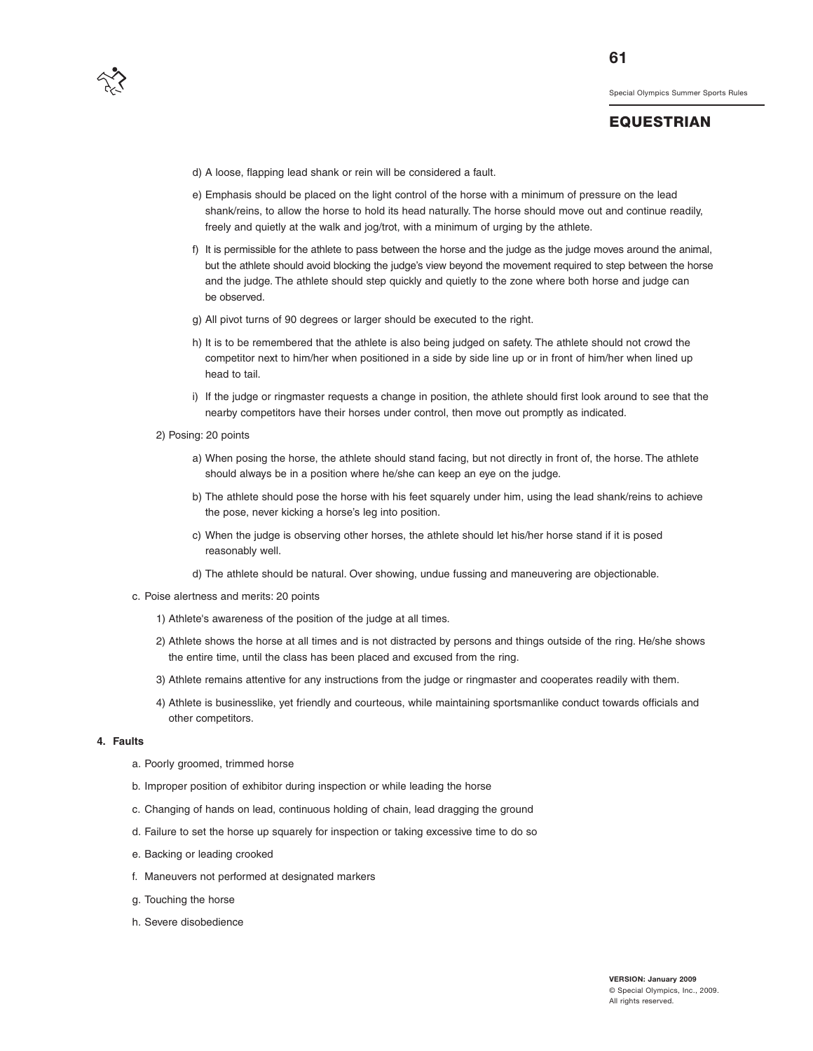d) A loose, flapping lead shank or rein will be considered a fault.

e) Emphasis should be placed on the light control of the horse with a minimum of pressure on the lead shank/reins, to allow the horse to hold its head naturally. The horse should move out and continue readily, freely and quietly at the walk and jog/trot, with a minimum of urging by the athlete.

f) It is permissible for the athlete to pass between the horse and the judge as the judge moves around the animal, but the athlete should avoid blocking the judge's view beyond the movement required to step between the horse and the judge. The athlete should step quickly and quietly to the zone where both horse and judge can be observed.

g) All pivot turns of 90 degrees or larger should be executed to the right.

h) It is to be remembered that the athlete is also being judged on safety. The athlete should not crowd the competitor next to him/her when positioned in a side by side line up or in front of him/her when lined up head to tail.

i) If the judge or ringmaster requests a change in position, the athlete should first look around to see that the nearby competitors have their horses under control, then move out promptly as indicated.

2) Posing: 20 points

a) When posing the horse, the athlete should stand facing, but not directly in front of, the horse. The athlete should always be in a position where he/she can keep an eye on the judge.

b) The athlete should pose the horse with his feet squarely under him, using the lead shank/reins to achieve the pose, never kicking a horse's leg into position.

c) When the judge is observing other horses, the athlete should let his/her horse stand if it is posed reasonably well.

d) The athlete should be natural. Over showing, undue fussing and maneuvering are objectionable.

c. Poise alertness and merits: 20 points

1) Athlete's awareness of the position of the judge at all times.

2) Athlete shows the horse at all times and is not distracted by persons and things outside of the ring. He/she shows the entire time, until the class has been placed and excused from the ring.

3) Athlete remains attentive for any instructions from the judge or ringmaster and cooperates readily with them.

4) Athlete is businesslike, yet friendly and courteous, while maintaining sportsmanlike conduct towards officials and other competitors.

**4. Faults**

a. Poorly groomed, trimmed horse

b. Improper position of exhibitor during inspection or while leading the horse

c. Changing of hands on lead, continuous holding of chain, lead dragging the ground

d. Failure to set the horse up squarely for inspection or taking excessive time to do so

e. Backing or leading crooked

f. Maneuvers not performed at designated markers

g. Touching the horse

h. Severe disobedience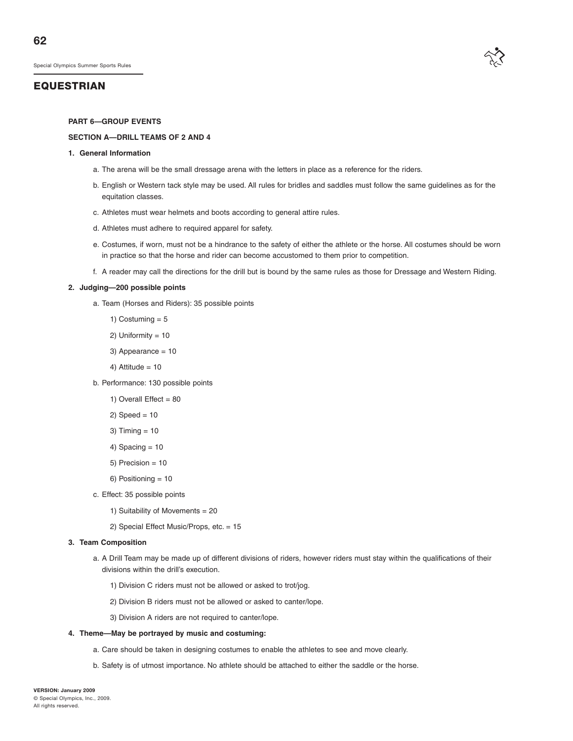# EQUESTRIAN

**PART 6—GROUP EVENTS**

**SECTION A—DRILL TEAMS OF 2 AND 4**

**1. General Information**

a. The arena will be the small dressage arena with the letters in place as a reference for the riders.

b. English or Western tack style may be used. All rules for bridles and saddles must follow the same guidelines as for the equitation classes.

c. Athletes must wear helmets and boots according to general attire rules.

d. Athletes must adhere to required apparel for safety.

e. Costumes, if worn, must not be a hindrance to the safety of either the athlete or the horse. All costumes should be worn in practice so that the horse and rider can become accustomed to them prior to competition.

f. A reader may call the directions for the drill but is bound by the same rules as those for Dressage and Western Riding.

**2. Judging—200 possible points**

a. Team (Horses and Riders): 35 possible points

1) Costuming = 5

2) Uniformity = 10

3) Appearance = 10

4) Attitude = 10

b. Performance: 130 possible points

1) Overall Effect = 80

2) Speed = 10

3) Timing = 10

4) Spacing = 10

5) Precision = 10

6) Positioning = 10

c. Effect: 35 possible points

1) Suitability of Movements = 20

2) Special Effect Music/Props, etc. = 15

**3. Team Composition**

a. A Drill Team may be made up of different divisions of riders, however riders must stay within the qualifications of their divisions within the drill's execution.

1) Division C riders must not be allowed or asked to trot/jog.

2) Division B riders must not be allowed or asked to canter/lope.

3) Division A riders are not required to canter/lope.

**4. Theme—May be portrayed by music and costuming:**

a. Care should be taken in designing costumes to enable the athletes to see and move clearly.

b. Safety is of utmost importance. No athlete should be attached to either the saddle or the horse.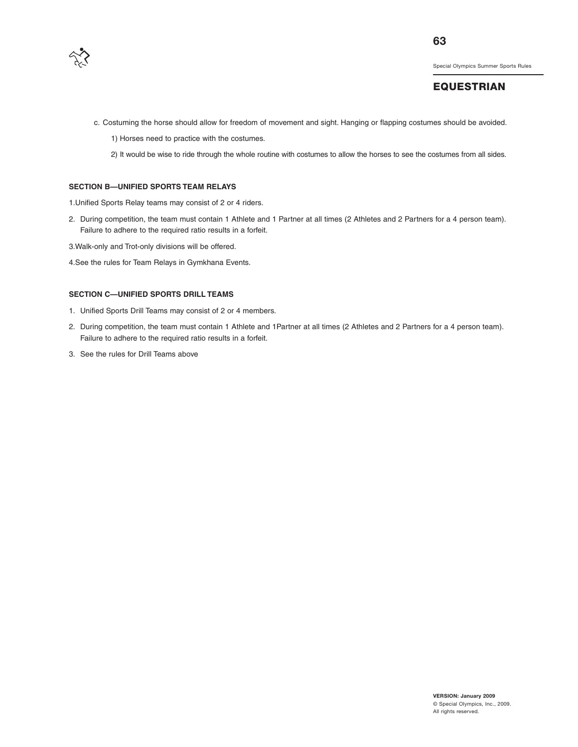c. Costuming the horse should allow for freedom of movement and sight. Hanging or flapping costumes should be avoided.

   1) Horses need to practice with the costumes.

   2) It would be wise to ride through the whole routine with costumes to allow the horses to see the costumes from all sides.

### SECTION B—UNIFIED SPORTS TEAM RELAYS

1.Unified Sports Relay teams may consist of 2 or 4 riders.

2. During competition, the team must contain 1 Athlete and 1 Partner at all times (2 Athletes and 2 Partners for a 4 person team). Failure to adhere to the required ratio results in a forfeit.

3.Walk-only and Trot-only divisions will be offered.

4.See the rules for Team Relays in Gymkhana Events.

### SECTION C—UNIFIED SPORTS DRILL TEAMS

1. Unified Sports Drill Teams may consist of 2 or 4 members.
2. During competition, the team must contain 1 Athlete and 1Partner at all times (2 Athletes and 2 Partners for a 4 person team). Failure to adhere to the required ratio results in a forfeit.
3. See the rules for Drill Teams above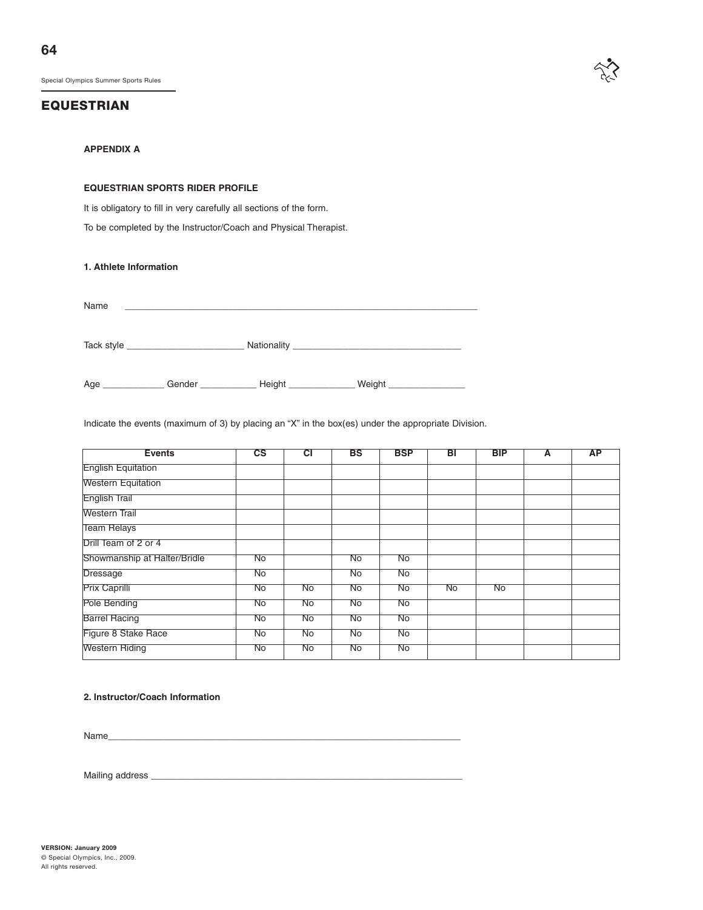# EQUESTRIAN

## APPENDIX A

### EQUESTRIAN SPORTS RIDER PROFILE

It is obligatory to fill in very carefully all sections of the form.

To be completed by the Instructor/Coach and Physical Therapist.

#### 1. Athlete Information

Name ________________________________________________________________________

Tack style _______________________ Nationality _________________________________

Age ____________ Gender ___________ Height _____________ Weight _______________

Indicate the events (maximum of 3) by placing an "X" in the box(es) under the appropriate Division.

| Events | CS | CI | BS | BSP | BI | BIP | A | AP |
|---|---|---|---|---|---|---|---|---|
| English Equitation | | | | | | | | |
| Western Equitation | | | | | | | | |
| English Trail | | | | | | | | |
| Western Trail | | | | | | | | |
| Team Relays | | | | | | | | |
| Drill Team of 2 or 4 | | | | | | | | |
| Showmanship at Halter/Bridle | No | | No | No | | | | |
| Dressage | No | | No | No | | | | |
| Prix Caprilli | No | No | No | No | No | No | | |
| Pole Bending | No | No | No | No | | | | |
| Barrel Racing | No | No | No | No | | | | |
| Figure 8 Stake Race | No | No | No | No | | | | |
| Western Riding | No | No | No | No | | | | |

#### 2. Instructor/Coach Information

Name________________________________________________________________________

Mailing address _______________________________________________________________

VERSION: January 2009
© Special Olympics, Inc., 2009.
All rights reserved.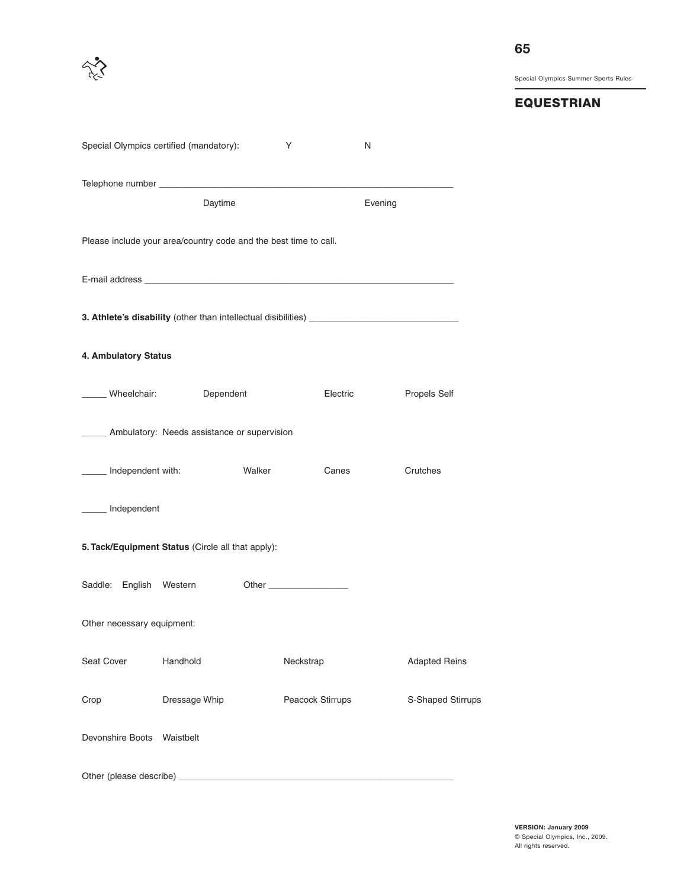Special Olympics certified (mandatory): Y N

Telephone number ____________________________________________________________

Daytime Evening

Please include your area/country code and the best time to call.

E-mail address ______________________________________________________________

**3. Athlete's disability** (other than intellectual disibilities) ____________________________

**4. Ambulatory Status**

_____ Wheelchair: Dependent Electric Propels Self

_____ Ambulatory: Needs assistance or supervision

_____ Independent with: Walker Canes Crutches

_____ Independent

**5. Tack/Equipment Status** (Circle all that apply):

Saddle: English Western Other ________________

Other necessary equipment:

Seat Cover Handhold Neckstrap Adapted Reins

Crop Dressage Whip Peacock Stirrups S-Shaped Stirrups

Devonshire Boots Waistbelt

Other (please describe) _______________________________________________________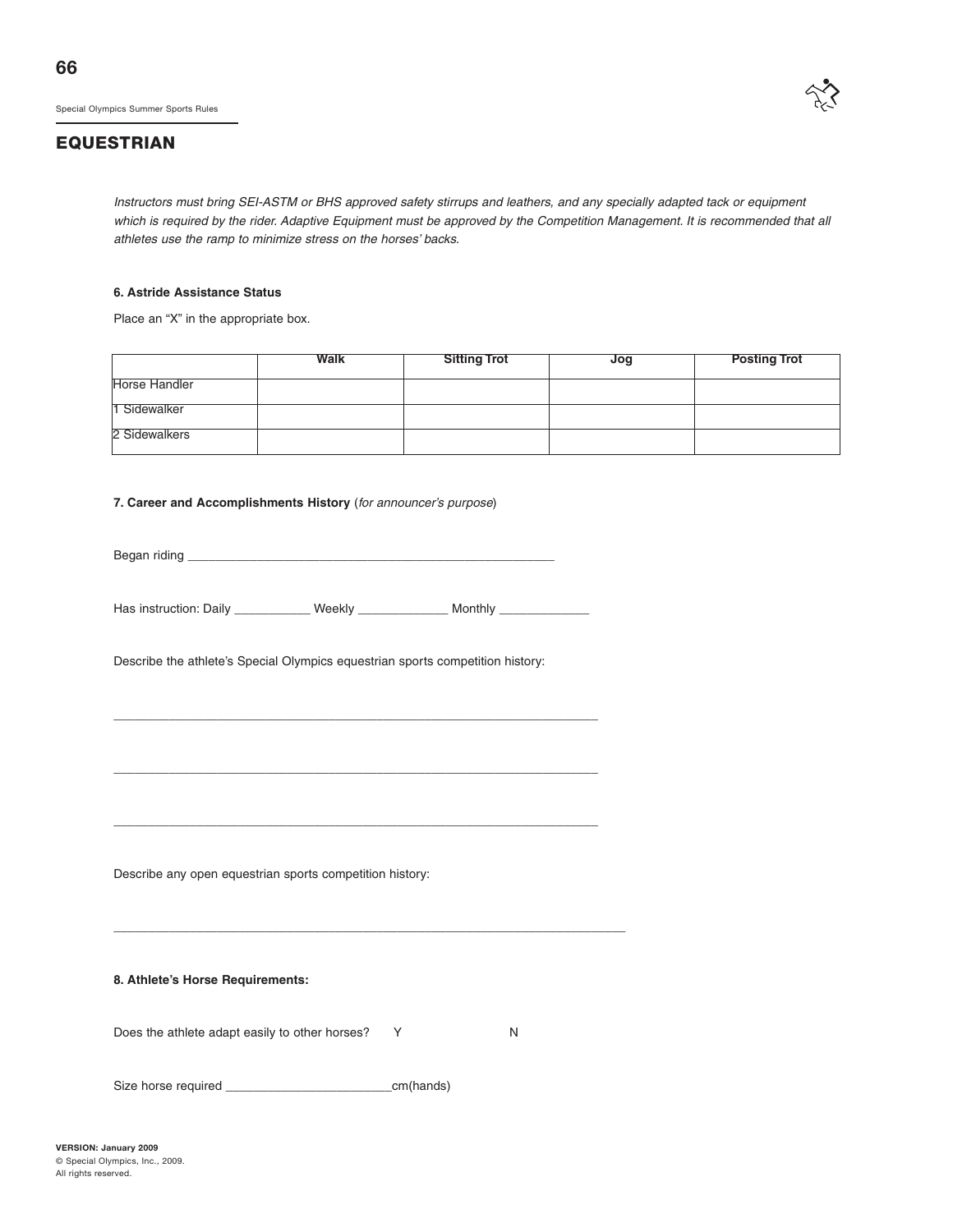## EQUESTRIAN

*Instructors must bring SEI-ASTM or BHS approved safety stirrups and leathers, and any specially adapted tack or equipment which is required by the rider. Adaptive Equipment must be approved by the Competition Management. It is recommended that all athletes use the ramp to minimize stress on the horses' backs.*

**6. Astride Assistance Status**

Place an "X" in the appropriate box.

| | Walk | Sitting Trot | Jog | Posting Trot |
|---|---|---|---|---|
| Horse Handler | | | | |
| 1 Sidewalker | | | | |
| 2 Sidewalkers | | | | |

**7. Career and Accomplishments History** (*for announcer's purpose*)

Began riding ______________________________________________________

Has instruction: Daily ___________ Weekly _____________ Monthly _____________

Describe the athlete's Special Olympics equestrian sports competition history:

_______________________________________________________________________

_______________________________________________________________________

_______________________________________________________________________

Describe any open equestrian sports competition history:

___________________________________________________________________________

**8. Athlete's Horse Requirements:**

Does the athlete adapt easily to other horses? Y N

Size horse required ________________________cm(hands)

**VERSION: January 2009**
© Special Olympics, Inc., 2009.
All rights reserved.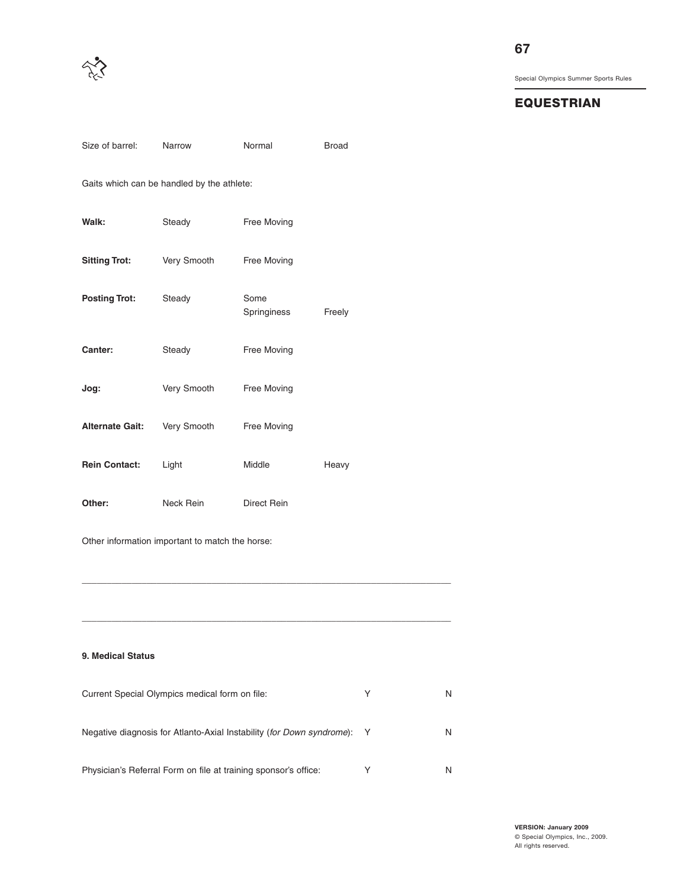Size of barrel: Narrow Normal Broad

Gaits which can be handled by the athlete:

| | | | |
|---|---|---|---|
| **Walk:** | Steady | Free Moving | |
| **Sitting Trot:** | Very Smooth | Free Moving | |
| **Posting Trot:** | Steady | Some Springiness | Freely |
| **Canter:** | Steady | Free Moving | |
| **Jog:** | Very Smooth | Free Moving | |
| **Alternate Gait:** | Very Smooth | Free Moving | |
| **Rein Contact:** | Light | Middle | Heavy |
| **Other:** | Neck Rein | Direct Rein | |

Other information important to match the horse:

_______________________________________________________________________________

_______________________________________________________________________________

**9. Medical Status**

| | | |
|---|---|---|
| Current Special Olympics medical form on file: | Y | N |
| Negative diagnosis for Atlanto-Axial Instability (*for Down syndrome*): | Y | N |
| Physician's Referral Form on file at training sponsor's office: | Y | N |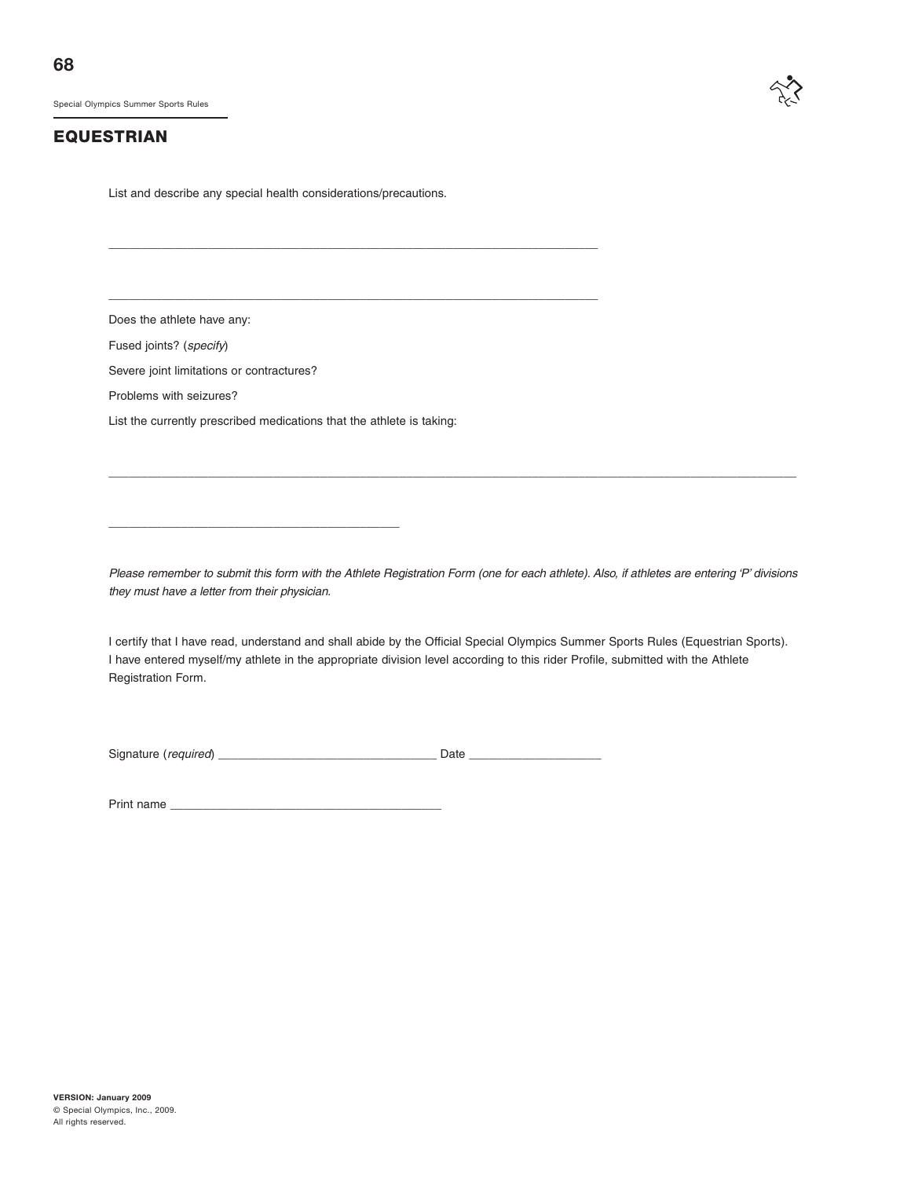## EQUESTRIAN

List and describe any special health considerations/precautions.

___________________________________________________________________________

___________________________________________________________________________

Does the athlete have any:

Fused joints? (*specify*)

Severe joint limitations or contractures?

Problems with seizures?

List the currently prescribed medications that the athlete is taking:

_____________________________________________________________________________________________________

____________________________________________

*Please remember to submit this form with the Athlete Registration Form (one for each athlete). Also, if athletes are entering 'P' divisions they must have a letter from their physician.*

I certify that I have read, understand and shall abide by the Official Special Olympics Summer Sports Rules (Equestrian Sports). I have entered myself/my athlete in the appropriate division level according to this rider Profile, submitted with the Athlete Registration Form.

Signature (*required*) _________________________________ Date ___________________

Print name _________________________________________

**VERSION: January 2009**
© Special Olympics, Inc., 2009.
All rights reserved.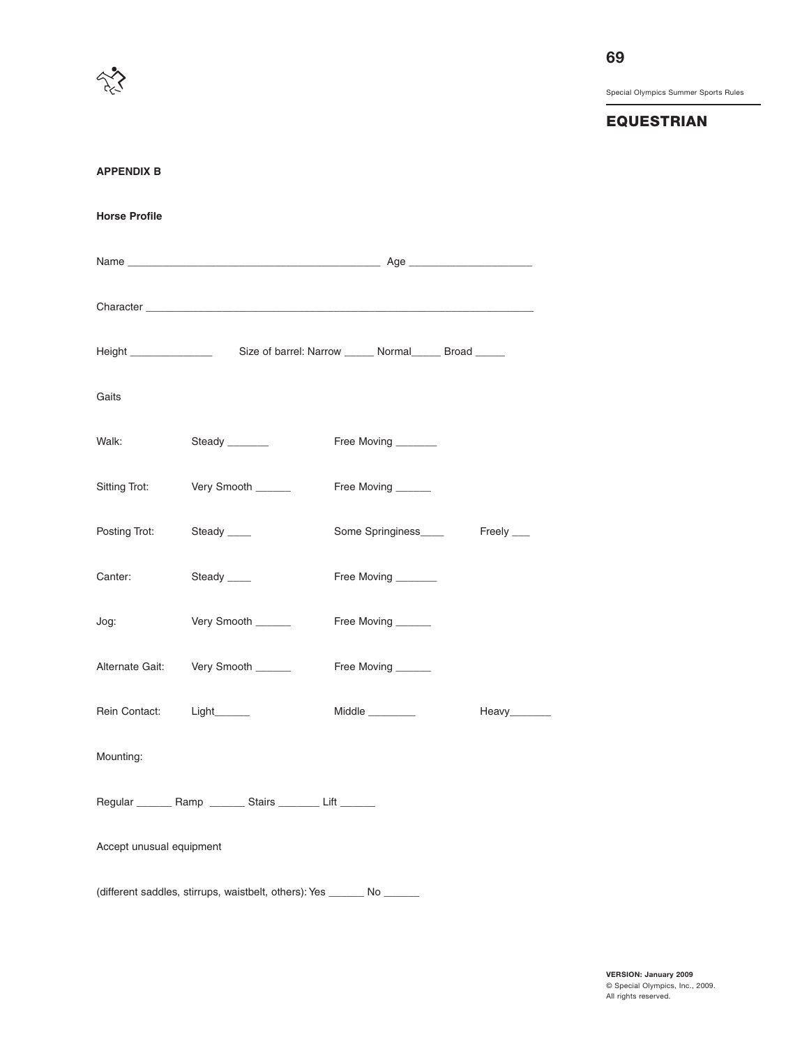**APPENDIX B**

**Horse Profile**

Name ___________________________________________ Age ____________________

Character ___________________________________________________________________

Height ______________ Size of barrel: Narrow _____ Normal_____ Broad _____

Gaits

Walk: Steady _______ Free Moving _______

Sitting Trot: Very Smooth ______ Free Moving ______

Posting Trot: Steady ____ Some Springiness____ Freely ___

Canter: Steady ____ Free Moving _______

Jog: Very Smooth ______ Free Moving ______

Alternate Gait: Very Smooth ______ Free Moving ______

Rein Contact: Light______ Middle ________ Heavy_______

Mounting:

Regular ______ Ramp ______ Stairs _______ Lift ______

Accept unusual equipment

(different saddles, stirrups, waistbelt, others): Yes ______ No ______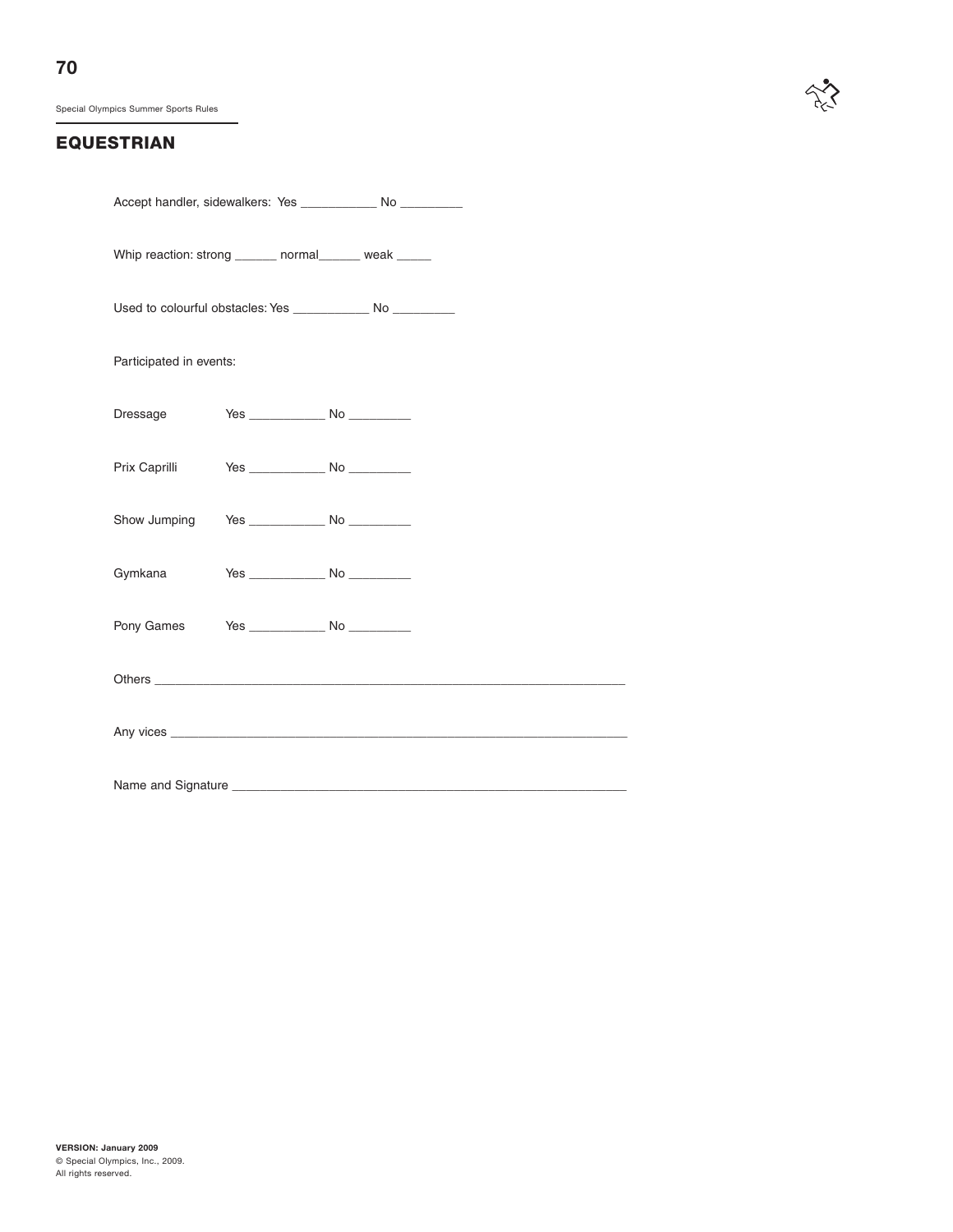## EQUESTRIAN

Accept handler, sidewalkers: Yes ___________ No _________

Whip reaction: strong ______ normal______ weak _____

Used to colourful obstacles: Yes ___________ No _________

Participated in events:

Dressage Yes ___________ No _________

Prix Caprilli Yes ___________ No _________

Show Jumping Yes ___________ No _________

Gymkana Yes ___________ No _________

Pony Games Yes ___________ No _________

Others ______________________________________________________________________

Any vices ____________________________________________________________________

Name and Signature ___________________________________________________________

**VERSION: January 2009**
© Special Olympics, Inc., 2009.
All rights reserved.